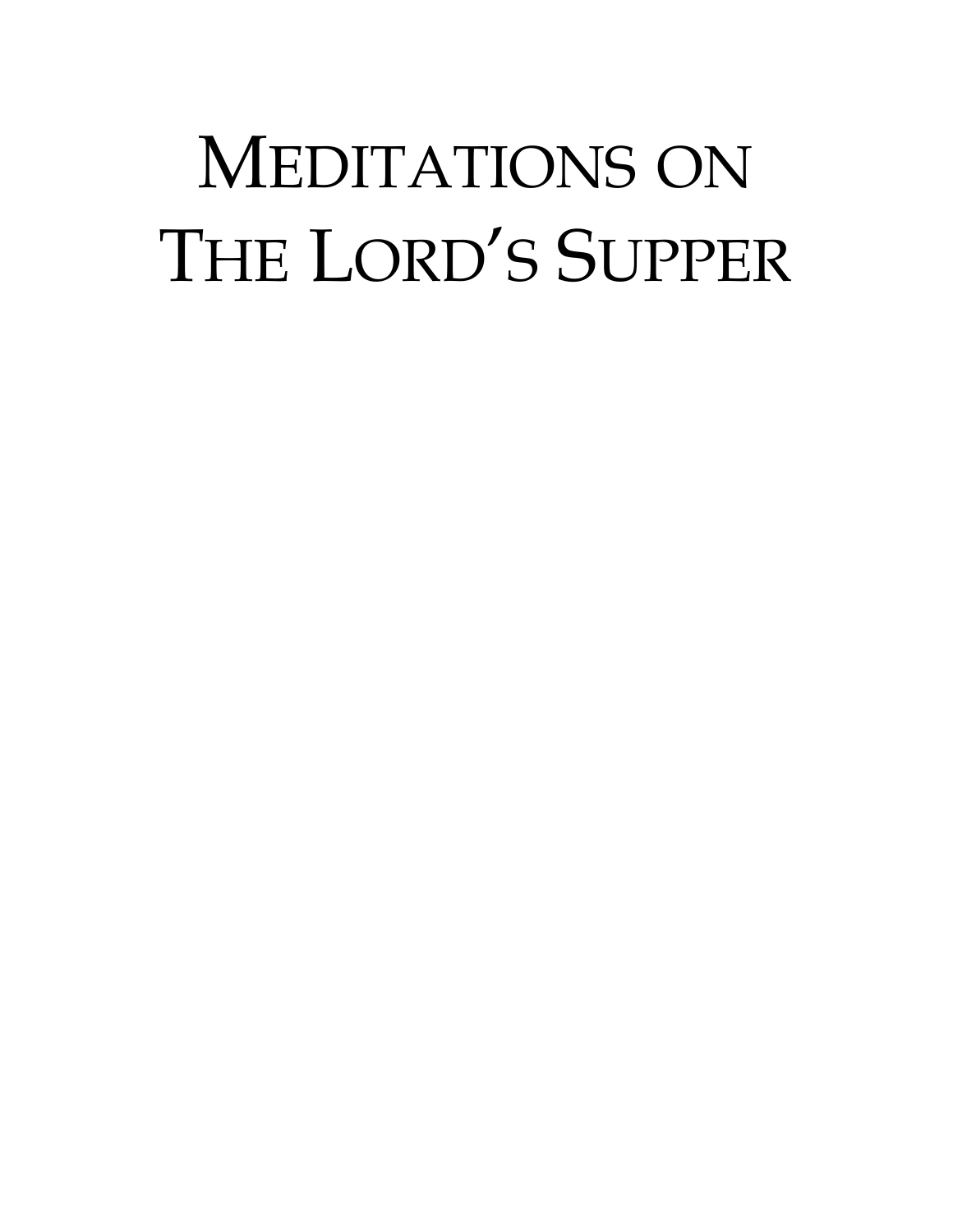# Meditations on The Lord's Supper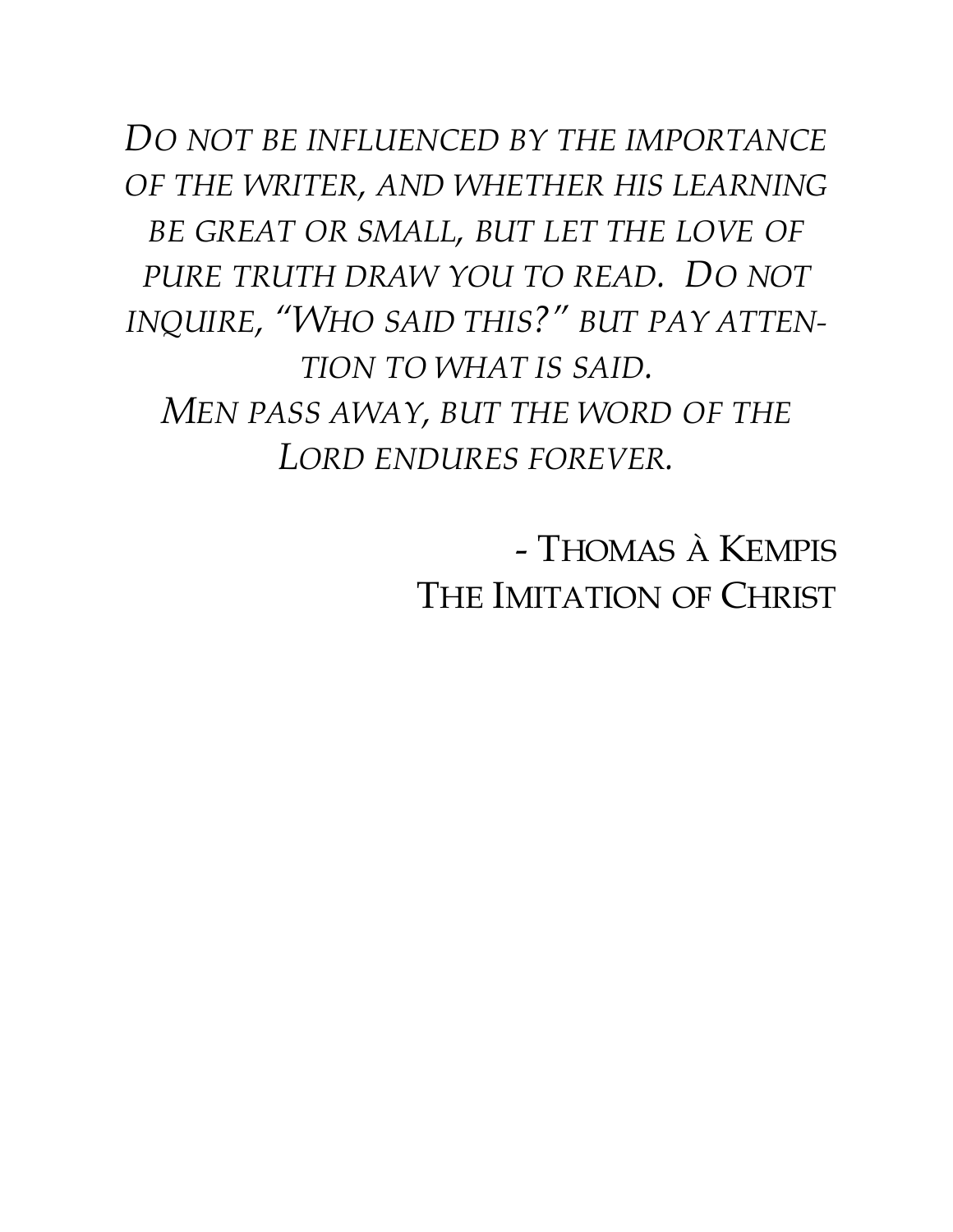*Do not be influenced by the importance of the writer, and whether his learning be great or small, but let the love of pure truth draw you to read. Do not inquire, "Who said this?" but pay attention to what is said.*
*Men pass away, but the word of the Lord endures forever.*

- Thomas à Kempis
The Imitation of Christ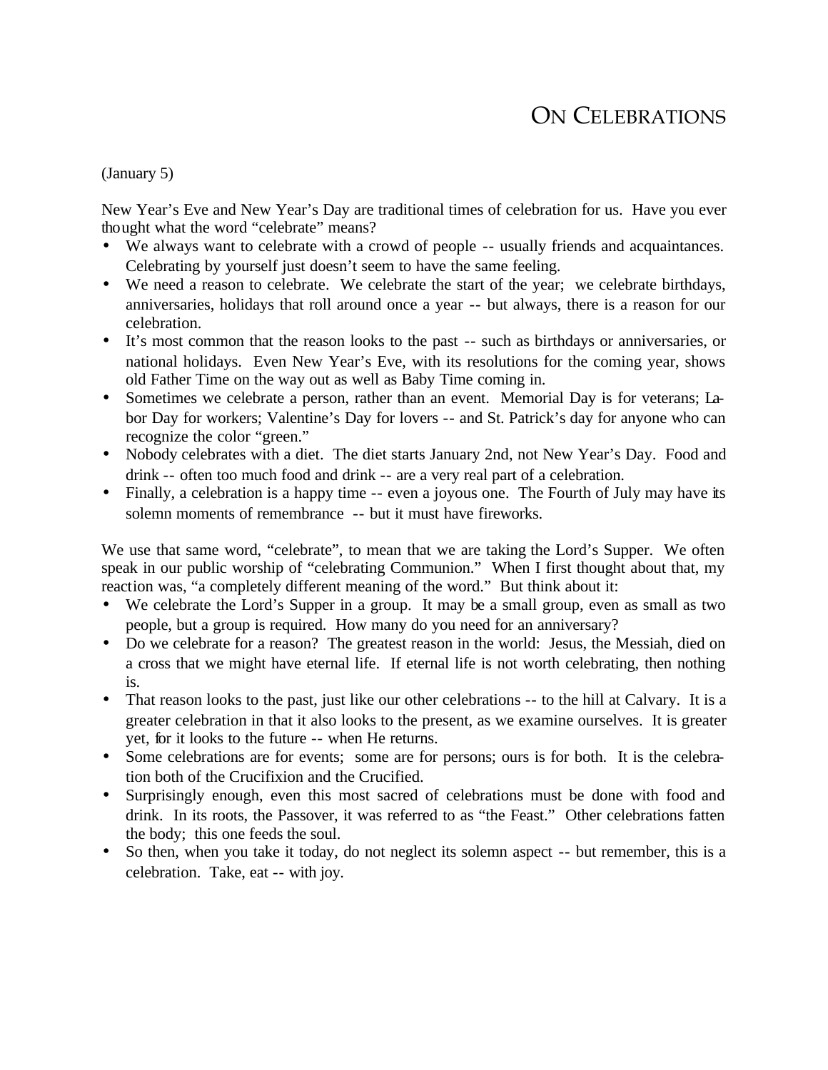# On Celebrations

(January 5)

New Year's Eve and New Year's Day are traditional times of celebration for us. Have you ever thought what the word "celebrate" means?

- We always want to celebrate with a crowd of people -- usually friends and acquaintances. Celebrating by yourself just doesn't seem to have the same feeling.
- We need a reason to celebrate. We celebrate the start of the year; we celebrate birthdays, anniversaries, holidays that roll around once a year -- but always, there is a reason for our celebration.
- It's most common that the reason looks to the past -- such as birthdays or anniversaries, or national holidays. Even New Year's Eve, with its resolutions for the coming year, shows old Father Time on the way out as well as Baby Time coming in.
- Sometimes we celebrate a person, rather than an event. Memorial Day is for veterans; Labor Day for workers; Valentine's Day for lovers -- and St. Patrick's day for anyone who can recognize the color "green."
- Nobody celebrates with a diet. The diet starts January 2nd, not New Year's Day. Food and drink -- often too much food and drink -- are a very real part of a celebration.
- Finally, a celebration is a happy time -- even a joyous one. The Fourth of July may have its solemn moments of remembrance -- but it must have fireworks.

We use that same word, "celebrate", to mean that we are taking the Lord's Supper. We often speak in our public worship of "celebrating Communion." When I first thought about that, my reaction was, "a completely different meaning of the word." But think about it:

- We celebrate the Lord's Supper in a group. It may be a small group, even as small as two people, but a group is required. How many do you need for an anniversary?
- Do we celebrate for a reason? The greatest reason in the world: Jesus, the Messiah, died on a cross that we might have eternal life. If eternal life is not worth celebrating, then nothing is.
- That reason looks to the past, just like our other celebrations -- to the hill at Calvary. It is a greater celebration in that it also looks to the present, as we examine ourselves. It is greater yet, for it looks to the future -- when He returns.
- Some celebrations are for events; some are for persons; ours is for both. It is the celebration both of the Crucifixion and the Crucified.
- Surprisingly enough, even this most sacred of celebrations must be done with food and drink. In its roots, the Passover, it was referred to as "the Feast." Other celebrations fatten the body; this one feeds the soul.
- So then, when you take it today, do not neglect its solemn aspect -- but remember, this is a celebration. Take, eat -- with joy.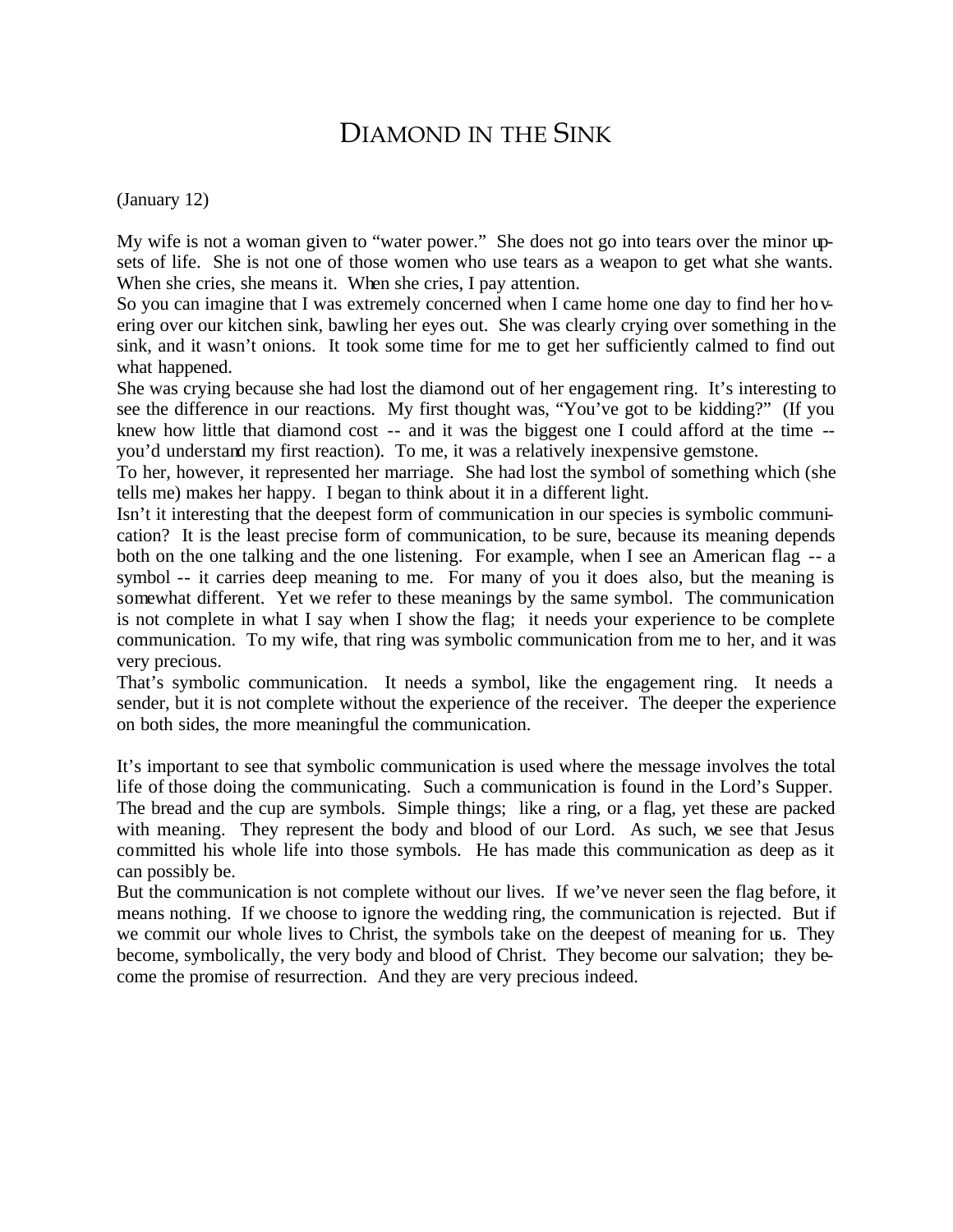# Diamond in the Sink

(January 12)

My wife is not a woman given to "water power." She does not go into tears over the minor upsets of life. She is not one of those women who use tears as a weapon to get what she wants. When she cries, she means it. When she cries, I pay attention.

So you can imagine that I was extremely concerned when I came home one day to find her hovering over our kitchen sink, bawling her eyes out. She was clearly crying over something in the sink, and it wasn't onions. It took some time for me to get her sufficiently calmed to find out what happened.

She was crying because she had lost the diamond out of her engagement ring. It's interesting to see the difference in our reactions. My first thought was, "You've got to be kidding?" (If you knew how little that diamond cost -- and it was the biggest one I could afford at the time -- you'd understand my first reaction). To me, it was a relatively inexpensive gemstone.

To her, however, it represented her marriage. She had lost the symbol of something which (she tells me) makes her happy. I began to think about it in a different light.

Isn't it interesting that the deepest form of communication in our species is symbolic communication? It is the least precise form of communication, to be sure, because its meaning depends both on the one talking and the one listening. For example, when I see an American flag -- a symbol -- it carries deep meaning to me. For many of you it does also, but the meaning is somewhat different. Yet we refer to these meanings by the same symbol. The communication is not complete in what I say when I show the flag; it needs your experience to be complete communication. To my wife, that ring was symbolic communication from me to her, and it was very precious.

That's symbolic communication. It needs a symbol, like the engagement ring. It needs a sender, but it is not complete without the experience of the receiver. The deeper the experience on both sides, the more meaningful the communication.

It's important to see that symbolic communication is used where the message involves the total life of those doing the communicating. Such a communication is found in the Lord's Supper. The bread and the cup are symbols. Simple things; like a ring, or a flag, yet these are packed with meaning. They represent the body and blood of our Lord. As such, we see that Jesus committed his whole life into those symbols. He has made this communication as deep as it can possibly be.

But the communication is not complete without our lives. If we've never seen the flag before, it means nothing. If we choose to ignore the wedding ring, the communication is rejected. But if we commit our whole lives to Christ, the symbols take on the deepest of meaning for us. They become, symbolically, the very body and blood of Christ. They become our salvation; they become the promise of resurrection. And they are very precious indeed.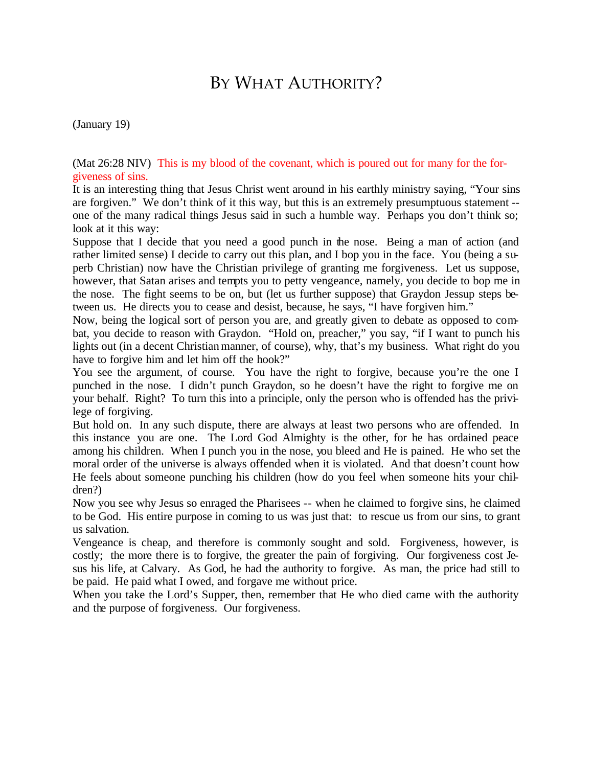# BY WHAT AUTHORITY?

(January 19)

(Mat 26:28 NIV) This is my blood of the covenant, which is poured out for many for the forgiveness of sins.

It is an interesting thing that Jesus Christ went around in his earthly ministry saying, “Your sins are forgiven.” We don’t think of it this way, but this is an extremely presumptuous statement -- one of the many radical things Jesus said in such a humble way. Perhaps you don’t think so; look at it this way:

Suppose that I decide that you need a good punch in the nose. Being a man of action (and rather limited sense) I decide to carry out this plan, and I bop you in the face. You (being a superb Christian) now have the Christian privilege of granting me forgiveness. Let us suppose, however, that Satan arises and tempts you to petty vengeance, namely, you decide to bop me in the nose. The fight seems to be on, but (let us further suppose) that Graydon Jessup steps between us. He directs you to cease and desist, because, he says, “I have forgiven him.”

Now, being the logical sort of person you are, and greatly given to debate as opposed to combat, you decide to reason with Graydon. “Hold on, preacher,” you say, “if I want to punch his lights out (in a decent Christian manner, of course), why, that’s my business. What right do you have to forgive him and let him off the hook?”

You see the argument, of course. You have the right to forgive, because you’re the one I punched in the nose. I didn’t punch Graydon, so he doesn’t have the right to forgive me on your behalf. Right? To turn this into a principle, only the person who is offended has the privilege of forgiving.

But hold on. In any such dispute, there are always at least two persons who are offended. In this instance you are one. The Lord God Almighty is the other, for he has ordained peace among his children. When I punch you in the nose, you bleed and He is pained. He who set the moral order of the universe is always offended when it is violated. And that doesn’t count how He feels about someone punching his children (how do you feel when someone hits your children?)

Now you see why Jesus so enraged the Pharisees -- when he claimed to forgive sins, he claimed to be God. His entire purpose in coming to us was just that: to rescue us from our sins, to grant us salvation.

Vengeance is cheap, and therefore is commonly sought and sold. Forgiveness, however, is costly; the more there is to forgive, the greater the pain of forgiving. Our forgiveness cost Jesus his life, at Calvary. As God, he had the authority to forgive. As man, the price had still to be paid. He paid what I owed, and forgave me without price.

When you take the Lord’s Supper, then, remember that He who died came with the authority and the purpose of forgiveness. Our forgiveness.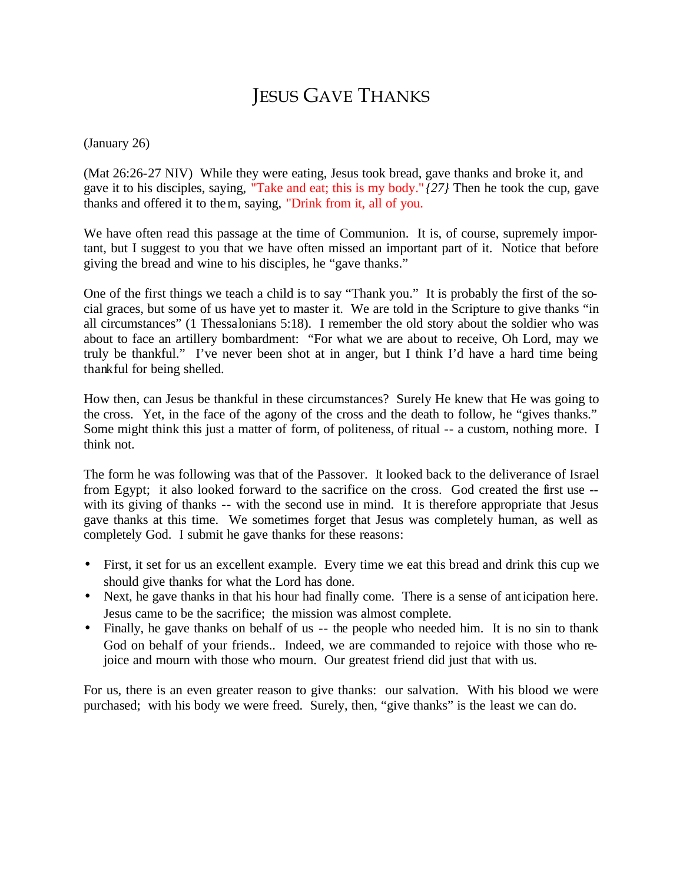# Jesus Gave Thanks

(January 26)

(Mat 26:26-27 NIV) While they were eating, Jesus took bread, gave thanks and broke it, and gave it to his disciples, saying, "Take and eat; this is my body." *{27}* Then he took the cup, gave thanks and offered it to them, saying, "Drink from it, all of you.

We have often read this passage at the time of Communion. It is, of course, supremely important, but I suggest to you that we have often missed an important part of it. Notice that before giving the bread and wine to his disciples, he "gave thanks."

One of the first things we teach a child is to say "Thank you." It is probably the first of the social graces, but some of us have yet to master it. We are told in the Scripture to give thanks "in all circumstances" (1 Thessalonians 5:18). I remember the old story about the soldier who was about to face an artillery bombardment: "For what we are about to receive, Oh Lord, may we truly be thankful." I've never been shot at in anger, but I think I'd have a hard time being thankful for being shelled.

How then, can Jesus be thankful in these circumstances? Surely He knew that He was going to the cross. Yet, in the face of the agony of the cross and the death to follow, he "gives thanks." Some might think this just a matter of form, of politeness, of ritual -- a custom, nothing more. I think not.

The form he was following was that of the Passover. It looked back to the deliverance of Israel from Egypt; it also looked forward to the sacrifice on the cross. God created the first use -- with its giving of thanks -- with the second use in mind. It is therefore appropriate that Jesus gave thanks at this time. We sometimes forget that Jesus was completely human, as well as completely God. I submit he gave thanks for these reasons:

- First, it set for us an excellent example. Every time we eat this bread and drink this cup we should give thanks for what the Lord has done.
- Next, he gave thanks in that his hour had finally come. There is a sense of anticipation here. Jesus came to be the sacrifice; the mission was almost complete.
- Finally, he gave thanks on behalf of us -- the people who needed him. It is no sin to thank God on behalf of your friends.. Indeed, we are commanded to rejoice with those who rejoice and mourn with those who mourn. Our greatest friend did just that with us.

For us, there is an even greater reason to give thanks: our salvation. With his blood we were purchased; with his body we were freed. Surely, then, "give thanks" is the least we can do.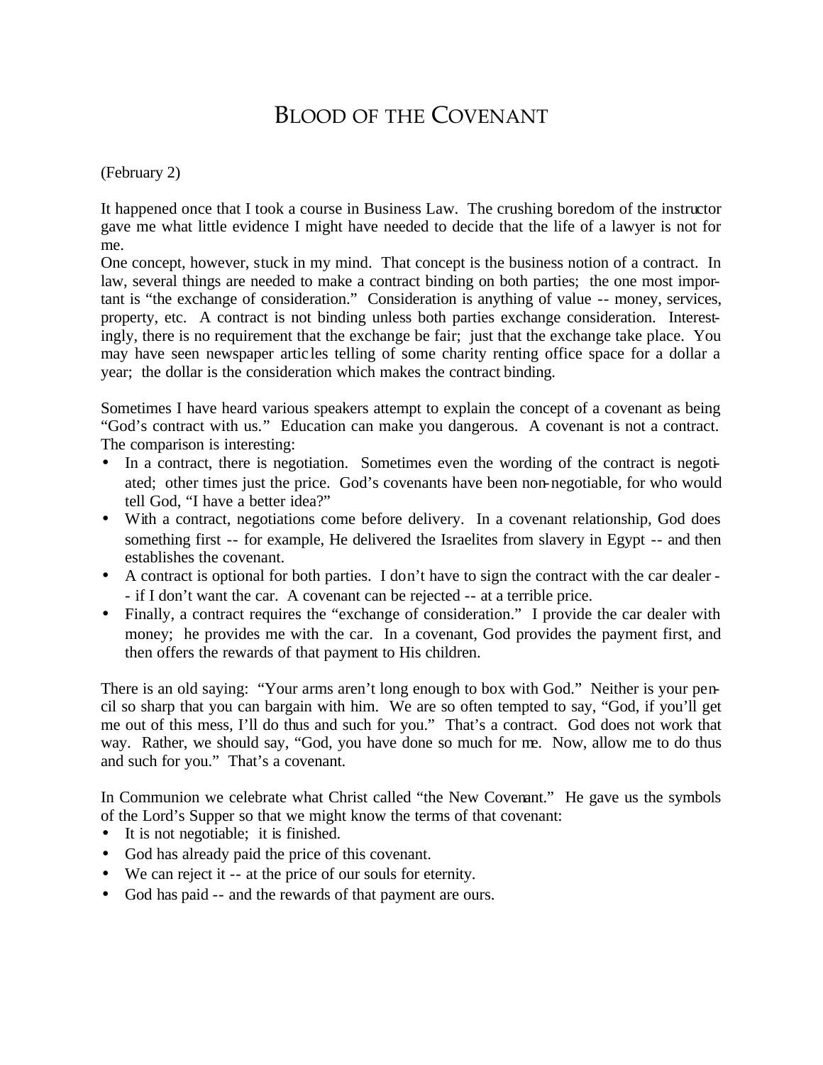# Blood of the Covenant

(February 2)

It happened once that I took a course in Business Law. The crushing boredom of the instructor gave me what little evidence I might have needed to decide that the life of a lawyer is not for me.

One concept, however, stuck in my mind. That concept is the business notion of a contract. In law, several things are needed to make a contract binding on both parties; the one most important is "the exchange of consideration." Consideration is anything of value -- money, services, property, etc. A contract is not binding unless both parties exchange consideration. Interestingly, there is no requirement that the exchange be fair; just that the exchange take place. You may have seen newspaper articles telling of some charity renting office space for a dollar a year; the dollar is the consideration which makes the contract binding.

Sometimes I have heard various speakers attempt to explain the concept of a covenant as being "God's contract with us." Education can make you dangerous. A covenant is not a contract. The comparison is interesting:

- In a contract, there is negotiation. Sometimes even the wording of the contract is negotiated; other times just the price. God's covenants have been non-negotiable, for who would tell God, "I have a better idea?"
- With a contract, negotiations come before delivery. In a covenant relationship, God does something first -- for example, He delivered the Israelites from slavery in Egypt -- and then establishes the covenant.
- A contract is optional for both parties. I don't have to sign the contract with the car dealer -- if I don't want the car. A covenant can be rejected -- at a terrible price.
- Finally, a contract requires the "exchange of consideration." I provide the car dealer with money; he provides me with the car. In a covenant, God provides the payment first, and then offers the rewards of that payment to His children.

There is an old saying: "Your arms aren't long enough to box with God." Neither is your pencil so sharp that you can bargain with him. We are so often tempted to say, "God, if you'll get me out of this mess, I'll do thus and such for you." That's a contract. God does not work that way. Rather, we should say, "God, you have done so much for me. Now, allow me to do thus and such for you." That's a covenant.

In Communion we celebrate what Christ called "the New Covenant." He gave us the symbols of the Lord's Supper so that we might know the terms of that covenant:

- It is not negotiable; it is finished.
- God has already paid the price of this covenant.
- We can reject it -- at the price of our souls for eternity.
- God has paid -- and the rewards of that payment are ours.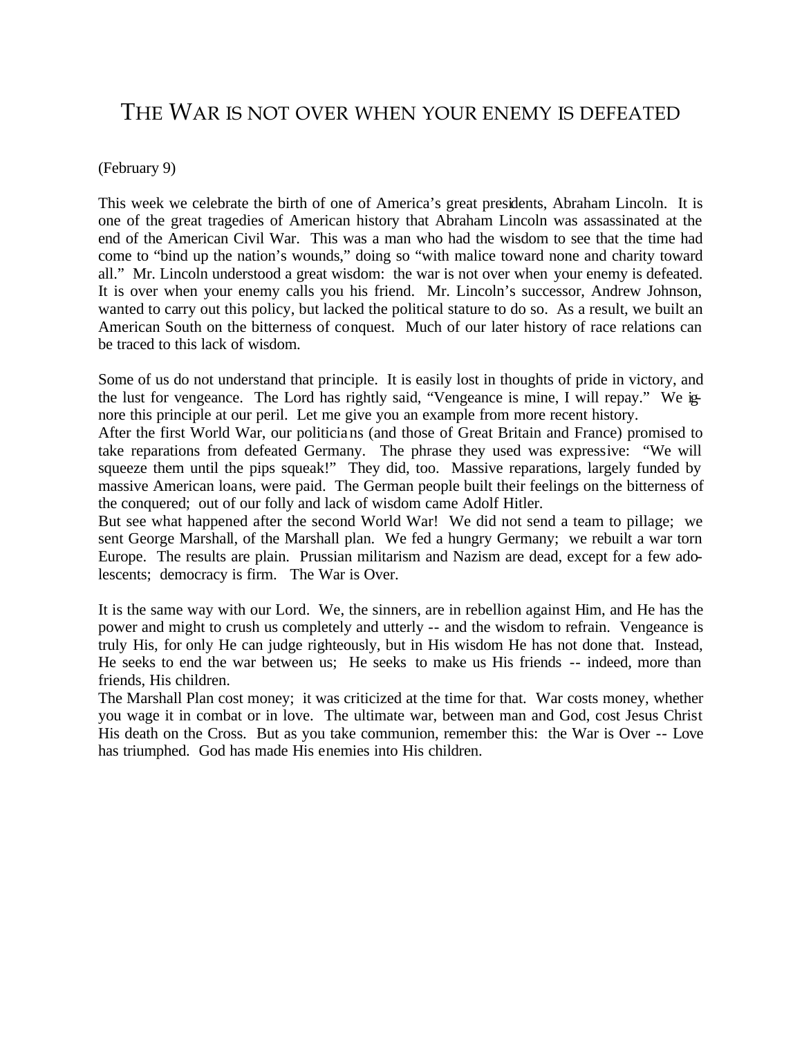# THE WAR IS NOT OVER WHEN YOUR ENEMY IS DEFEATED

(February 9)

This week we celebrate the birth of one of America's great presidents, Abraham Lincoln. It is one of the great tragedies of American history that Abraham Lincoln was assassinated at the end of the American Civil War. This was a man who had the wisdom to see that the time had come to "bind up the nation's wounds," doing so "with malice toward none and charity toward all." Mr. Lincoln understood a great wisdom: the war is not over when your enemy is defeated. It is over when your enemy calls you his friend. Mr. Lincoln's successor, Andrew Johnson, wanted to carry out this policy, but lacked the political stature to do so. As a result, we built an American South on the bitterness of conquest. Much of our later history of race relations can be traced to this lack of wisdom.

Some of us do not understand that principle. It is easily lost in thoughts of pride in victory, and the lust for vengeance. The Lord has rightly said, "Vengeance is mine, I will repay." We ignore this principle at our peril. Let me give you an example from more recent history.

After the first World War, our politicians (and those of Great Britain and France) promised to take reparations from defeated Germany. The phrase they used was expressive: "We will squeeze them until the pips squeak!" They did, too. Massive reparations, largely funded by massive American loans, were paid. The German people built their feelings on the bitterness of the conquered; out of our folly and lack of wisdom came Adolf Hitler.

But see what happened after the second World War! We did not send a team to pillage; we sent George Marshall, of the Marshall plan. We fed a hungry Germany; we rebuilt a war torn Europe. The results are plain. Prussian militarism and Nazism are dead, except for a few adolescents; democracy is firm. The War is Over.

It is the same way with our Lord. We, the sinners, are in rebellion against Him, and He has the power and might to crush us completely and utterly -- and the wisdom to refrain. Vengeance is truly His, for only He can judge righteously, but in His wisdom He has not done that. Instead, He seeks to end the war between us; He seeks to make us His friends -- indeed, more than friends, His children.

The Marshall Plan cost money; it was criticized at the time for that. War costs money, whether you wage it in combat or in love. The ultimate war, between man and God, cost Jesus Christ His death on the Cross. But as you take communion, remember this: the War is Over -- Love has triumphed. God has made His enemies into His children.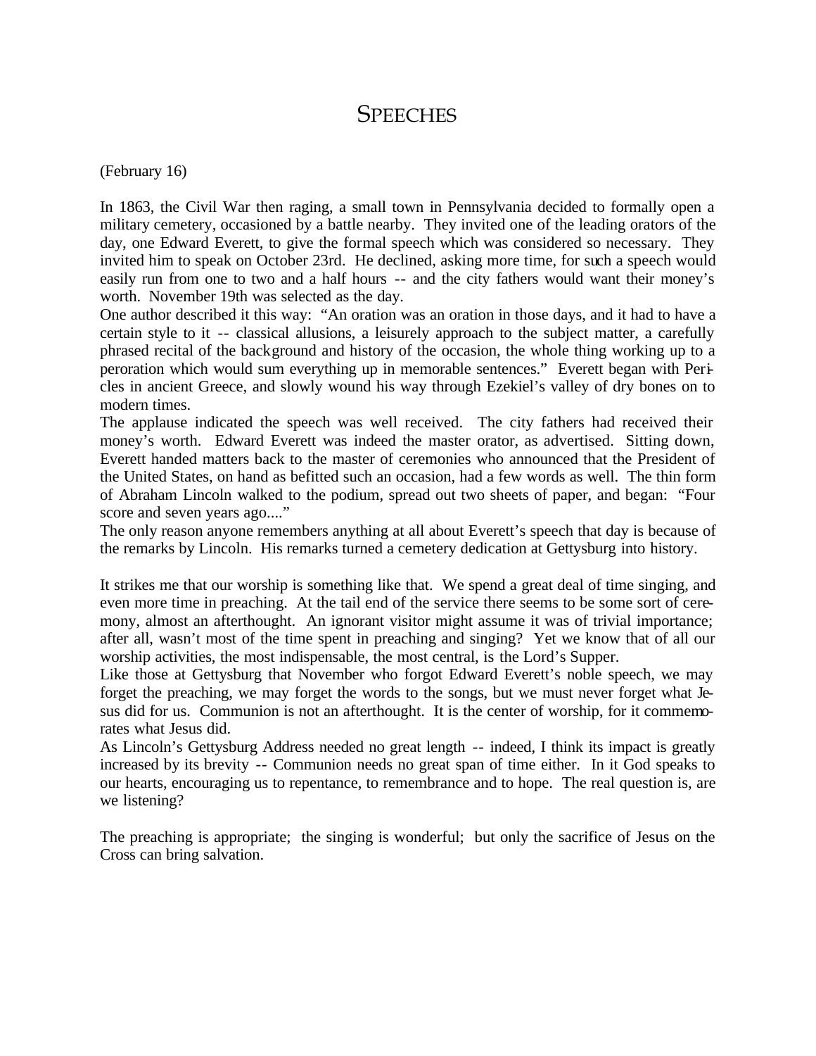# SPEECHES

(February 16)

In 1863, the Civil War then raging, a small town in Pennsylvania decided to formally open a military cemetery, occasioned by a battle nearby. They invited one of the leading orators of the day, one Edward Everett, to give the formal speech which was considered so necessary. They invited him to speak on October 23rd. He declined, asking more time, for such a speech would easily run from one to two and a half hours -- and the city fathers would want their money's worth. November 19th was selected as the day.

One author described it this way: "An oration was an oration in those days, and it had to have a certain style to it -- classical allusions, a leisurely approach to the subject matter, a carefully phrased recital of the background and history of the occasion, the whole thing working up to a peroration which would sum everything up in memorable sentences." Everett began with Pericles in ancient Greece, and slowly wound his way through Ezekiel's valley of dry bones on to modern times.

The applause indicated the speech was well received. The city fathers had received their money's worth. Edward Everett was indeed the master orator, as advertised. Sitting down, Everett handed matters back to the master of ceremonies who announced that the President of the United States, on hand as befitted such an occasion, had a few words as well. The thin form of Abraham Lincoln walked to the podium, spread out two sheets of paper, and began: "Four score and seven years ago...."

The only reason anyone remembers anything at all about Everett's speech that day is because of the remarks by Lincoln. His remarks turned a cemetery dedication at Gettysburg into history.

It strikes me that our worship is something like that. We spend a great deal of time singing, and even more time in preaching. At the tail end of the service there seems to be some sort of ceremony, almost an afterthought. An ignorant visitor might assume it was of trivial importance; after all, wasn't most of the time spent in preaching and singing? Yet we know that of all our worship activities, the most indispensable, the most central, is the Lord's Supper.

Like those at Gettysburg that November who forgot Edward Everett's noble speech, we may forget the preaching, we may forget the words to the songs, but we must never forget what Jesus did for us. Communion is not an afterthought. It is the center of worship, for it commemorates what Jesus did.

As Lincoln's Gettysburg Address needed no great length -- indeed, I think its impact is greatly increased by its brevity -- Communion needs no great span of time either. In it God speaks to our hearts, encouraging us to repentance, to remembrance and to hope. The real question is, are we listening?

The preaching is appropriate; the singing is wonderful; but only the sacrifice of Jesus on the Cross can bring salvation.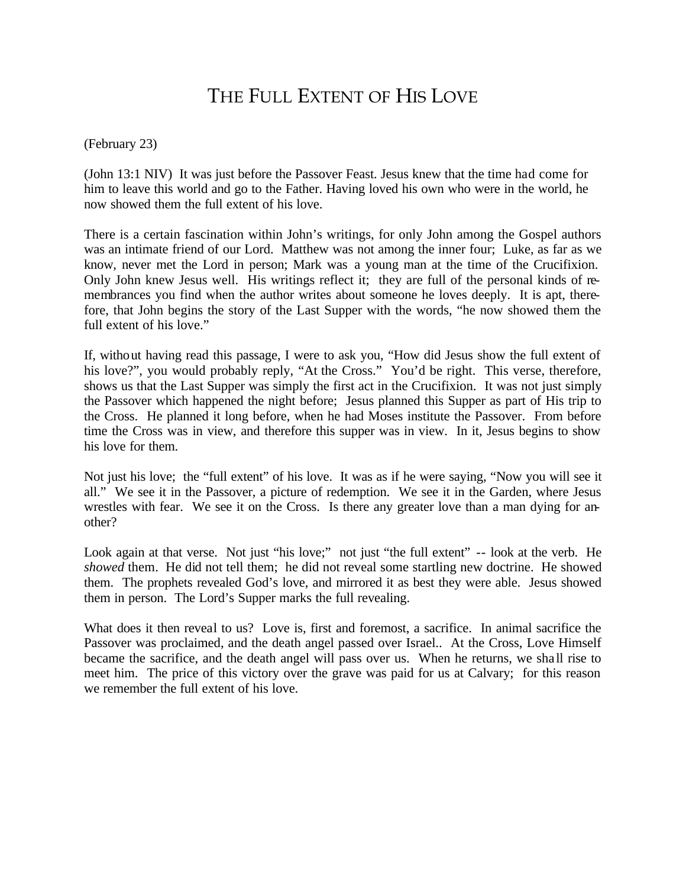# The Full Extent of His Love

(February 23)

(John 13:1 NIV) It was just before the Passover Feast. Jesus knew that the time had come for him to leave this world and go to the Father. Having loved his own who were in the world, he now showed them the full extent of his love.

There is a certain fascination within John's writings, for only John among the Gospel authors was an intimate friend of our Lord. Matthew was not among the inner four; Luke, as far as we know, never met the Lord in person; Mark was a young man at the time of the Crucifixion. Only John knew Jesus well. His writings reflect it; they are full of the personal kinds of remembrances you find when the author writes about someone he loves deeply. It is apt, therefore, that John begins the story of the Last Supper with the words, "he now showed them the full extent of his love."

If, without having read this passage, I were to ask you, "How did Jesus show the full extent of his love?", you would probably reply, "At the Cross." You'd be right. This verse, therefore, shows us that the Last Supper was simply the first act in the Crucifixion. It was not just simply the Passover which happened the night before; Jesus planned this Supper as part of His trip to the Cross. He planned it long before, when he had Moses institute the Passover. From before time the Cross was in view, and therefore this supper was in view. In it, Jesus begins to show his love for them.

Not just his love; the "full extent" of his love. It was as if he were saying, "Now you will see it all." We see it in the Passover, a picture of redemption. We see it in the Garden, where Jesus wrestles with fear. We see it on the Cross. Is there any greater love than a man dying for another?

Look again at that verse. Not just "his love;" not just "the full extent" -- look at the verb. He *showed* them. He did not tell them; he did not reveal some startling new doctrine. He showed them. The prophets revealed God's love, and mirrored it as best they were able. Jesus showed them in person. The Lord's Supper marks the full revealing.

What does it then reveal to us? Love is, first and foremost, a sacrifice. In animal sacrifice the Passover was proclaimed, and the death angel passed over Israel.. At the Cross, Love Himself became the sacrifice, and the death angel will pass over us. When he returns, we shall rise to meet him. The price of this victory over the grave was paid for us at Calvary; for this reason we remember the full extent of his love.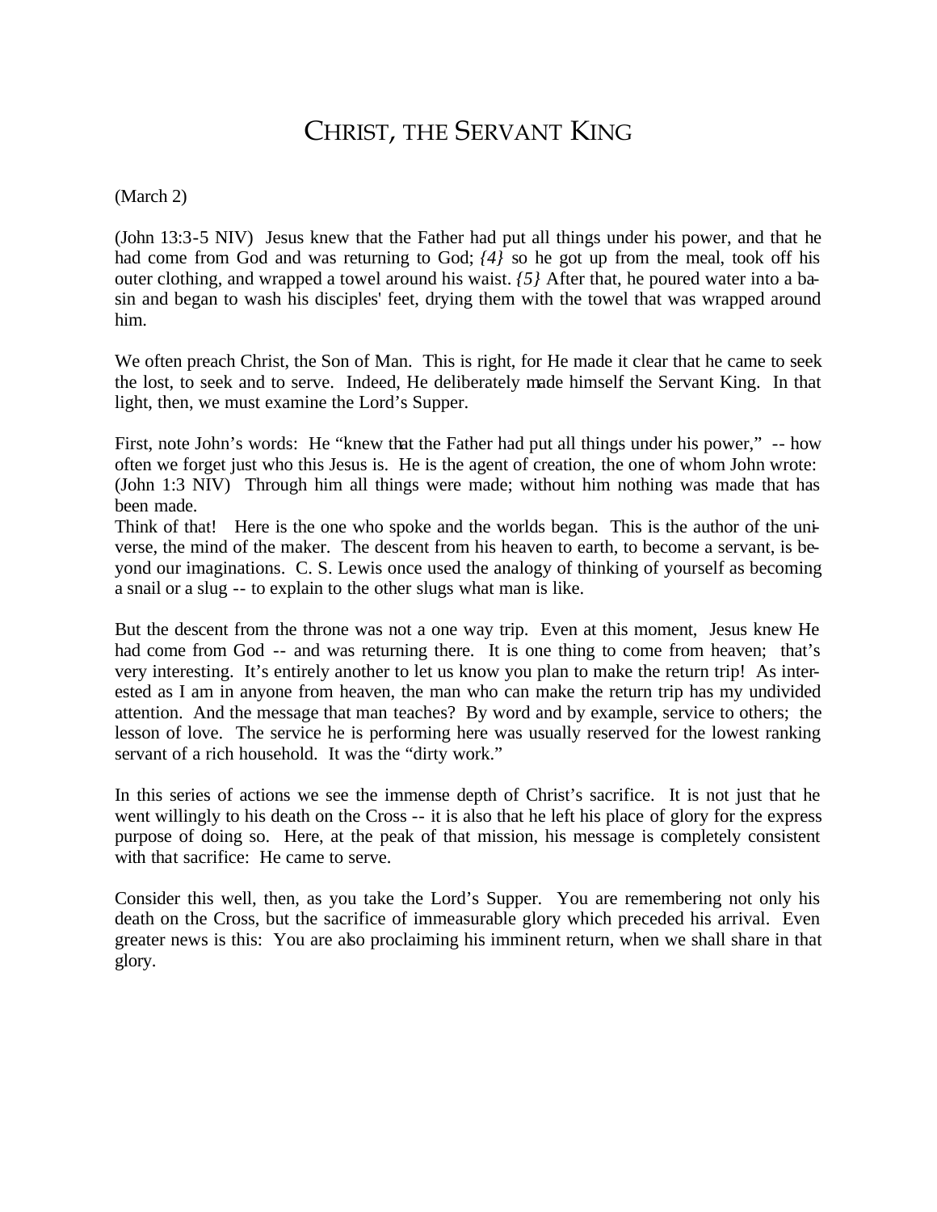# CHRIST, THE SERVANT KING

(March 2)

(John 13:3-5 NIV) Jesus knew that the Father had put all things under his power, and that he had come from God and was returning to God; *{4}* so he got up from the meal, took off his outer clothing, and wrapped a towel around his waist. *{5}* After that, he poured water into a basin and began to wash his disciples' feet, drying them with the towel that was wrapped around him.

We often preach Christ, the Son of Man. This is right, for He made it clear that he came to seek the lost, to seek and to serve. Indeed, He deliberately made himself the Servant King. In that light, then, we must examine the Lord's Supper.

First, note John's words: He "knew that the Father had put all things under his power," -- how often we forget just who this Jesus is. He is the agent of creation, the one of whom John wrote: (John 1:3 NIV) Through him all things were made; without him nothing was made that has been made.

Think of that! Here is the one who spoke and the worlds began. This is the author of the universe, the mind of the maker. The descent from his heaven to earth, to become a servant, is beyond our imaginations. C. S. Lewis once used the analogy of thinking of yourself as becoming a snail or a slug -- to explain to the other slugs what man is like.

But the descent from the throne was not a one way trip. Even at this moment, Jesus knew He had come from God -- and was returning there. It is one thing to come from heaven; that's very interesting. It's entirely another to let us know you plan to make the return trip! As interested as I am in anyone from heaven, the man who can make the return trip has my undivided attention. And the message that man teaches? By word and by example, service to others; the lesson of love. The service he is performing here was usually reserved for the lowest ranking servant of a rich household. It was the "dirty work."

In this series of actions we see the immense depth of Christ's sacrifice. It is not just that he went willingly to his death on the Cross -- it is also that he left his place of glory for the express purpose of doing so. Here, at the peak of that mission, his message is completely consistent with that sacrifice: He came to serve.

Consider this well, then, as you take the Lord's Supper. You are remembering not only his death on the Cross, but the sacrifice of immeasurable glory which preceded his arrival. Even greater news is this: You are also proclaiming his imminent return, when we shall share in that glory.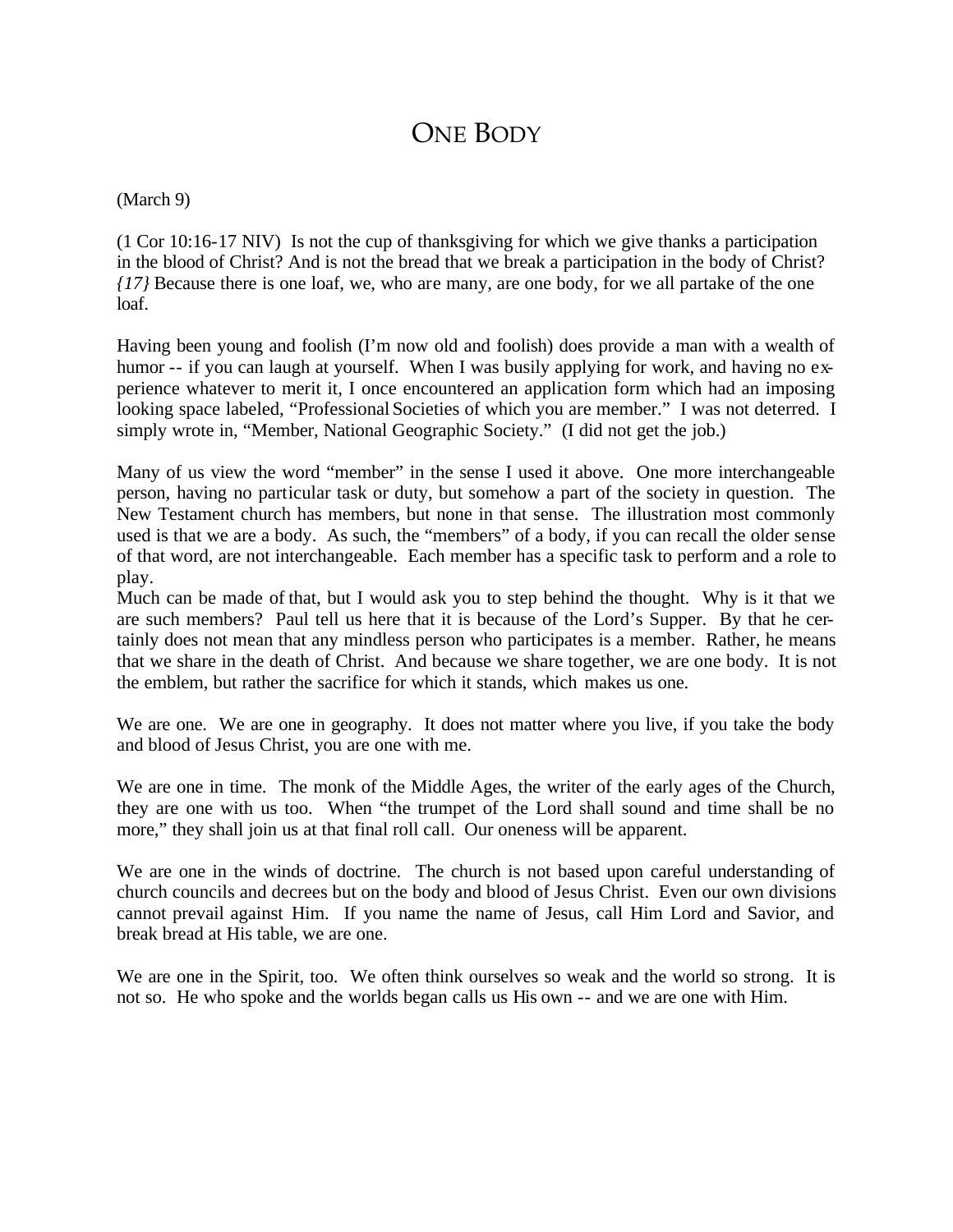# One Body

(March 9)

(1 Cor 10:16-17 NIV) Is not the cup of thanksgiving for which we give thanks a participation in the blood of Christ? And is not the bread that we break a participation in the body of Christ? *{17}* Because there is one loaf, we, who are many, are one body, for we all partake of the one loaf.

Having been young and foolish (I'm now old and foolish) does provide a man with a wealth of humor -- if you can laugh at yourself. When I was busily applying for work, and having no experience whatever to merit it, I once encountered an application form which had an imposing looking space labeled, "Professional Societies of which you are member." I was not deterred. I simply wrote in, "Member, National Geographic Society." (I did not get the job.)

Many of us view the word "member" in the sense I used it above. One more interchangeable person, having no particular task or duty, but somehow a part of the society in question. The New Testament church has members, but none in that sense. The illustration most commonly used is that we are a body. As such, the "members" of a body, if you can recall the older sense of that word, are not interchangeable. Each member has a specific task to perform and a role to play.

Much can be made of that, but I would ask you to step behind the thought. Why is it that we are such members? Paul tell us here that it is because of the Lord's Supper. By that he certainly does not mean that any mindless person who participates is a member. Rather, he means that we share in the death of Christ. And because we share together, we are one body. It is not the emblem, but rather the sacrifice for which it stands, which makes us one.

We are one. We are one in geography. It does not matter where you live, if you take the body and blood of Jesus Christ, you are one with me.

We are one in time. The monk of the Middle Ages, the writer of the early ages of the Church, they are one with us too. When "the trumpet of the Lord shall sound and time shall be no more," they shall join us at that final roll call. Our oneness will be apparent.

We are one in the winds of doctrine. The church is not based upon careful understanding of church councils and decrees but on the body and blood of Jesus Christ. Even our own divisions cannot prevail against Him. If you name the name of Jesus, call Him Lord and Savior, and break bread at His table, we are one.

We are one in the Spirit, too. We often think ourselves so weak and the world so strong. It is not so. He who spoke and the worlds began calls us His own -- and we are one with Him.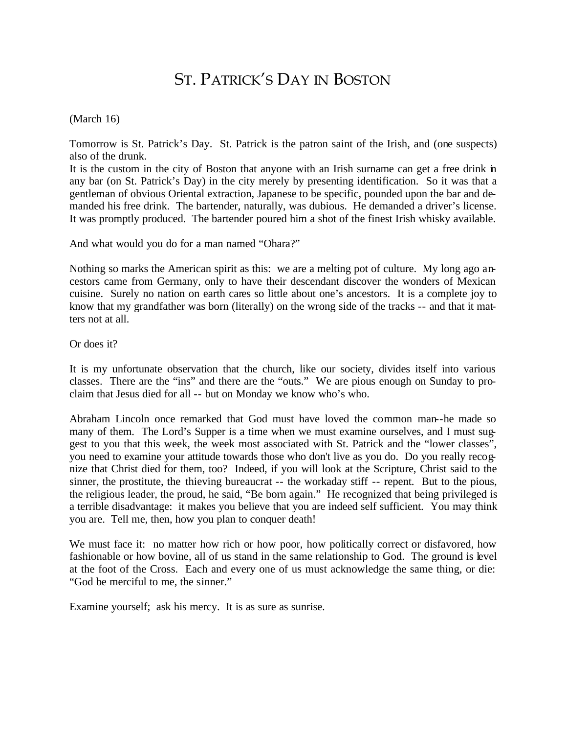# St. Patrick's Day in Boston

(March 16)

Tomorrow is St. Patrick's Day. St. Patrick is the patron saint of the Irish, and (one suspects) also of the drunk.
It is the custom in the city of Boston that anyone with an Irish surname can get a free drink in any bar (on St. Patrick's Day) in the city merely by presenting identification. So it was that a gentleman of obvious Oriental extraction, Japanese to be specific, pounded upon the bar and demanded his free drink. The bartender, naturally, was dubious. He demanded a driver's license. It was promptly produced. The bartender poured him a shot of the finest Irish whisky available.

And what would you do for a man named "Ohara?"

Nothing so marks the American spirit as this: we are a melting pot of culture. My long ago ancestors came from Germany, only to have their descendant discover the wonders of Mexican cuisine. Surely no nation on earth cares so little about one's ancestors. It is a complete joy to know that my grandfather was born (literally) on the wrong side of the tracks -- and that it matters not at all.

Or does it?

It is my unfortunate observation that the church, like our society, divides itself into various classes. There are the "ins" and there are the "outs." We are pious enough on Sunday to proclaim that Jesus died for all -- but on Monday we know who's who.

Abraham Lincoln once remarked that God must have loved the common man--he made so many of them. The Lord's Supper is a time when we must examine ourselves, and I must suggest to you that this week, the week most associated with St. Patrick and the "lower classes", you need to examine your attitude towards those who don't live as you do. Do you really recognize that Christ died for them, too? Indeed, if you will look at the Scripture, Christ said to the sinner, the prostitute, the thieving bureaucrat -- the workaday stiff -- repent. But to the pious, the religious leader, the proud, he said, "Be born again." He recognized that being privileged is a terrible disadvantage: it makes you believe that you are indeed self sufficient. You may think you are. Tell me, then, how you plan to conquer death!

We must face it: no matter how rich or how poor, how politically correct or disfavored, how fashionable or how bovine, all of us stand in the same relationship to God. The ground is level at the foot of the Cross. Each and every one of us must acknowledge the same thing, or die: "God be merciful to me, the sinner."

Examine yourself; ask his mercy. It is as sure as sunrise.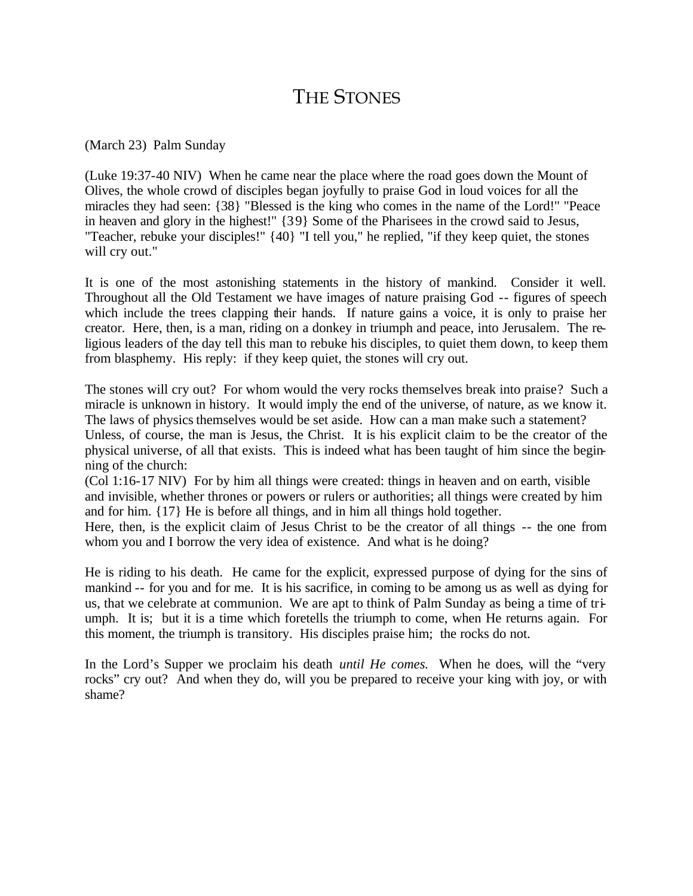# THE STONES

(March 23) Palm Sunday

(Luke 19:37-40 NIV) When he came near the place where the road goes down the Mount of Olives, the whole crowd of disciples began joyfully to praise God in loud voices for all the miracles they had seen: {38} "Blessed is the king who comes in the name of the Lord!" "Peace in heaven and glory in the highest!" {39} Some of the Pharisees in the crowd said to Jesus, "Teacher, rebuke your disciples!" {40} "I tell you," he replied, "if they keep quiet, the stones will cry out."

It is one of the most astonishing statements in the history of mankind. Consider it well. Throughout all the Old Testament we have images of nature praising God -- figures of speech which include the trees clapping their hands. If nature gains a voice, it is only to praise her creator. Here, then, is a man, riding on a donkey in triumph and peace, into Jerusalem. The religious leaders of the day tell this man to rebuke his disciples, to quiet them down, to keep them from blasphemy. His reply: if they keep quiet, the stones will cry out.

The stones will cry out? For whom would the very rocks themselves break into praise? Such a miracle is unknown in history. It would imply the end of the universe, of nature, as we know it. The laws of physics themselves would be set aside. How can a man make such a statement? Unless, of course, the man is Jesus, the Christ. It is his explicit claim to be the creator of the physical universe, of all that exists. This is indeed what has been taught of him since the beginning of the church:

(Col 1:16-17 NIV) For by him all things were created: things in heaven and on earth, visible and invisible, whether thrones or powers or rulers or authorities; all things were created by him and for him. {17} He is before all things, and in him all things hold together.

Here, then, is the explicit claim of Jesus Christ to be the creator of all things -- the one from whom you and I borrow the very idea of existence. And what is he doing?

He is riding to his death. He came for the explicit, expressed purpose of dying for the sins of mankind -- for you and for me. It is his sacrifice, in coming to be among us as well as dying for us, that we celebrate at communion. We are apt to think of Palm Sunday as being a time of triumph. It is; but it is a time which foretells the triumph to come, when He returns again. For this moment, the triumph is transitory. His disciples praise him; the rocks do not.

In the Lord's Supper we proclaim his death *until He comes.* When he does, will the "very rocks" cry out? And when they do, will you be prepared to receive your king with joy, or with shame?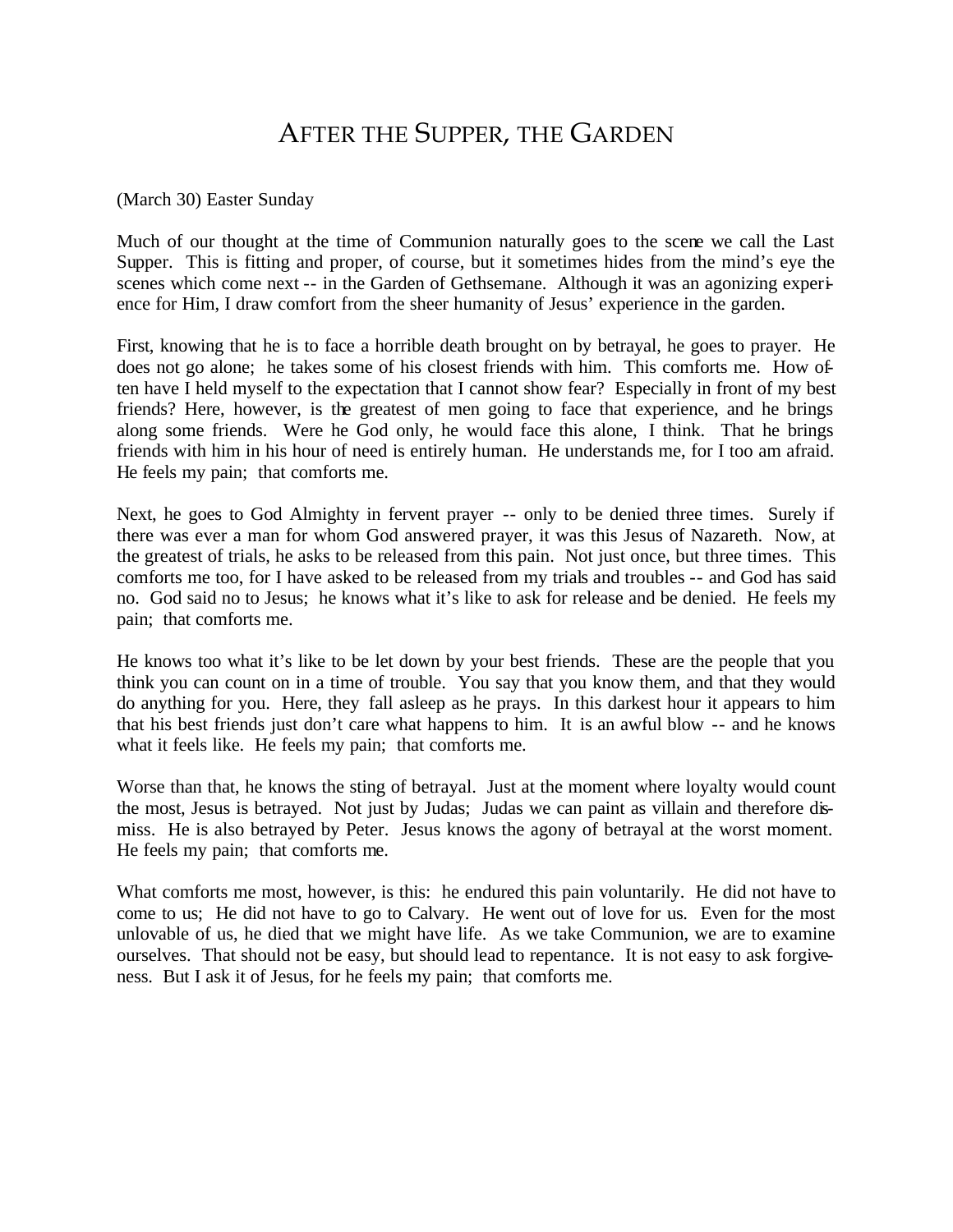# After the Supper, the Garden

(March 30) Easter Sunday

Much of our thought at the time of Communion naturally goes to the scene we call the Last Supper. This is fitting and proper, of course, but it sometimes hides from the mind's eye the scenes which come next -- in the Garden of Gethsemane. Although it was an agonizing experience for Him, I draw comfort from the sheer humanity of Jesus' experience in the garden.

First, knowing that he is to face a horrible death brought on by betrayal, he goes to prayer. He does not go alone; he takes some of his closest friends with him. This comforts me. How often have I held myself to the expectation that I cannot show fear? Especially in front of my best friends? Here, however, is the greatest of men going to face that experience, and he brings along some friends. Were he God only, he would face this alone, I think. That he brings friends with him in his hour of need is entirely human. He understands me, for I too am afraid. He feels my pain; that comforts me.

Next, he goes to God Almighty in fervent prayer -- only to be denied three times. Surely if there was ever a man for whom God answered prayer, it was this Jesus of Nazareth. Now, at the greatest of trials, he asks to be released from this pain. Not just once, but three times. This comforts me too, for I have asked to be released from my trials and troubles -- and God has said no. God said no to Jesus; he knows what it's like to ask for release and be denied. He feels my pain; that comforts me.

He knows too what it's like to be let down by your best friends. These are the people that you think you can count on in a time of trouble. You say that you know them, and that they would do anything for you. Here, they fall asleep as he prays. In this darkest hour it appears to him that his best friends just don't care what happens to him. It is an awful blow -- and he knows what it feels like. He feels my pain; that comforts me.

Worse than that, he knows the sting of betrayal. Just at the moment where loyalty would count the most, Jesus is betrayed. Not just by Judas; Judas we can paint as villain and therefore dismiss. He is also betrayed by Peter. Jesus knows the agony of betrayal at the worst moment. He feels my pain; that comforts me.

What comforts me most, however, is this: he endured this pain voluntarily. He did not have to come to us; He did not have to go to Calvary. He went out of love for us. Even for the most unlovable of us, he died that we might have life. As we take Communion, we are to examine ourselves. That should not be easy, but should lead to repentance. It is not easy to ask forgiveness. But I ask it of Jesus, for he feels my pain; that comforts me.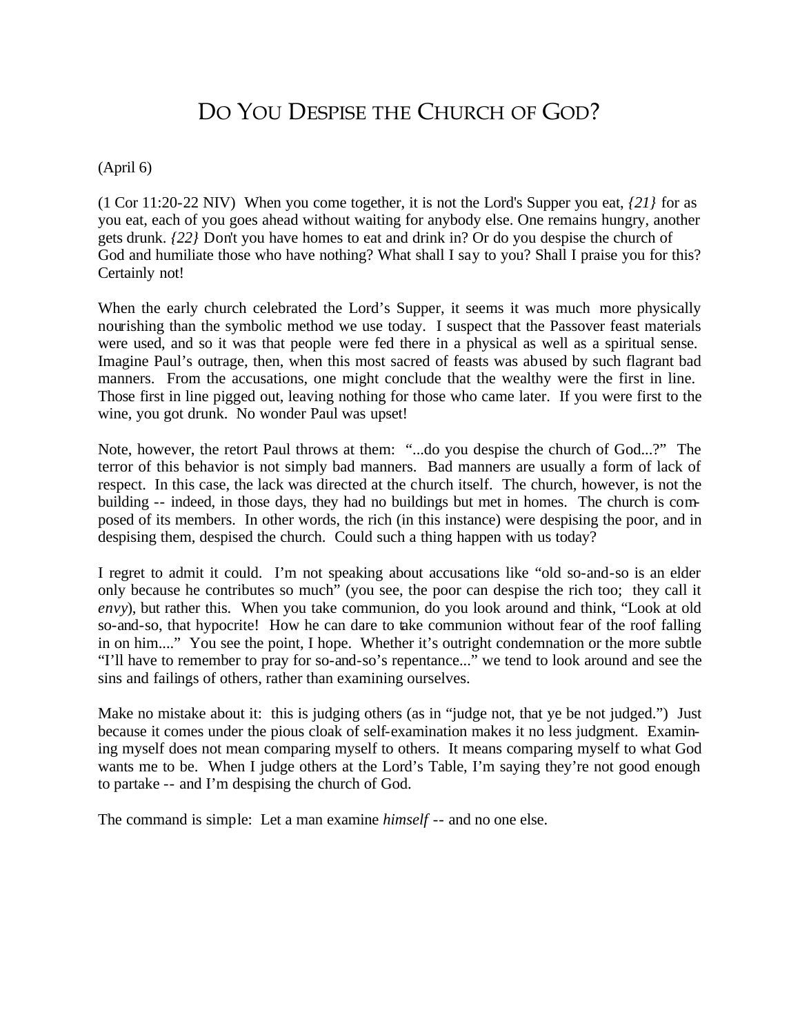# DO YOU DESPISE THE CHURCH OF GOD?

(April 6)

(1 Cor 11:20-22 NIV) When you come together, it is not the Lord's Supper you eat, *{21}* for as you eat, each of you goes ahead without waiting for anybody else. One remains hungry, another gets drunk. *{22}* Don't you have homes to eat and drink in? Or do you despise the church of God and humiliate those who have nothing? What shall I say to you? Shall I praise you for this? Certainly not!

When the early church celebrated the Lord's Supper, it seems it was much more physically nourishing than the symbolic method we use today. I suspect that the Passover feast materials were used, and so it was that people were fed there in a physical as well as a spiritual sense. Imagine Paul's outrage, then, when this most sacred of feasts was abused by such flagrant bad manners. From the accusations, one might conclude that the wealthy were the first in line. Those first in line pigged out, leaving nothing for those who came later. If you were first to the wine, you got drunk. No wonder Paul was upset!

Note, however, the retort Paul throws at them: "...do you despise the church of God...?" The terror of this behavior is not simply bad manners. Bad manners are usually a form of lack of respect. In this case, the lack was directed at the church itself. The church, however, is not the building -- indeed, in those days, they had no buildings but met in homes. The church is composed of its members. In other words, the rich (in this instance) were despising the poor, and in despising them, despised the church. Could such a thing happen with us today?

I regret to admit it could. I'm not speaking about accusations like "old so-and-so is an elder only because he contributes so much" (you see, the poor can despise the rich too; they call it *envy*), but rather this. When you take communion, do you look around and think, "Look at old so-and-so, that hypocrite! How he can dare to take communion without fear of the roof falling in on him...." You see the point, I hope. Whether it's outright condemnation or the more subtle "I'll have to remember to pray for so-and-so's repentance..." we tend to look around and see the sins and failings of others, rather than examining ourselves.

Make no mistake about it: this is judging others (as in "judge not, that ye be not judged.") Just because it comes under the pious cloak of self-examination makes it no less judgment. Examining myself does not mean comparing myself to others. It means comparing myself to what God wants me to be. When I judge others at the Lord's Table, I'm saying they're not good enough to partake -- and I'm despising the church of God.

The command is simple: Let a man examine *himself* -- and no one else.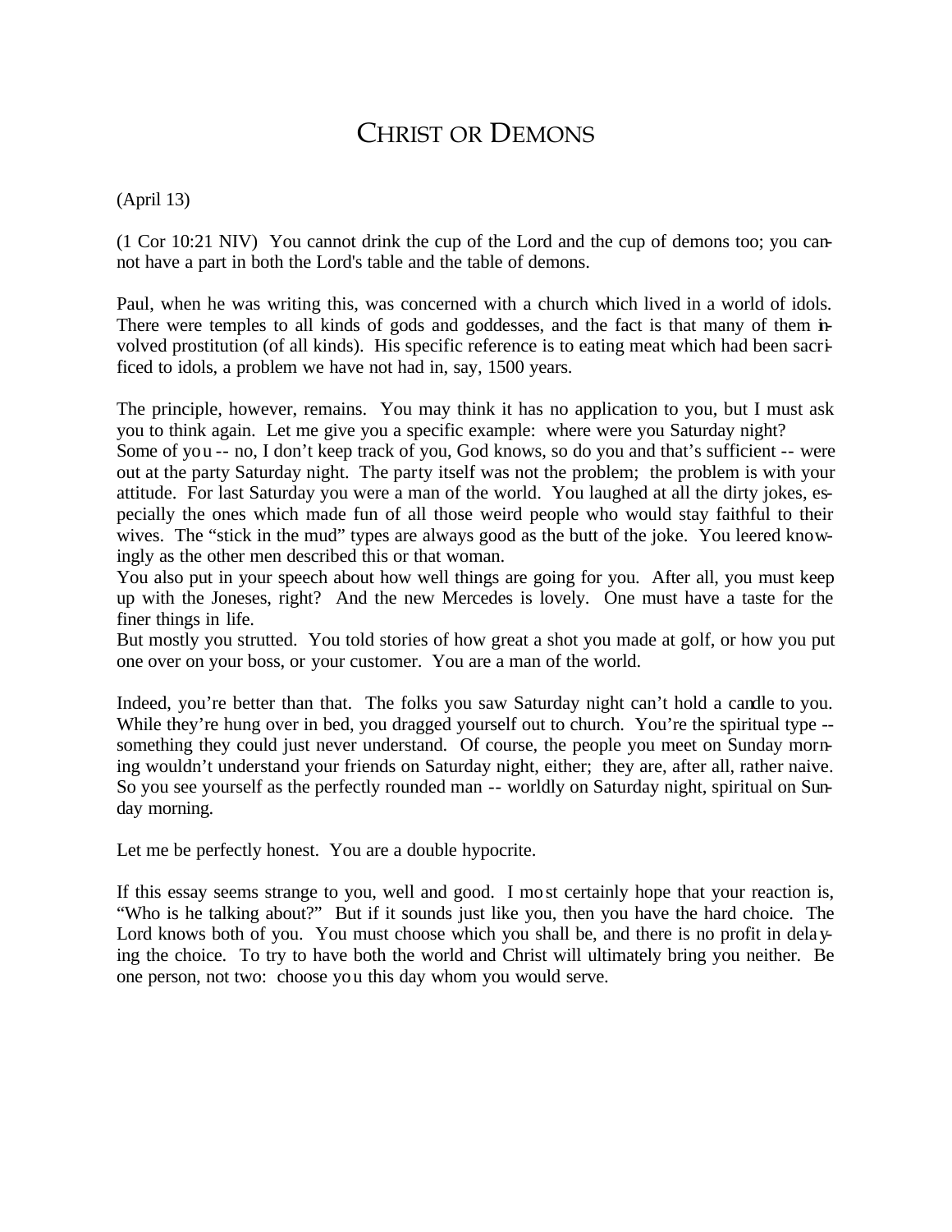# Christ or Demons

(April 13)

(1 Cor 10:21 NIV) You cannot drink the cup of the Lord and the cup of demons too; you cannot have a part in both the Lord's table and the table of demons.

Paul, when he was writing this, was concerned with a church which lived in a world of idols. There were temples to all kinds of gods and goddesses, and the fact is that many of them involved prostitution (of all kinds). His specific reference is to eating meat which had been sacrificed to idols, a problem we have not had in, say, 1500 years.

The principle, however, remains. You may think it has no application to you, but I must ask you to think again. Let me give you a specific example: where were you Saturday night?

Some of you -- no, I don't keep track of you, God knows, so do you and that's sufficient -- were out at the party Saturday night. The party itself was not the problem; the problem is with your attitude. For last Saturday you were a man of the world. You laughed at all the dirty jokes, especially the ones which made fun of all those weird people who would stay faithful to their wives. The "stick in the mud" types are always good as the butt of the joke. You leered knowingly as the other men described this or that woman.

You also put in your speech about how well things are going for you. After all, you must keep up with the Joneses, right? And the new Mercedes is lovely. One must have a taste for the finer things in life.

But mostly you strutted. You told stories of how great a shot you made at golf, or how you put one over on your boss, or your customer. You are a man of the world.

Indeed, you're better than that. The folks you saw Saturday night can't hold a candle to you. While they're hung over in bed, you dragged yourself out to church. You're the spiritual type -- something they could just never understand. Of course, the people you meet on Sunday morning wouldn't understand your friends on Saturday night, either; they are, after all, rather naive. So you see yourself as the perfectly rounded man -- worldly on Saturday night, spiritual on Sunday morning.

Let me be perfectly honest. You are a double hypocrite.

If this essay seems strange to you, well and good. I most certainly hope that your reaction is, "Who is he talking about?" But if it sounds just like you, then you have the hard choice. The Lord knows both of you. You must choose which you shall be, and there is no profit in delaying the choice. To try to have both the world and Christ will ultimately bring you neither. Be one person, not two: choose you this day whom you would serve.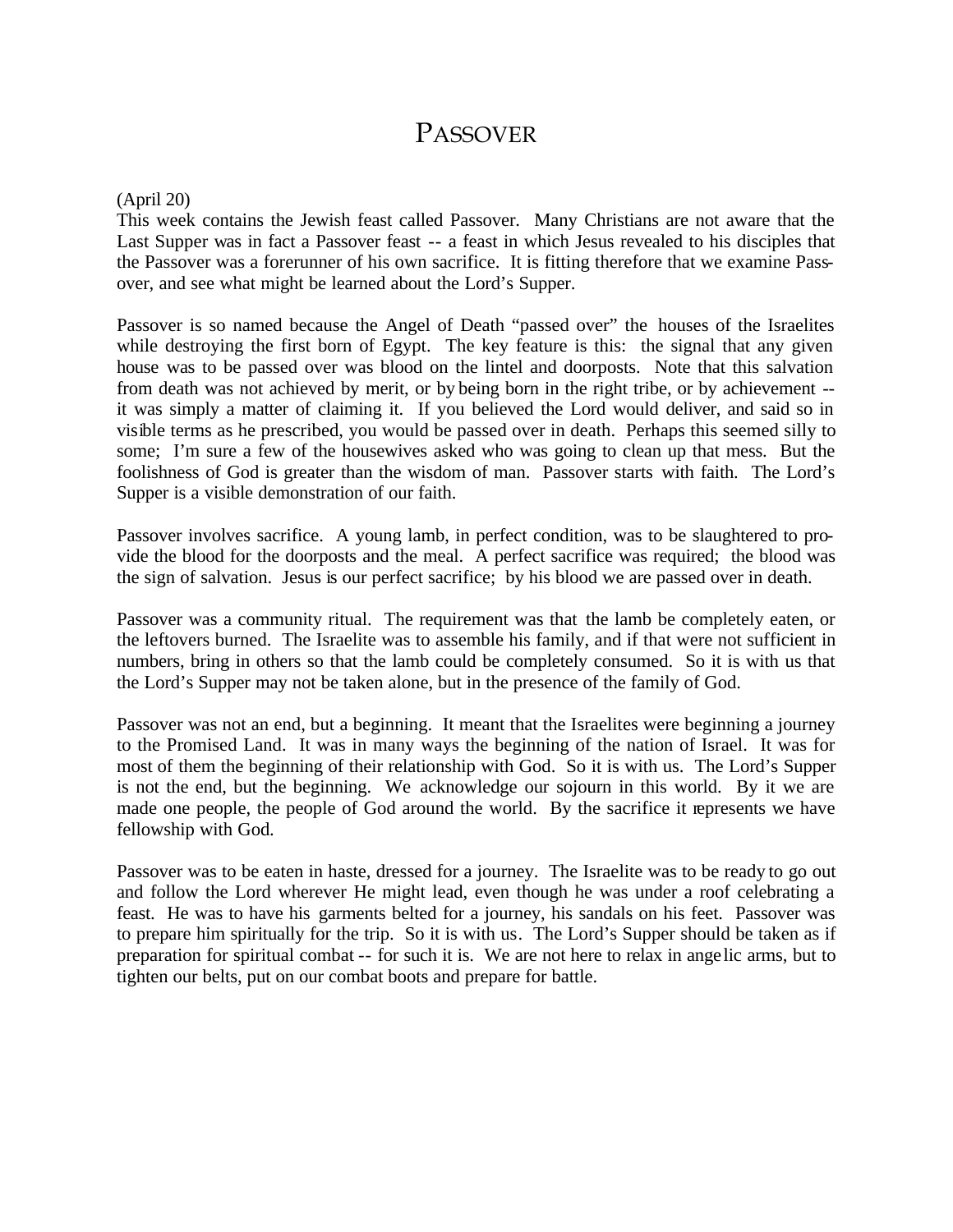# Passover

(April 20)
This week contains the Jewish feast called Passover. Many Christians are not aware that the Last Supper was in fact a Passover feast -- a feast in which Jesus revealed to his disciples that the Passover was a forerunner of his own sacrifice. It is fitting therefore that we examine Passover, and see what might be learned about the Lord's Supper.

Passover is so named because the Angel of Death "passed over" the houses of the Israelites while destroying the first born of Egypt. The key feature is this: the signal that any given house was to be passed over was blood on the lintel and doorposts. Note that this salvation from death was not achieved by merit, or by being born in the right tribe, or by achievement -- it was simply a matter of claiming it. If you believed the Lord would deliver, and said so in visible terms as he prescribed, you would be passed over in death. Perhaps this seemed silly to some; I'm sure a few of the housewives asked who was going to clean up that mess. But the foolishness of God is greater than the wisdom of man. Passover starts with faith. The Lord's Supper is a visible demonstration of our faith.

Passover involves sacrifice. A young lamb, in perfect condition, was to be slaughtered to provide the blood for the doorposts and the meal. A perfect sacrifice was required; the blood was the sign of salvation. Jesus is our perfect sacrifice; by his blood we are passed over in death.

Passover was a community ritual. The requirement was that the lamb be completely eaten, or the leftovers burned. The Israelite was to assemble his family, and if that were not sufficient in numbers, bring in others so that the lamb could be completely consumed. So it is with us that the Lord's Supper may not be taken alone, but in the presence of the family of God.

Passover was not an end, but a beginning. It meant that the Israelites were beginning a journey to the Promised Land. It was in many ways the beginning of the nation of Israel. It was for most of them the beginning of their relationship with God. So it is with us. The Lord's Supper is not the end, but the beginning. We acknowledge our sojourn in this world. By it we are made one people, the people of God around the world. By the sacrifice it represents we have fellowship with God.

Passover was to be eaten in haste, dressed for a journey. The Israelite was to be ready to go out and follow the Lord wherever He might lead, even though he was under a roof celebrating a feast. He was to have his garments belted for a journey, his sandals on his feet. Passover was to prepare him spiritually for the trip. So it is with us. The Lord's Supper should be taken as if preparation for spiritual combat -- for such it is. We are not here to relax in angelic arms, but to tighten our belts, put on our combat boots and prepare for battle.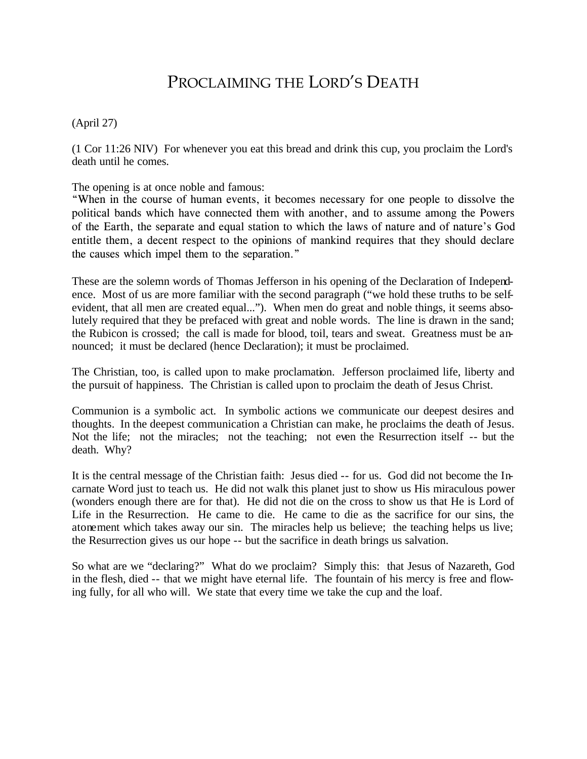# Proclaiming the Lord's Death

(April 27)

(1 Cor 11:26 NIV) For whenever you eat this bread and drink this cup, you proclaim the Lord's death until he comes.

The opening is at once noble and famous:
"When in the course of human events, it becomes necessary for one people to dissolve the political bands which have connected them with another, and to assume among the Powers of the Earth, the separate and equal station to which the laws of nature and of nature's God entitle them, a decent respect to the opinions of mankind requires that they should declare the causes which impel them to the separation."

These are the solemn words of Thomas Jefferson in his opening of the Declaration of Independence. Most of us are more familiar with the second paragraph ("we hold these truths to be self-evident, that all men are created equal..."). When men do great and noble things, it seems absolutely required that they be prefaced with great and noble words. The line is drawn in the sand; the Rubicon is crossed; the call is made for blood, toil, tears and sweat. Greatness must be announced; it must be declared (hence Declaration); it must be proclaimed.

The Christian, too, is called upon to make proclamation. Jefferson proclaimed life, liberty and the pursuit of happiness. The Christian is called upon to proclaim the death of Jesus Christ.

Communion is a symbolic act. In symbolic actions we communicate our deepest desires and thoughts. In the deepest communication a Christian can make, he proclaims the death of Jesus. Not the life; not the miracles; not the teaching; not even the Resurrection itself -- but the death. Why?

It is the central message of the Christian faith: Jesus died -- for us. God did not become the Incarnate Word just to teach us. He did not walk this planet just to show us His miraculous power (wonders enough there are for that). He did not die on the cross to show us that He is Lord of Life in the Resurrection. He came to die. He came to die as the sacrifice for our sins, the atonement which takes away our sin. The miracles help us believe; the teaching helps us live; the Resurrection gives us our hope -- but the sacrifice in death brings us salvation.

So what are we "declaring?" What do we proclaim? Simply this: that Jesus of Nazareth, God in the flesh, died -- that we might have eternal life. The fountain of his mercy is free and flowing fully, for all who will. We state that every time we take the cup and the loaf.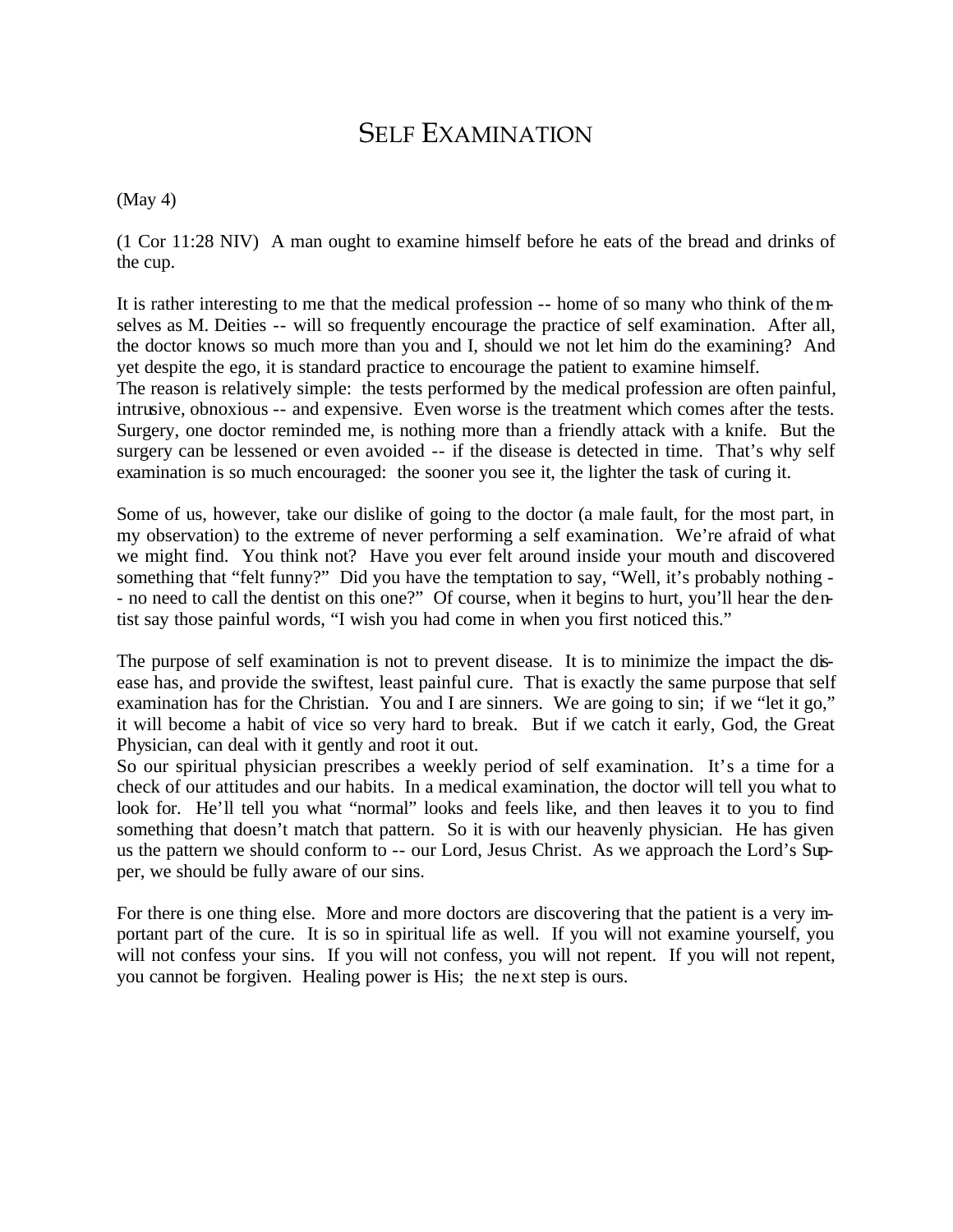# Self Examination

(May 4)

(1 Cor 11:28 NIV) A man ought to examine himself before he eats of the bread and drinks of the cup.

It is rather interesting to me that the medical profession -- home of so many who think of themselves as M. Deities -- will so frequently encourage the practice of self examination. After all, the doctor knows so much more than you and I, should we not let him do the examining? And yet despite the ego, it is standard practice to encourage the patient to examine himself.

The reason is relatively simple: the tests performed by the medical profession are often painful, intrusive, obnoxious -- and expensive. Even worse is the treatment which comes after the tests. Surgery, one doctor reminded me, is nothing more than a friendly attack with a knife. But the surgery can be lessened or even avoided -- if the disease is detected in time. That's why self examination is so much encouraged: the sooner you see it, the lighter the task of curing it.

Some of us, however, take our dislike of going to the doctor (a male fault, for the most part, in my observation) to the extreme of never performing a self examination. We're afraid of what we might find. You think not? Have you ever felt around inside your mouth and discovered something that "felt funny?" Did you have the temptation to say, "Well, it's probably nothing -- no need to call the dentist on this one?" Of course, when it begins to hurt, you'll hear the dentist say those painful words, "I wish you had come in when you first noticed this."

The purpose of self examination is not to prevent disease. It is to minimize the impact the disease has, and provide the swiftest, least painful cure. That is exactly the same purpose that self examination has for the Christian. You and I are sinners. We are going to sin; if we "let it go," it will become a habit of vice so very hard to break. But if we catch it early, God, the Great Physician, can deal with it gently and root it out.

So our spiritual physician prescribes a weekly period of self examination. It's a time for a check of our attitudes and our habits. In a medical examination, the doctor will tell you what to look for. He'll tell you what "normal" looks and feels like, and then leaves it to you to find something that doesn't match that pattern. So it is with our heavenly physician. He has given us the pattern we should conform to -- our Lord, Jesus Christ. As we approach the Lord's Supper, we should be fully aware of our sins.

For there is one thing else. More and more doctors are discovering that the patient is a very important part of the cure. It is so in spiritual life as well. If you will not examine yourself, you will not confess your sins. If you will not confess, you will not repent. If you will not repent, you cannot be forgiven. Healing power is His; the next step is ours.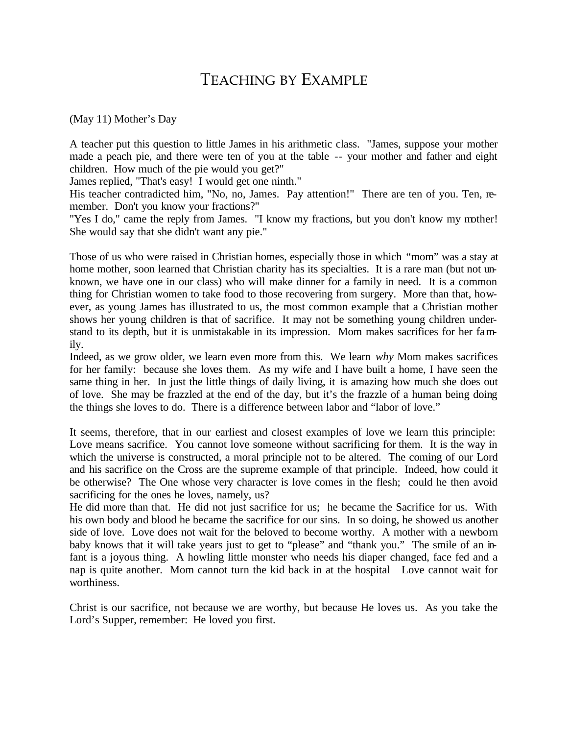# Teaching by Example

(May 11) Mother's Day

A teacher put this question to little James in his arithmetic class. "James, suppose your mother made a peach pie, and there were ten of you at the table -- your mother and father and eight children. How much of the pie would you get?"

James replied, "That's easy! I would get one ninth."

His teacher contradicted him, "No, no, James. Pay attention!" There are ten of you. Ten, remember. Don't you know your fractions?"

"Yes I do," came the reply from James. "I know my fractions, but you don't know my mother! She would say that she didn't want any pie."

Those of us who were raised in Christian homes, especially those in which "mom" was a stay at home mother, soon learned that Christian charity has its specialties. It is a rare man (but not unknown, we have one in our class) who will make dinner for a family in need. It is a common thing for Christian women to take food to those recovering from surgery. More than that, however, as young James has illustrated to us, the most common example that a Christian mother shows her young children is that of sacrifice. It may not be something young children understand to its depth, but it is unmistakable in its impression. Mom makes sacrifices for her family.

Indeed, as we grow older, we learn even more from this. We learn *why* Mom makes sacrifices for her family: because she loves them. As my wife and I have built a home, I have seen the same thing in her. In just the little things of daily living, it is amazing how much she does out of love. She may be frazzled at the end of the day, but it's the frazzle of a human being doing the things she loves to do. There is a difference between labor and "labor of love."

It seems, therefore, that in our earliest and closest examples of love we learn this principle: Love means sacrifice. You cannot love someone without sacrificing for them. It is the way in which the universe is constructed, a moral principle not to be altered. The coming of our Lord and his sacrifice on the Cross are the supreme example of that principle. Indeed, how could it be otherwise? The One whose very character is love comes in the flesh; could he then avoid sacrificing for the ones he loves, namely, us?

He did more than that. He did not just sacrifice for us; he became the Sacrifice for us. With his own body and blood he became the sacrifice for our sins. In so doing, he showed us another side of love. Love does not wait for the beloved to become worthy. A mother with a newborn baby knows that it will take years just to get to "please" and "thank you." The smile of an infant is a joyous thing. A howling little monster who needs his diaper changed, face fed and a nap is quite another. Mom cannot turn the kid back in at the hospital Love cannot wait for worthiness.

Christ is our sacrifice, not because we are worthy, but because He loves us. As you take the Lord's Supper, remember: He loved you first.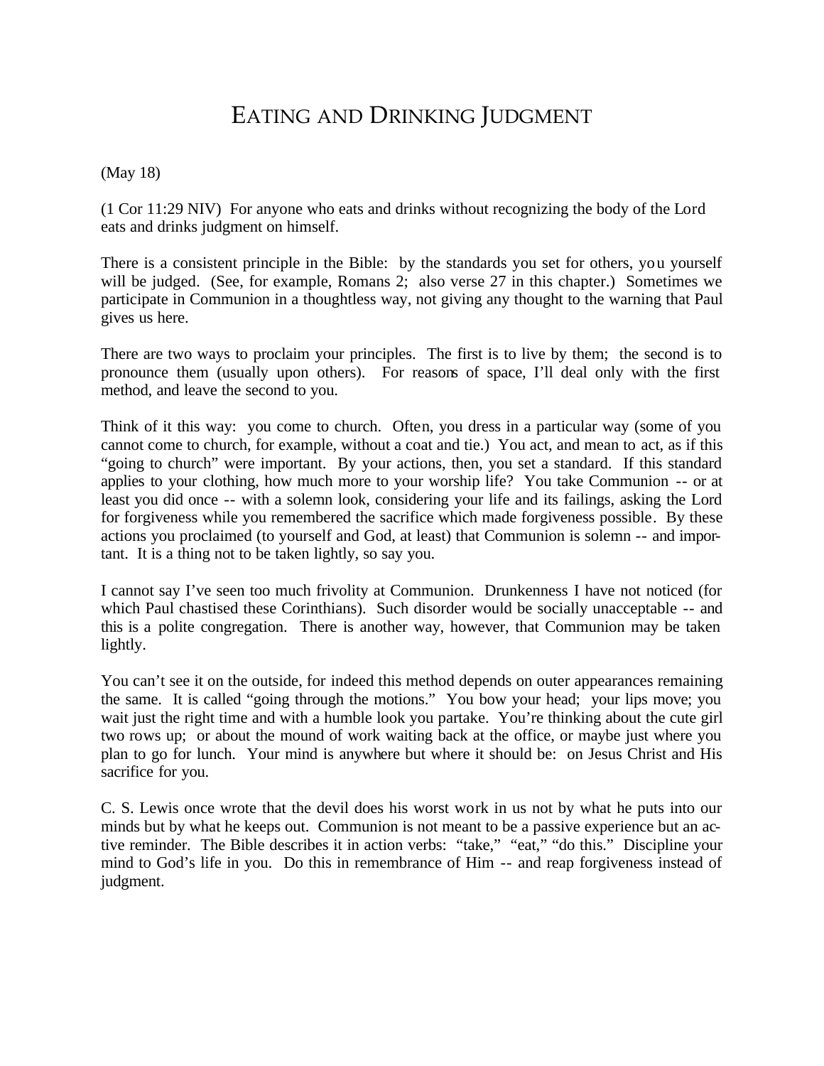# Eating and Drinking Judgment

(May 18)

(1 Cor 11:29 NIV) For anyone who eats and drinks without recognizing the body of the Lord eats and drinks judgment on himself.

There is a consistent principle in the Bible: by the standards you set for others, you yourself will be judged. (See, for example, Romans 2; also verse 27 in this chapter.) Sometimes we participate in Communion in a thoughtless way, not giving any thought to the warning that Paul gives us here.

There are two ways to proclaim your principles. The first is to live by them; the second is to pronounce them (usually upon others). For reasons of space, I'll deal only with the first method, and leave the second to you.

Think of it this way: you come to church. Often, you dress in a particular way (some of you cannot come to church, for example, without a coat and tie.) You act, and mean to act, as if this "going to church" were important. By your actions, then, you set a standard. If this standard applies to your clothing, how much more to your worship life? You take Communion -- or at least you did once -- with a solemn look, considering your life and its failings, asking the Lord for forgiveness while you remembered the sacrifice which made forgiveness possible. By these actions you proclaimed (to yourself and God, at least) that Communion is solemn -- and important. It is a thing not to be taken lightly, so say you.

I cannot say I've seen too much frivolity at Communion. Drunkenness I have not noticed (for which Paul chastised these Corinthians). Such disorder would be socially unacceptable -- and this is a polite congregation. There is another way, however, that Communion may be taken lightly.

You can't see it on the outside, for indeed this method depends on outer appearances remaining the same. It is called "going through the motions." You bow your head; your lips move; you wait just the right time and with a humble look you partake. You're thinking about the cute girl two rows up; or about the mound of work waiting back at the office, or maybe just where you plan to go for lunch. Your mind is anywhere but where it should be: on Jesus Christ and His sacrifice for you.

C. S. Lewis once wrote that the devil does his worst work in us not by what he puts into our minds but by what he keeps out. Communion is not meant to be a passive experience but an active reminder. The Bible describes it in action verbs: "take," "eat," "do this." Discipline your mind to God's life in you. Do this in remembrance of Him -- and reap forgiveness instead of judgment.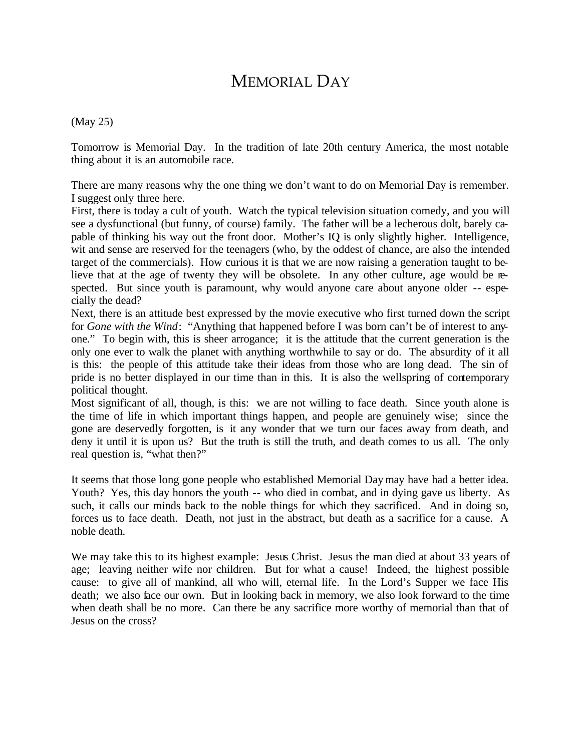# MEMORIAL DAY

(May 25)

Tomorrow is Memorial Day. In the tradition of late 20th century America, the most notable thing about it is an automobile race.

There are many reasons why the one thing we don't want to do on Memorial Day is remember. I suggest only three here.

First, there is today a cult of youth. Watch the typical television situation comedy, and you will see a dysfunctional (but funny, of course) family. The father will be a lecherous dolt, barely capable of thinking his way out the front door. Mother's IQ is only slightly higher. Intelligence, wit and sense are reserved for the teenagers (who, by the oddest of chance, are also the intended target of the commercials). How curious it is that we are now raising a generation taught to believe that at the age of twenty they will be obsolete. In any other culture, age would be respected. But since youth is paramount, why would anyone care about anyone older -- especially the dead?

Next, there is an attitude best expressed by the movie executive who first turned down the script for *Gone with the Wind*: "Anything that happened before I was born can't be of interest to anyone." To begin with, this is sheer arrogance; it is the attitude that the current generation is the only one ever to walk the planet with anything worthwhile to say or do. The absurdity of it all is this: the people of this attitude take their ideas from those who are long dead. The sin of pride is no better displayed in our time than in this. It is also the wellspring of contemporary political thought.

Most significant of all, though, is this: we are not willing to face death. Since youth alone is the time of life in which important things happen, and people are genuinely wise; since the gone are deservedly forgotten, is it any wonder that we turn our faces away from death, and deny it until it is upon us? But the truth is still the truth, and death comes to us all. The only real question is, "what then?"

It seems that those long gone people who established Memorial Day may have had a better idea. Youth? Yes, this day honors the youth -- who died in combat, and in dying gave us liberty. As such, it calls our minds back to the noble things for which they sacrificed. And in doing so, forces us to face death. Death, not just in the abstract, but death as a sacrifice for a cause. A noble death.

We may take this to its highest example: Jesus Christ. Jesus the man died at about 33 years of age; leaving neither wife nor children. But for what a cause! Indeed, the highest possible cause: to give all of mankind, all who will, eternal life. In the Lord's Supper we face His death; we also face our own. But in looking back in memory, we also look forward to the time when death shall be no more. Can there be any sacrifice more worthy of memorial than that of Jesus on the cross?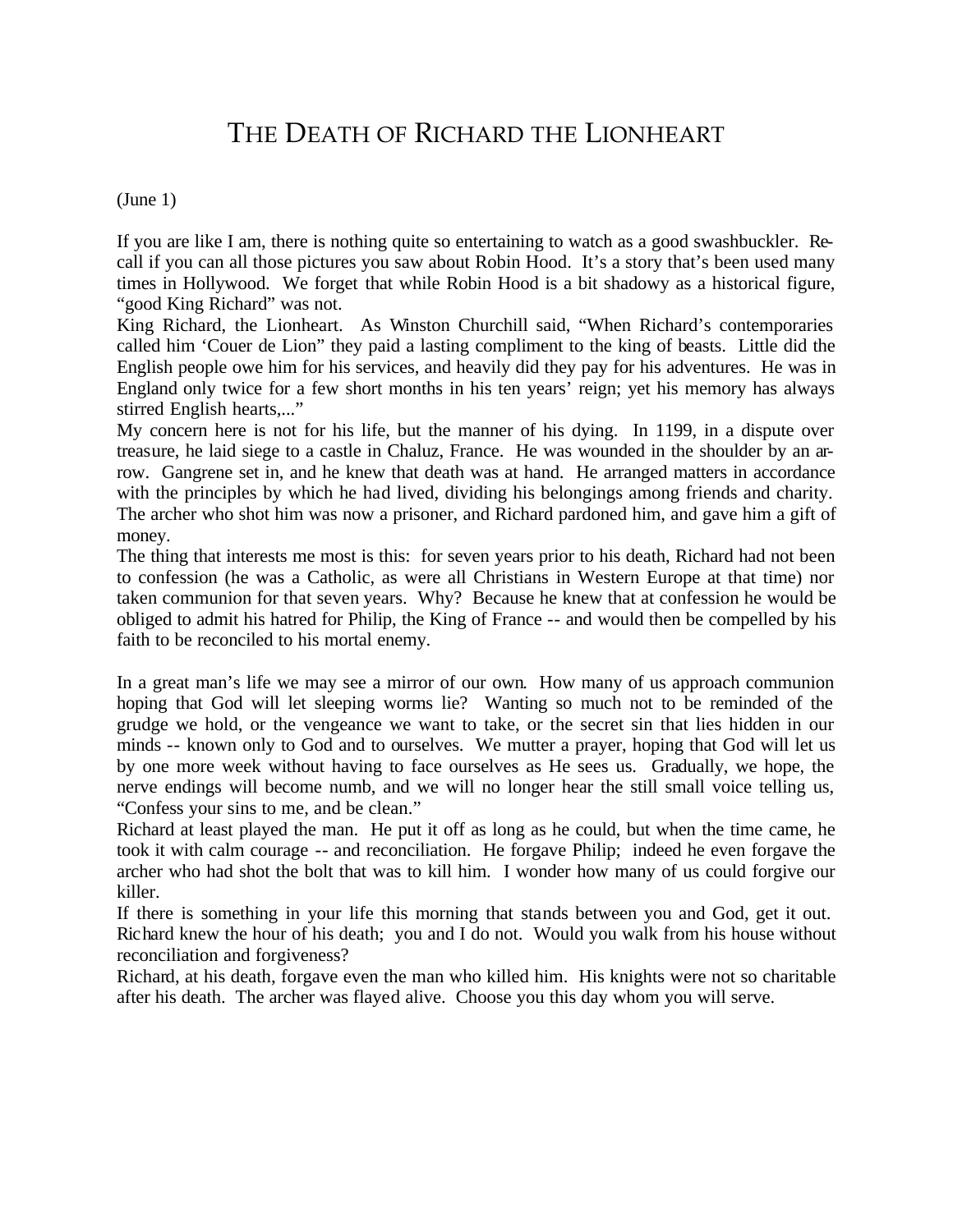# THE DEATH OF RICHARD THE LIONHEART

(June 1)

If you are like I am, there is nothing quite so entertaining to watch as a good swashbuckler. Recall if you can all those pictures you saw about Robin Hood. It's a story that's been used many times in Hollywood. We forget that while Robin Hood is a bit shadowy as a historical figure, "good King Richard" was not.

King Richard, the Lionheart. As Winston Churchill said, "When Richard's contemporaries called him 'Couer de Lion" they paid a lasting compliment to the king of beasts. Little did the English people owe him for his services, and heavily did they pay for his adventures. He was in England only twice for a few short months in his ten years' reign; yet his memory has always stirred English hearts,..."

My concern here is not for his life, but the manner of his dying. In 1199, in a dispute over treasure, he laid siege to a castle in Chaluz, France. He was wounded in the shoulder by an arrow. Gangrene set in, and he knew that death was at hand. He arranged matters in accordance with the principles by which he had lived, dividing his belongings among friends and charity. The archer who shot him was now a prisoner, and Richard pardoned him, and gave him a gift of money.

The thing that interests me most is this: for seven years prior to his death, Richard had not been to confession (he was a Catholic, as were all Christians in Western Europe at that time) nor taken communion for that seven years. Why? Because he knew that at confession he would be obliged to admit his hatred for Philip, the King of France -- and would then be compelled by his faith to be reconciled to his mortal enemy.

In a great man's life we may see a mirror of our own. How many of us approach communion hoping that God will let sleeping worms lie? Wanting so much not to be reminded of the grudge we hold, or the vengeance we want to take, or the secret sin that lies hidden in our minds -- known only to God and to ourselves. We mutter a prayer, hoping that God will let us by one more week without having to face ourselves as He sees us. Gradually, we hope, the nerve endings will become numb, and we will no longer hear the still small voice telling us, "Confess your sins to me, and be clean."

Richard at least played the man. He put it off as long as he could, but when the time came, he took it with calm courage -- and reconciliation. He forgave Philip; indeed he even forgave the archer who had shot the bolt that was to kill him. I wonder how many of us could forgive our killer.

If there is something in your life this morning that stands between you and God, get it out. Richard knew the hour of his death; you and I do not. Would you walk from his house without reconciliation and forgiveness?

Richard, at his death, forgave even the man who killed him. His knights were not so charitable after his death. The archer was flayed alive. Choose you this day whom you will serve.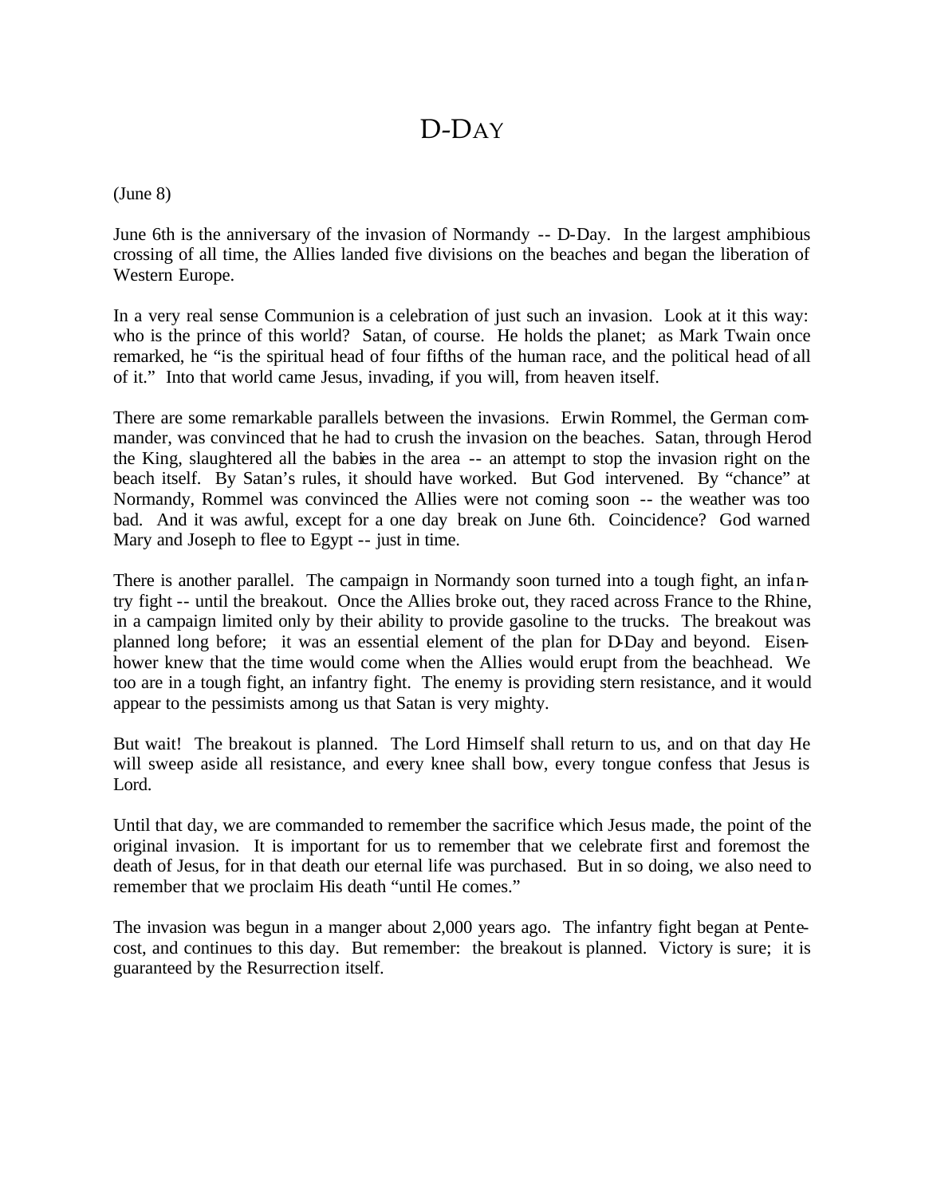# D-DAY

(June 8)

June 6th is the anniversary of the invasion of Normandy -- D-Day. In the largest amphibious crossing of all time, the Allies landed five divisions on the beaches and began the liberation of Western Europe.

In a very real sense Communion is a celebration of just such an invasion. Look at it this way: who is the prince of this world? Satan, of course. He holds the planet; as Mark Twain once remarked, he "is the spiritual head of four fifths of the human race, and the political head of all of it." Into that world came Jesus, invading, if you will, from heaven itself.

There are some remarkable parallels between the invasions. Erwin Rommel, the German commander, was convinced that he had to crush the invasion on the beaches. Satan, through Herod the King, slaughtered all the babies in the area -- an attempt to stop the invasion right on the beach itself. By Satan's rules, it should have worked. But God intervened. By "chance" at Normandy, Rommel was convinced the Allies were not coming soon -- the weather was too bad. And it was awful, except for a one day break on June 6th. Coincidence? God warned Mary and Joseph to flee to Egypt -- just in time.

There is another parallel. The campaign in Normandy soon turned into a tough fight, an infantry fight -- until the breakout. Once the Allies broke out, they raced across France to the Rhine, in a campaign limited only by their ability to provide gasoline to the trucks. The breakout was planned long before; it was an essential element of the plan for D-Day and beyond. Eisenhower knew that the time would come when the Allies would erupt from the beachhead. We too are in a tough fight, an infantry fight. The enemy is providing stern resistance, and it would appear to the pessimists among us that Satan is very mighty.

But wait! The breakout is planned. The Lord Himself shall return to us, and on that day He will sweep aside all resistance, and every knee shall bow, every tongue confess that Jesus is Lord.

Until that day, we are commanded to remember the sacrifice which Jesus made, the point of the original invasion. It is important for us to remember that we celebrate first and foremost the death of Jesus, for in that death our eternal life was purchased. But in so doing, we also need to remember that we proclaim His death "until He comes."

The invasion was begun in a manger about 2,000 years ago. The infantry fight began at Pentecost, and continues to this day. But remember: the breakout is planned. Victory is sure; it is guaranteed by the Resurrection itself.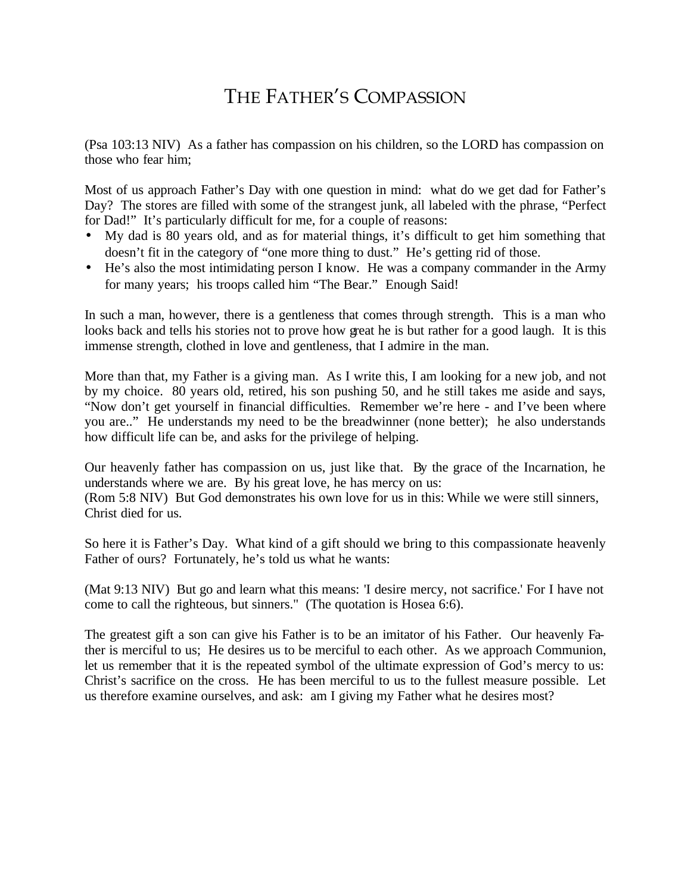# THE FATHER'S COMPASSION

(Psa 103:13 NIV) As a father has compassion on his children, so the LORD has compassion on those who fear him;

Most of us approach Father's Day with one question in mind: what do we get dad for Father's Day? The stores are filled with some of the strangest junk, all labeled with the phrase, "Perfect for Dad!" It's particularly difficult for me, for a couple of reasons:

- My dad is 80 years old, and as for material things, it's difficult to get him something that doesn't fit in the category of "one more thing to dust." He's getting rid of those.
- He's also the most intimidating person I know. He was a company commander in the Army for many years; his troops called him "The Bear." Enough Said!

In such a man, however, there is a gentleness that comes through strength. This is a man who looks back and tells his stories not to prove how great he is but rather for a good laugh. It is this immense strength, clothed in love and gentleness, that I admire in the man.

More than that, my Father is a giving man. As I write this, I am looking for a new job, and not by my choice. 80 years old, retired, his son pushing 50, and he still takes me aside and says, "Now don't get yourself in financial difficulties. Remember we're here - and I've been where you are.." He understands my need to be the breadwinner (none better); he also understands how difficult life can be, and asks for the privilege of helping.

Our heavenly father has compassion on us, just like that. By the grace of the Incarnation, he understands where we are. By his great love, he has mercy on us:
(Rom 5:8 NIV) But God demonstrates his own love for us in this: While we were still sinners, Christ died for us.

So here it is Father's Day. What kind of a gift should we bring to this compassionate heavenly Father of ours? Fortunately, he's told us what he wants:

(Mat 9:13 NIV) But go and learn what this means: 'I desire mercy, not sacrifice.' For I have not come to call the righteous, but sinners." (The quotation is Hosea 6:6).

The greatest gift a son can give his Father is to be an imitator of his Father. Our heavenly Father is merciful to us; He desires us to be merciful to each other. As we approach Communion, let us remember that it is the repeated symbol of the ultimate expression of God's mercy to us: Christ's sacrifice on the cross. He has been merciful to us to the fullest measure possible. Let us therefore examine ourselves, and ask: am I giving my Father what he desires most?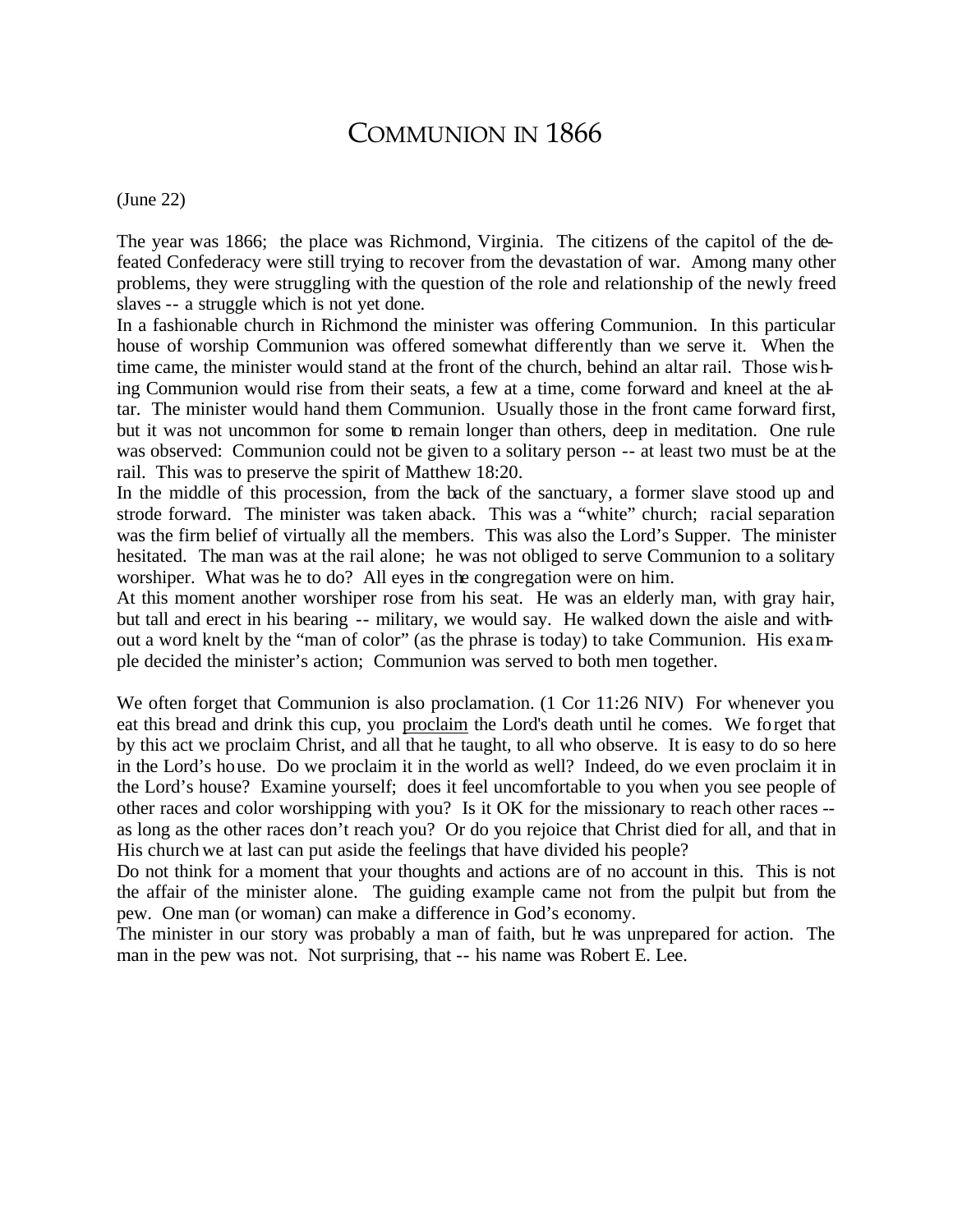# COMMUNION IN 1866

(June 22)

The year was 1866; the place was Richmond, Virginia. The citizens of the capitol of the defeated Confederacy were still trying to recover from the devastation of war. Among many other problems, they were struggling with the question of the role and relationship of the newly freed slaves -- a struggle which is not yet done.

In a fashionable church in Richmond the minister was offering Communion. In this particular house of worship Communion was offered somewhat differently than we serve it. When the time came, the minister would stand at the front of the church, behind an altar rail. Those wishing Communion would rise from their seats, a few at a time, come forward and kneel at the altar. The minister would hand them Communion. Usually those in the front came forward first, but it was not uncommon for some to remain longer than others, deep in meditation. One rule was observed: Communion could not be given to a solitary person -- at least two must be at the rail. This was to preserve the spirit of Matthew 18:20.

In the middle of this procession, from the back of the sanctuary, a former slave stood up and strode forward. The minister was taken aback. This was a "white" church; racial separation was the firm belief of virtually all the members. This was also the Lord's Supper. The minister hesitated. The man was at the rail alone; he was not obliged to serve Communion to a solitary worshiper. What was he to do? All eyes in the congregation were on him.

At this moment another worshiper rose from his seat. He was an elderly man, with gray hair, but tall and erect in his bearing -- military, we would say. He walked down the aisle and without a word knelt by the "man of color" (as the phrase is today) to take Communion. His example decided the minister's action; Communion was served to both men together.

We often forget that Communion is also proclamation. (1 Cor 11:26 NIV) For whenever you eat this bread and drink this cup, you proclaim the Lord's death until he comes. We forget that by this act we proclaim Christ, and all that he taught, to all who observe. It is easy to do so here in the Lord's house. Do we proclaim it in the world as well? Indeed, do we even proclaim it in the Lord's house? Examine yourself; does it feel uncomfortable to you when you see people of other races and color worshipping with you? Is it OK for the missionary to reach other races -- as long as the other races don't reach you? Or do you rejoice that Christ died for all, and that in His church we at last can put aside the feelings that have divided his people?

Do not think for a moment that your thoughts and actions are of no account in this. This is not the affair of the minister alone. The guiding example came not from the pulpit but from the pew. One man (or woman) can make a difference in God's economy.

The minister in our story was probably a man of faith, but he was unprepared for action. The man in the pew was not. Not surprising, that -- his name was Robert E. Lee.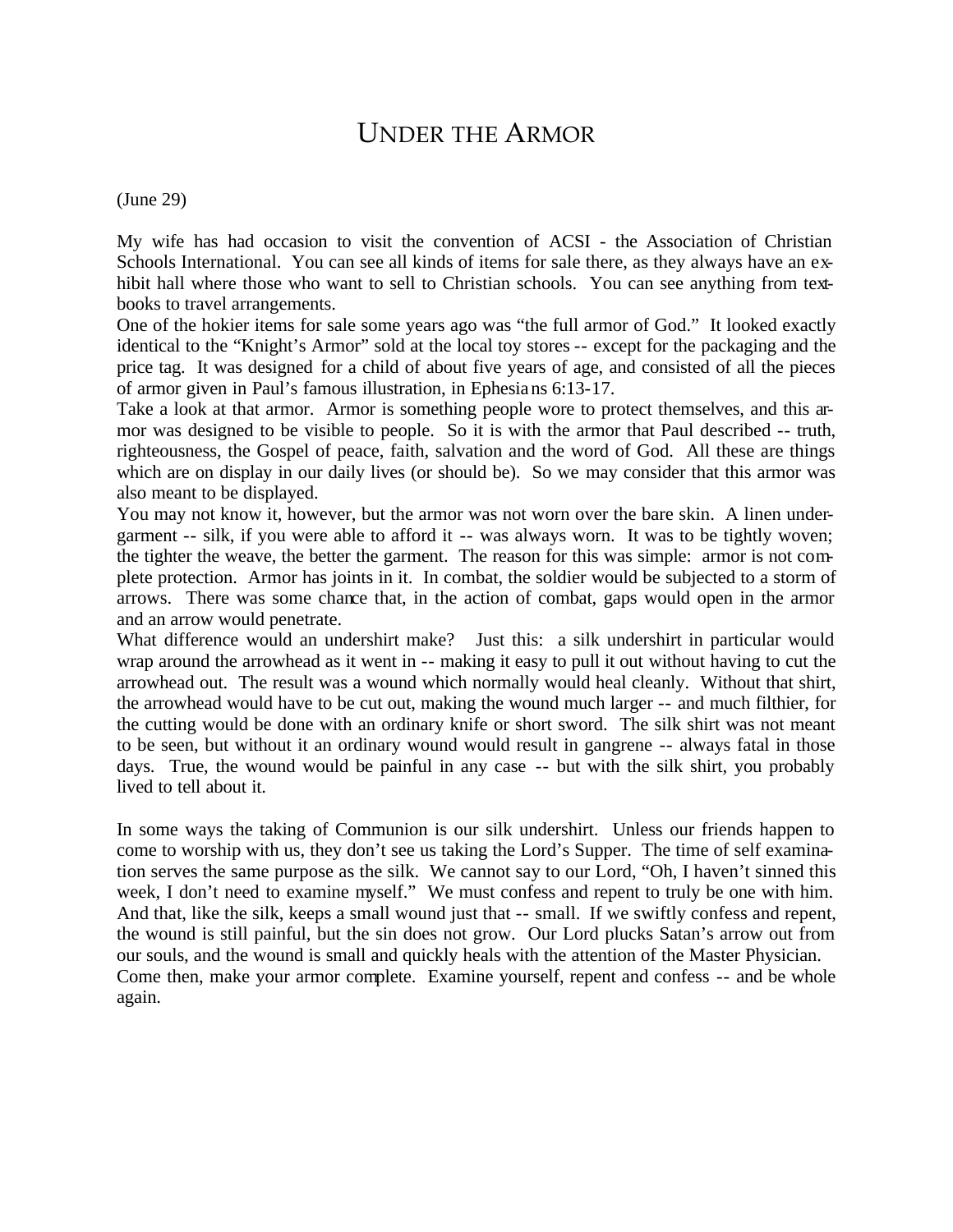# UNDER THE ARMOR

(June 29)

My wife has had occasion to visit the convention of ACSI - the Association of Christian Schools International. You can see all kinds of items for sale there, as they always have an exhibit hall where those who want to sell to Christian schools. You can see anything from textbooks to travel arrangements.

One of the hokier items for sale some years ago was "the full armor of God." It looked exactly identical to the "Knight's Armor" sold at the local toy stores -- except for the packaging and the price tag. It was designed for a child of about five years of age, and consisted of all the pieces of armor given in Paul's famous illustration, in Ephesians 6:13-17.

Take a look at that armor. Armor is something people wore to protect themselves, and this armor was designed to be visible to people. So it is with the armor that Paul described -- truth, righteousness, the Gospel of peace, faith, salvation and the word of God. All these are things which are on display in our daily lives (or should be). So we may consider that this armor was also meant to be displayed.

You may not know it, however, but the armor was not worn over the bare skin. A linen undergarment -- silk, if you were able to afford it -- was always worn. It was to be tightly woven; the tighter the weave, the better the garment. The reason for this was simple: armor is not complete protection. Armor has joints in it. In combat, the soldier would be subjected to a storm of arrows. There was some chance that, in the action of combat, gaps would open in the armor and an arrow would penetrate.

What difference would an undershirt make? Just this: a silk undershirt in particular would wrap around the arrowhead as it went in -- making it easy to pull it out without having to cut the arrowhead out. The result was a wound which normally would heal cleanly. Without that shirt, the arrowhead would have to be cut out, making the wound much larger -- and much filthier, for the cutting would be done with an ordinary knife or short sword. The silk shirt was not meant to be seen, but without it an ordinary wound would result in gangrene -- always fatal in those days. True, the wound would be painful in any case -- but with the silk shirt, you probably lived to tell about it.

In some ways the taking of Communion is our silk undershirt. Unless our friends happen to come to worship with us, they don't see us taking the Lord's Supper. The time of self examination serves the same purpose as the silk. We cannot say to our Lord, "Oh, I haven't sinned this week, I don't need to examine myself." We must confess and repent to truly be one with him. And that, like the silk, keeps a small wound just that -- small. If we swiftly confess and repent, the wound is still painful, but the sin does not grow. Our Lord plucks Satan's arrow out from our souls, and the wound is small and quickly heals with the attention of the Master Physician.

Come then, make your armor complete. Examine yourself, repent and confess -- and be whole again.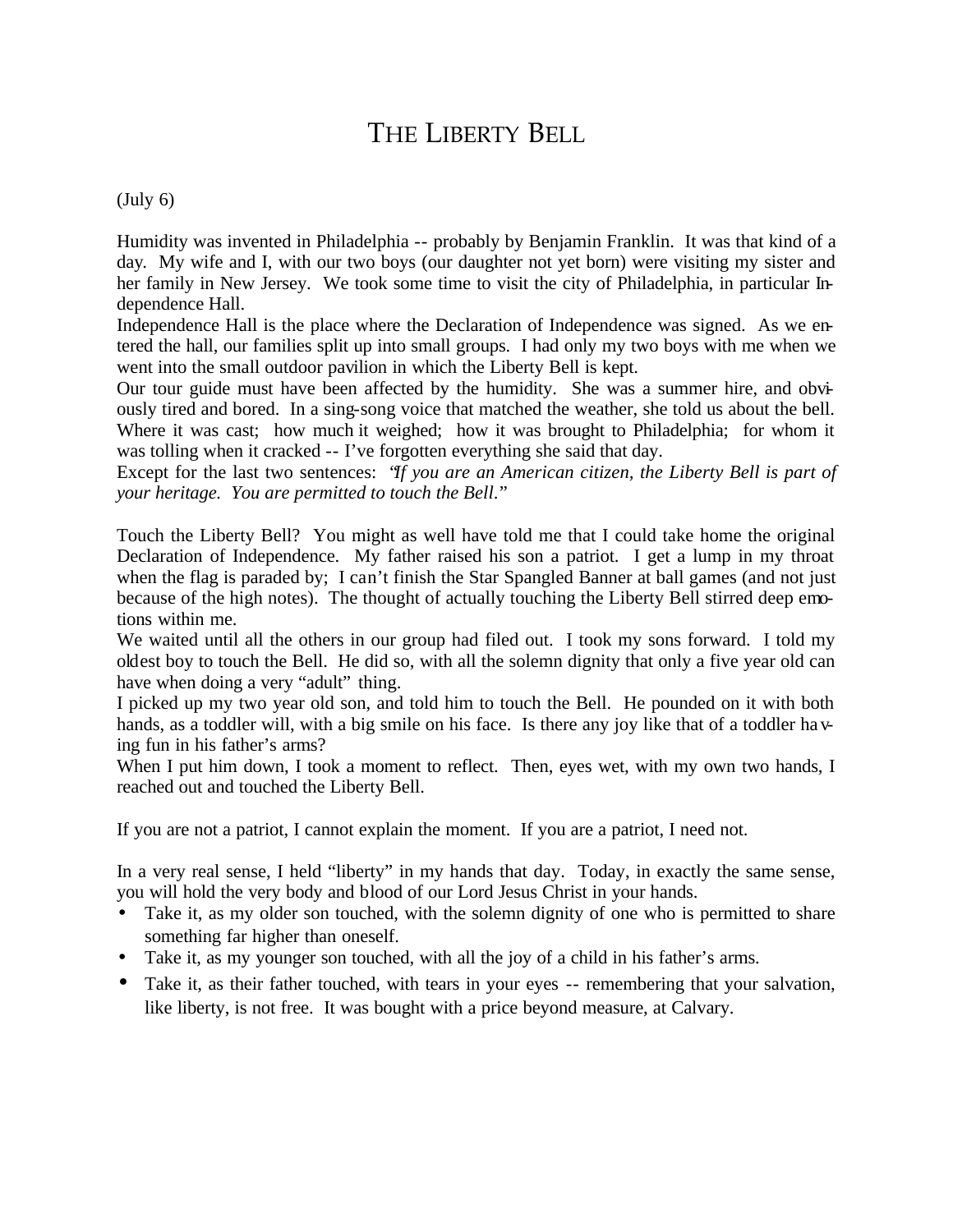# THE LIBERTY BELL

(July 6)

Humidity was invented in Philadelphia -- probably by Benjamin Franklin. It was that kind of a day. My wife and I, with our two boys (our daughter not yet born) were visiting my sister and her family in New Jersey. We took some time to visit the city of Philadelphia, in particular Independence Hall.

Independence Hall is the place where the Declaration of Independence was signed. As we entered the hall, our families split up into small groups. I had only my two boys with me when we went into the small outdoor pavilion in which the Liberty Bell is kept.

Our tour guide must have been affected by the humidity. She was a summer hire, and obviously tired and bored. In a sing-song voice that matched the weather, she told us about the bell. Where it was cast; how much it weighed; how it was brought to Philadelphia; for whom it was tolling when it cracked -- I've forgotten everything she said that day.

Except for the last two sentences: "*If you are an American citizen, the Liberty Bell is part of your heritage. You are permitted to touch the Bell.*"

Touch the Liberty Bell? You might as well have told me that I could take home the original Declaration of Independence. My father raised his son a patriot. I get a lump in my throat when the flag is paraded by; I can't finish the Star Spangled Banner at ball games (and not just because of the high notes). The thought of actually touching the Liberty Bell stirred deep emotions within me.

We waited until all the others in our group had filed out. I took my sons forward. I told my oldest boy to touch the Bell. He did so, with all the solemn dignity that only a five year old can have when doing a very "adult" thing.

I picked up my two year old son, and told him to touch the Bell. He pounded on it with both hands, as a toddler will, with a big smile on his face. Is there any joy like that of a toddler having fun in his father's arms?

When I put him down, I took a moment to reflect. Then, eyes wet, with my own two hands, I reached out and touched the Liberty Bell.

If you are not a patriot, I cannot explain the moment. If you are a patriot, I need not.

In a very real sense, I held "liberty" in my hands that day. Today, in exactly the same sense, you will hold the very body and blood of our Lord Jesus Christ in your hands.

- Take it, as my older son touched, with the solemn dignity of one who is permitted to share something far higher than oneself.
- Take it, as my younger son touched, with all the joy of a child in his father's arms.
- Take it, as their father touched, with tears in your eyes -- remembering that your salvation, like liberty, is not free. It was bought with a price beyond measure, at Calvary.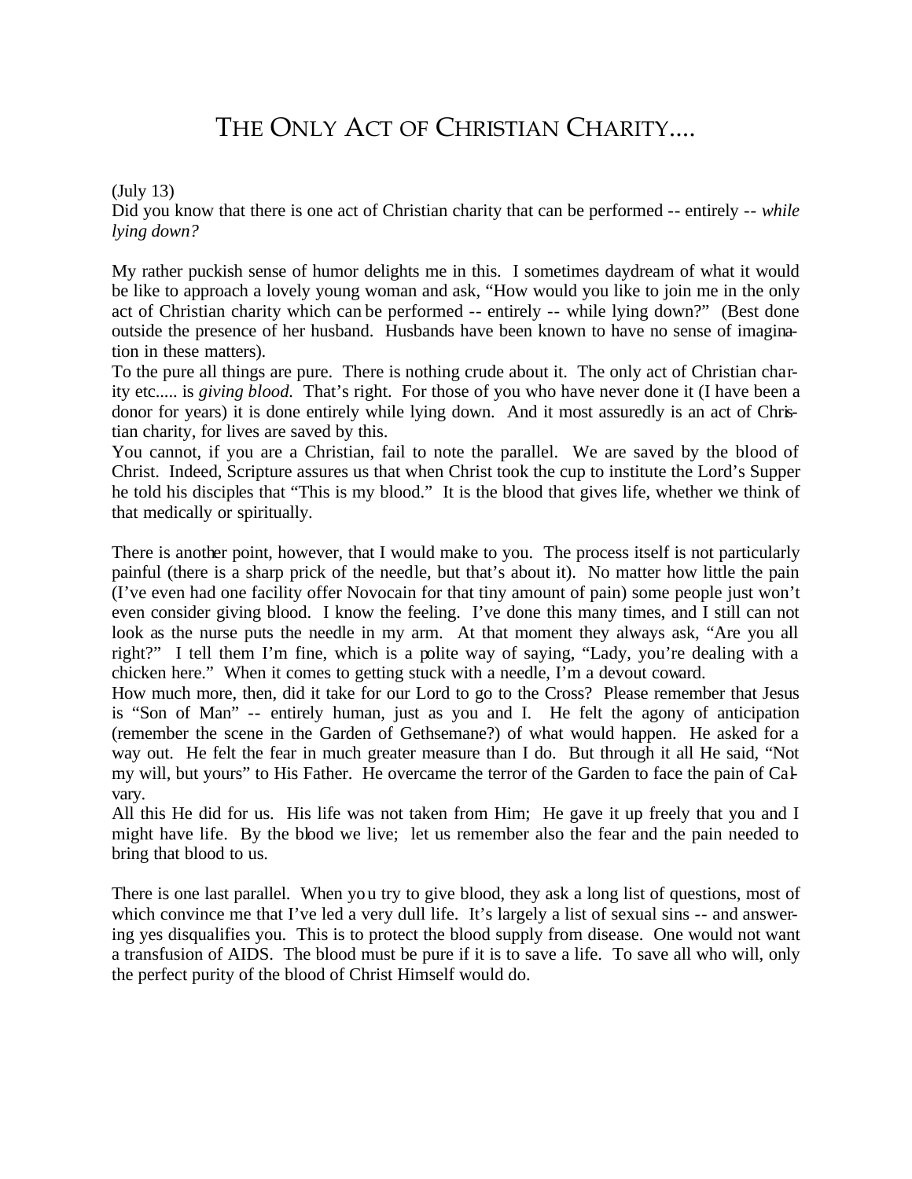# The Only Act of Christian Charity....

(July 13)
Did you know that there is one act of Christian charity that can be performed -- entirely -- *while lying down?*

My rather puckish sense of humor delights me in this. I sometimes daydream of what it would be like to approach a lovely young woman and ask, "How would you like to join me in the only act of Christian charity which can be performed -- entirely -- while lying down?" (Best done outside the presence of her husband. Husbands have been known to have no sense of imagination in these matters).

To the pure all things are pure. There is nothing crude about it. The only act of Christian charity etc..... is *giving blood.* That's right. For those of you who have never done it (I have been a donor for years) it is done entirely while lying down. And it most assuredly is an act of Christian charity, for lives are saved by this.

You cannot, if you are a Christian, fail to note the parallel. We are saved by the blood of Christ. Indeed, Scripture assures us that when Christ took the cup to institute the Lord's Supper he told his disciples that "This is my blood." It is the blood that gives life, whether we think of that medically or spiritually.

There is another point, however, that I would make to you. The process itself is not particularly painful (there is a sharp prick of the needle, but that's about it). No matter how little the pain (I've even had one facility offer Novocain for that tiny amount of pain) some people just won't even consider giving blood. I know the feeling. I've done this many times, and I still can not look as the nurse puts the needle in my arm. At that moment they always ask, "Are you all right?" I tell them I'm fine, which is a polite way of saying, "Lady, you're dealing with a chicken here." When it comes to getting stuck with a needle, I'm a devout coward.

How much more, then, did it take for our Lord to go to the Cross? Please remember that Jesus is "Son of Man" -- entirely human, just as you and I. He felt the agony of anticipation (remember the scene in the Garden of Gethsemane?) of what would happen. He asked for a way out. He felt the fear in much greater measure than I do. But through it all He said, "Not my will, but yours" to His Father. He overcame the terror of the Garden to face the pain of Calvary.

All this He did for us. His life was not taken from Him; He gave it up freely that you and I might have life. By the blood we live; let us remember also the fear and the pain needed to bring that blood to us.

There is one last parallel. When you try to give blood, they ask a long list of questions, most of which convince me that I've led a very dull life. It's largely a list of sexual sins -- and answering yes disqualifies you. This is to protect the blood supply from disease. One would not want a transfusion of AIDS. The blood must be pure if it is to save a life. To save all who will, only the perfect purity of the blood of Christ Himself would do.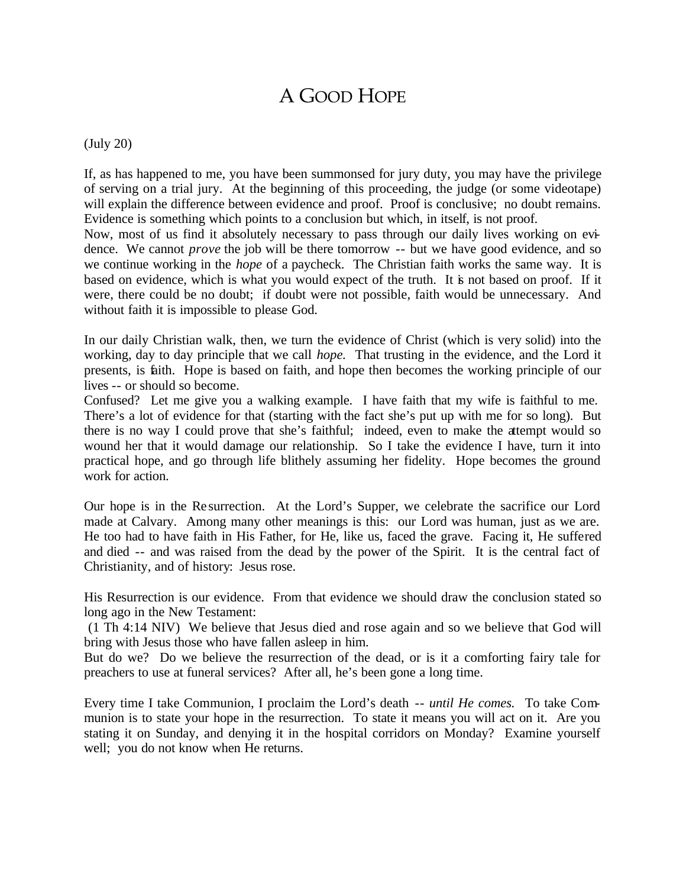# A Good Hope

(July 20)

If, as has happened to me, you have been summonsed for jury duty, you may have the privilege of serving on a trial jury. At the beginning of this proceeding, the judge (or some videotape) will explain the difference between evidence and proof. Proof is conclusive; no doubt remains. Evidence is something which points to a conclusion but which, in itself, is not proof.

Now, most of us find it absolutely necessary to pass through our daily lives working on evidence. We cannot *prove* the job will be there tomorrow -- but we have good evidence, and so we continue working in the *hope* of a paycheck. The Christian faith works the same way. It is based on evidence, which is what you would expect of the truth. It is not based on proof. If it were, there could be no doubt; if doubt were not possible, faith would be unnecessary. And without faith it is impossible to please God.

In our daily Christian walk, then, we turn the evidence of Christ (which is very solid) into the working, day to day principle that we call *hope.* That trusting in the evidence, and the Lord it presents, is faith. Hope is based on faith, and hope then becomes the working principle of our lives -- or should so become.

Confused? Let me give you a walking example. I have faith that my wife is faithful to me. There's a lot of evidence for that (starting with the fact she's put up with me for so long). But there is no way I could prove that she's faithful; indeed, even to make the attempt would so wound her that it would damage our relationship. So I take the evidence I have, turn it into practical hope, and go through life blithely assuming her fidelity. Hope becomes the ground work for action.

Our hope is in the Resurrection. At the Lord's Supper, we celebrate the sacrifice our Lord made at Calvary. Among many other meanings is this: our Lord was human, just as we are. He too had to have faith in His Father, for He, like us, faced the grave. Facing it, He suffered and died -- and was raised from the dead by the power of the Spirit. It is the central fact of Christianity, and of history: Jesus rose.

His Resurrection is our evidence. From that evidence we should draw the conclusion stated so long ago in the New Testament:

(1 Th 4:14 NIV) We believe that Jesus died and rose again and so we believe that God will bring with Jesus those who have fallen asleep in him.

But do we? Do we believe the resurrection of the dead, or is it a comforting fairy tale for preachers to use at funeral services? After all, he's been gone a long time.

Every time I take Communion, I proclaim the Lord's death -- *until He comes.* To take Communion is to state your hope in the resurrection. To state it means you will act on it. Are you stating it on Sunday, and denying it in the hospital corridors on Monday? Examine yourself well; you do not know when He returns.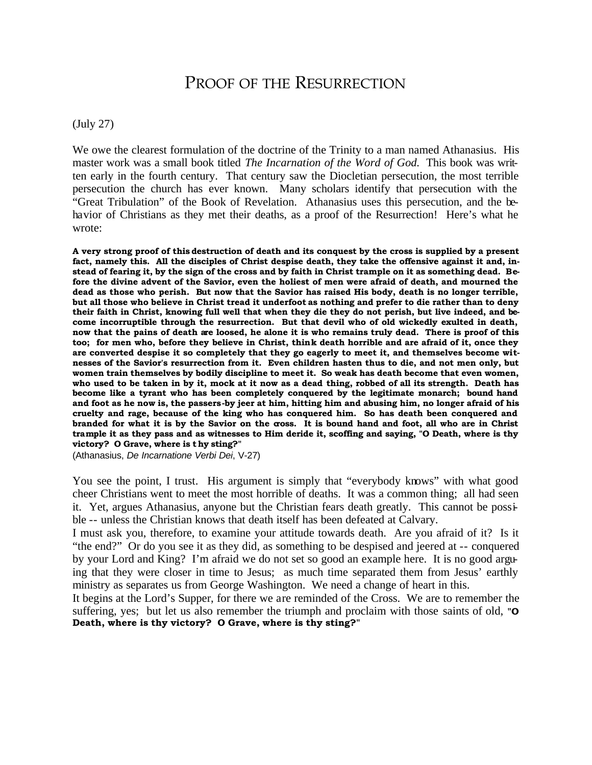# Proof of the Resurrection

(July 27)

We owe the clearest formulation of the doctrine of the Trinity to a man named Athanasius. His master work was a small book titled *The Incarnation of the Word of God.* This book was written early in the fourth century. That century saw the Diocletian persecution, the most terrible persecution the church has ever known. Many scholars identify that persecution with the "Great Tribulation" of the Book of Revelation. Athanasius uses this persecution, and the behavior of Christians as they met their deaths, as a proof of the Resurrection! Here's what he wrote:

**A very strong proof of this destruction of death and its conquest by the cross is supplied by a present fact, namely this. All the disciples of Christ despise death, they take the offensive against it and, instead of fearing it, by the sign of the cross and by faith in Christ trample on it as something dead. Before the divine advent of the Savior, even the holiest of men were afraid of death, and mourned the dead as those who perish. But now that the Savior has raised His body, death is no longer terrible, but all those who believe in Christ tread it underfoot as nothing and prefer to die rather than to deny their faith in Christ, knowing full well that when they die they do not perish, but live indeed, and become incorruptible through the resurrection. But that devil who of old wickedly exulted in death, now that the pains of death are loosed, he alone it is who remains truly dead. There is proof of this too; for men who, before they believe in Christ, think death horrible and are afraid of it, once they are converted despise it so completely that they go eagerly to meet it, and themselves become witnesses of the Savior's resurrection from it. Even children hasten thus to die, and not men only, but women train themselves by bodily discipline to meet it. So weak has death become that even women, who used to be taken in by it, mock at it now as a dead thing, robbed of all its strength. Death has become like a tyrant who has been completely conquered by the legitimate monarch; bound hand and foot as he now is, the passers-by jeer at him, hitting him and abusing him, no longer afraid of his cruelty and rage, because of the king who has conquered him. So has death been conquered and branded for what it is by the Savior on the cross. It is bound hand and foot, all who are in Christ trample it as they pass and as witnesses to Him deride it, scoffing and saying, "O Death, where is thy victory? O Grave, where is thy sting?"**

(Athanasius, *De Incarnatione Verbi Dei*, V-27)

You see the point, I trust. His argument is simply that "everybody knows" with what good cheer Christians went to meet the most horrible of deaths. It was a common thing; all had seen it. Yet, argues Athanasius, anyone but the Christian fears death greatly. This cannot be possible -- unless the Christian knows that death itself has been defeated at Calvary.

I must ask you, therefore, to examine your attitude towards death. Are you afraid of it? Is it "the end?" Or do you see it as they did, as something to be despised and jeered at -- conquered by your Lord and King? I'm afraid we do not set so good an example here. It is no good arguing that they were closer in time to Jesus; as much time separated them from Jesus' earthly ministry as separates us from George Washington. We need a change of heart in this.

It begins at the Lord's Supper, for there we are reminded of the Cross. We are to remember the suffering, yes; but let us also remember the triumph and proclaim with those saints of old, "**O Death, where is thy victory? O Grave, where is thy sting?**"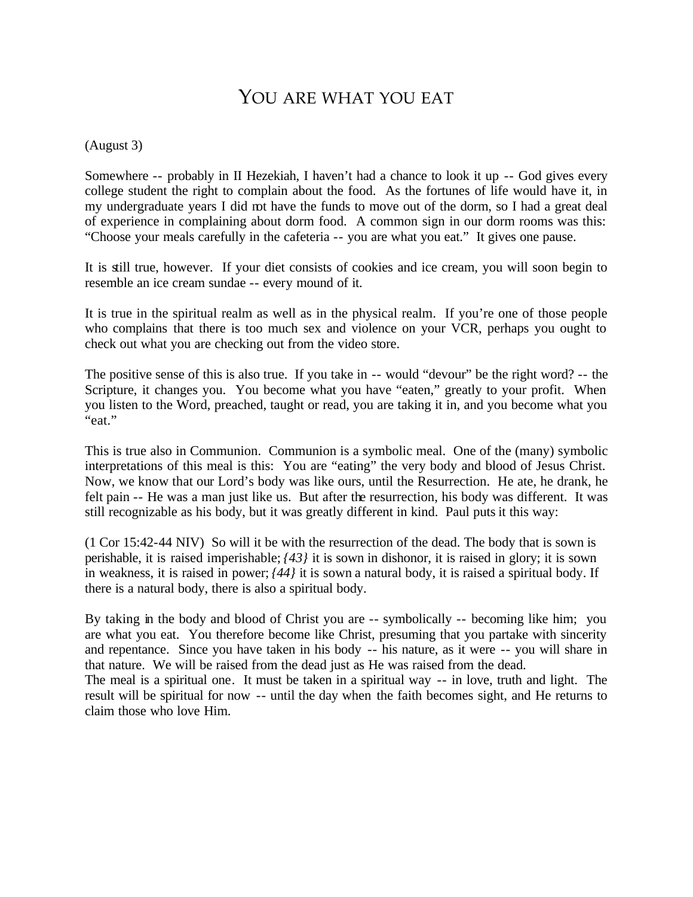# YOU ARE WHAT YOU EAT

(August 3)

Somewhere -- probably in II Hezekiah, I haven't had a chance to look it up -- God gives every college student the right to complain about the food. As the fortunes of life would have it, in my undergraduate years I did not have the funds to move out of the dorm, so I had a great deal of experience in complaining about dorm food. A common sign in our dorm rooms was this: "Choose your meals carefully in the cafeteria -- you are what you eat." It gives one pause.

It is still true, however. If your diet consists of cookies and ice cream, you will soon begin to resemble an ice cream sundae -- every mound of it.

It is true in the spiritual realm as well as in the physical realm. If you're one of those people who complains that there is too much sex and violence on your VCR, perhaps you ought to check out what you are checking out from the video store.

The positive sense of this is also true. If you take in -- would "devour" be the right word? -- the Scripture, it changes you. You become what you have "eaten," greatly to your profit. When you listen to the Word, preached, taught or read, you are taking it in, and you become what you "eat."

This is true also in Communion. Communion is a symbolic meal. One of the (many) symbolic interpretations of this meal is this: You are "eating" the very body and blood of Jesus Christ. Now, we know that our Lord's body was like ours, until the Resurrection. He ate, he drank, he felt pain -- He was a man just like us. But after the resurrection, his body was different. It was still recognizable as his body, but it was greatly different in kind. Paul puts it this way:

(1 Cor 15:42-44 NIV) So will it be with the resurrection of the dead. The body that is sown is perishable, it is raised imperishable; *{43}* it is sown in dishonor, it is raised in glory; it is sown in weakness, it is raised in power; *{44}* it is sown a natural body, it is raised a spiritual body. If there is a natural body, there is also a spiritual body.

By taking in the body and blood of Christ you are -- symbolically -- becoming like him; you are what you eat. You therefore become like Christ, presuming that you partake with sincerity and repentance. Since you have taken in his body -- his nature, as it were -- you will share in that nature. We will be raised from the dead just as He was raised from the dead.
The meal is a spiritual one. It must be taken in a spiritual way -- in love, truth and light. The result will be spiritual for now -- until the day when the faith becomes sight, and He returns to claim those who love Him.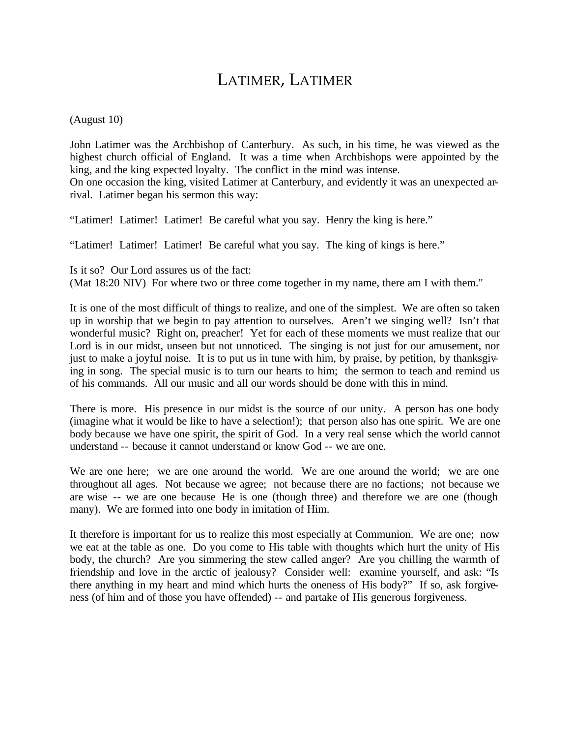# LATIMER, LATIMER

(August 10)

John Latimer was the Archbishop of Canterbury. As such, in his time, he was viewed as the highest church official of England. It was a time when Archbishops were appointed by the king, and the king expected loyalty. The conflict in the mind was intense.
On one occasion the king, visited Latimer at Canterbury, and evidently it was an unexpected arrival. Latimer began his sermon this way:

"Latimer! Latimer! Latimer! Be careful what you say. Henry the king is here."

"Latimer! Latimer! Latimer! Be careful what you say. The king of kings is here."

Is it so? Our Lord assures us of the fact:
(Mat 18:20 NIV) For where two or three come together in my name, there am I with them."

It is one of the most difficult of things to realize, and one of the simplest. We are often so taken up in worship that we begin to pay attention to ourselves. Aren't we singing well? Isn't that wonderful music? Right on, preacher! Yet for each of these moments we must realize that our Lord is in our midst, unseen but not unnoticed. The singing is not just for our amusement, nor just to make a joyful noise. It is to put us in tune with him, by praise, by petition, by thanksgiving in song. The special music is to turn our hearts to him; the sermon to teach and remind us of his commands. All our music and all our words should be done with this in mind.

There is more. His presence in our midst is the source of our unity. A person has one body (imagine what it would be like to have a selection!); that person also has one spirit. We are one body because we have one spirit, the spirit of God. In a very real sense which the world cannot understand -- because it cannot understand or know God -- we are one.

We are one here; we are one around the world. We are one around the world; we are one throughout all ages. Not because we agree; not because there are no factions; not because we are wise -- we are one because He is one (though three) and therefore we are one (though many). We are formed into one body in imitation of Him.

It therefore is important for us to realize this most especially at Communion. We are one; now we eat at the table as one. Do you come to His table with thoughts which hurt the unity of His body, the church? Are you simmering the stew called anger? Are you chilling the warmth of friendship and love in the arctic of jealousy? Consider well: examine yourself, and ask: "Is there anything in my heart and mind which hurts the oneness of His body?" If so, ask forgiveness (of him and of those you have offended) -- and partake of His generous forgiveness.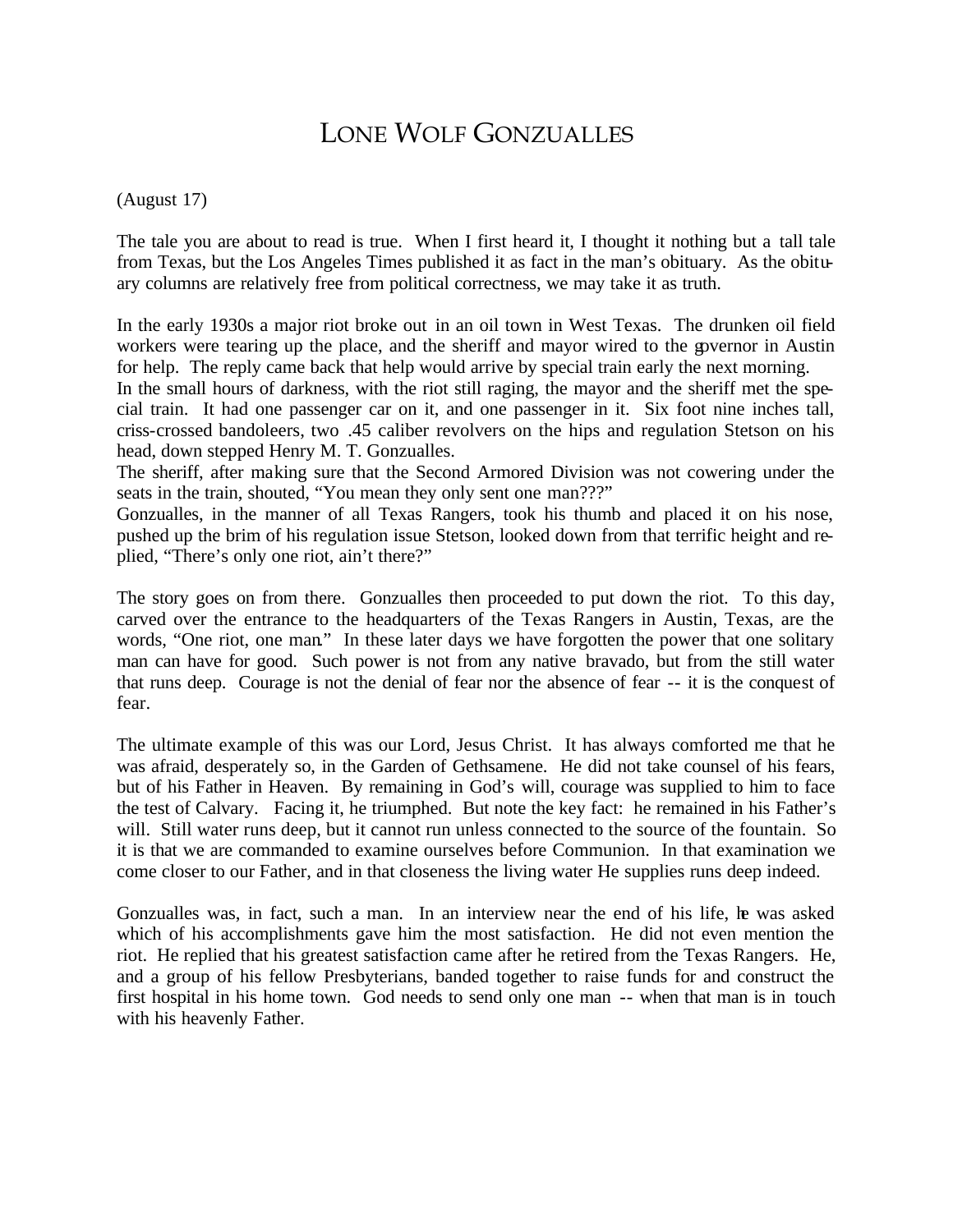# LONE WOLF GONZUALLES

(August 17)

The tale you are about to read is true. When I first heard it, I thought it nothing but a tall tale from Texas, but the Los Angeles Times published it as fact in the man's obituary. As the obituary columns are relatively free from political correctness, we may take it as truth.

In the early 1930s a major riot broke out in an oil town in West Texas. The drunken oil field workers were tearing up the place, and the sheriff and mayor wired to the governor in Austin for help. The reply came back that help would arrive by special train early the next morning.

In the small hours of darkness, with the riot still raging, the mayor and the sheriff met the special train. It had one passenger car on it, and one passenger in it. Six foot nine inches tall, criss-crossed bandoleers, two .45 caliber revolvers on the hips and regulation Stetson on his head, down stepped Henry M. T. Gonzualles.

The sheriff, after making sure that the Second Armored Division was not cowering under the seats in the train, shouted, "You mean they only sent one man???"

Gonzualles, in the manner of all Texas Rangers, took his thumb and placed it on his nose, pushed up the brim of his regulation issue Stetson, looked down from that terrific height and replied, "There's only one riot, ain't there?"

The story goes on from there. Gonzualles then proceeded to put down the riot. To this day, carved over the entrance to the headquarters of the Texas Rangers in Austin, Texas, are the words, "One riot, one man." In these later days we have forgotten the power that one solitary man can have for good. Such power is not from any native bravado, but from the still water that runs deep. Courage is not the denial of fear nor the absence of fear -- it is the conquest of fear.

The ultimate example of this was our Lord, Jesus Christ. It has always comforted me that he was afraid, desperately so, in the Garden of Gethsamene. He did not take counsel of his fears, but of his Father in Heaven. By remaining in God's will, courage was supplied to him to face the test of Calvary. Facing it, he triumphed. But note the key fact: he remained in his Father's will. Still water runs deep, but it cannot run unless connected to the source of the fountain. So it is that we are commanded to examine ourselves before Communion. In that examination we come closer to our Father, and in that closeness the living water He supplies runs deep indeed.

Gonzualles was, in fact, such a man. In an interview near the end of his life, he was asked which of his accomplishments gave him the most satisfaction. He did not even mention the riot. He replied that his greatest satisfaction came after he retired from the Texas Rangers. He, and a group of his fellow Presbyterians, banded together to raise funds for and construct the first hospital in his home town. God needs to send only one man -- when that man is in touch with his heavenly Father.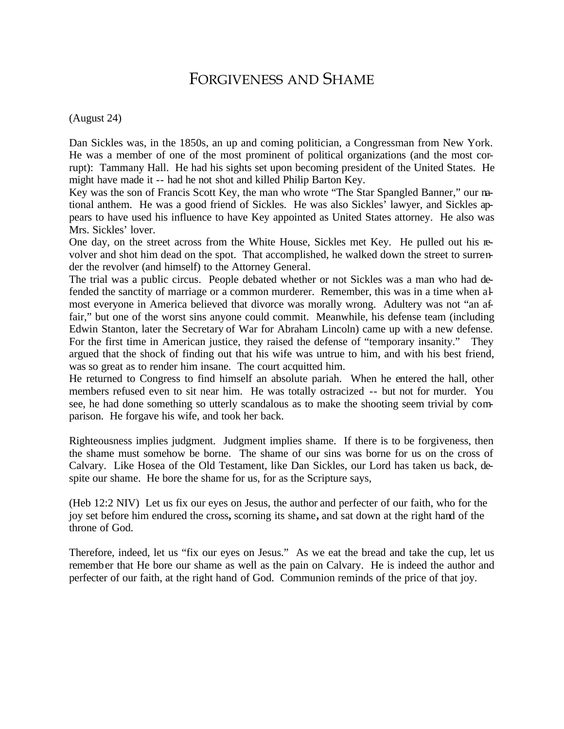# Forgiveness and Shame

(August 24)

Dan Sickles was, in the 1850s, an up and coming politician, a Congressman from New York. He was a member of one of the most prominent of political organizations (and the most corrupt): Tammany Hall. He had his sights set upon becoming president of the United States. He might have made it -- had he not shot and killed Philip Barton Key.

Key was the son of Francis Scott Key, the man who wrote "The Star Spangled Banner," our national anthem. He was a good friend of Sickles. He was also Sickles' lawyer, and Sickles appears to have used his influence to have Key appointed as United States attorney. He also was Mrs. Sickles' lover.

One day, on the street across from the White House, Sickles met Key. He pulled out his revolver and shot him dead on the spot. That accomplished, he walked down the street to surrender the revolver (and himself) to the Attorney General.

The trial was a public circus. People debated whether or not Sickles was a man who had defended the sanctity of marriage or a common murderer. Remember, this was in a time when almost everyone in America believed that divorce was morally wrong. Adultery was not "an affair," but one of the worst sins anyone could commit. Meanwhile, his defense team (including Edwin Stanton, later the Secretary of War for Abraham Lincoln) came up with a new defense. For the first time in American justice, they raised the defense of "temporary insanity." They argued that the shock of finding out that his wife was untrue to him, and with his best friend, was so great as to render him insane. The court acquitted him.

He returned to Congress to find himself an absolute pariah. When he entered the hall, other members refused even to sit near him. He was totally ostracized -- but not for murder. You see, he had done something so utterly scandalous as to make the shooting seem trivial by comparison. He forgave his wife, and took her back.

Righteousness implies judgment. Judgment implies shame. If there is to be forgiveness, then the shame must somehow be borne. The shame of our sins was borne for us on the cross of Calvary. Like Hosea of the Old Testament, like Dan Sickles, our Lord has taken us back, despite our shame. He bore the shame for us, for as the Scripture says,

(Heb 12:2 NIV) Let us fix our eyes on Jesus, the author and perfecter of our faith, who for the joy set before him endured the cross**,** scorning its shame**,** and sat down at the right hand of the throne of God.

Therefore, indeed, let us "fix our eyes on Jesus." As we eat the bread and take the cup, let us remember that He bore our shame as well as the pain on Calvary. He is indeed the author and perfecter of our faith, at the right hand of God. Communion reminds of the price of that joy.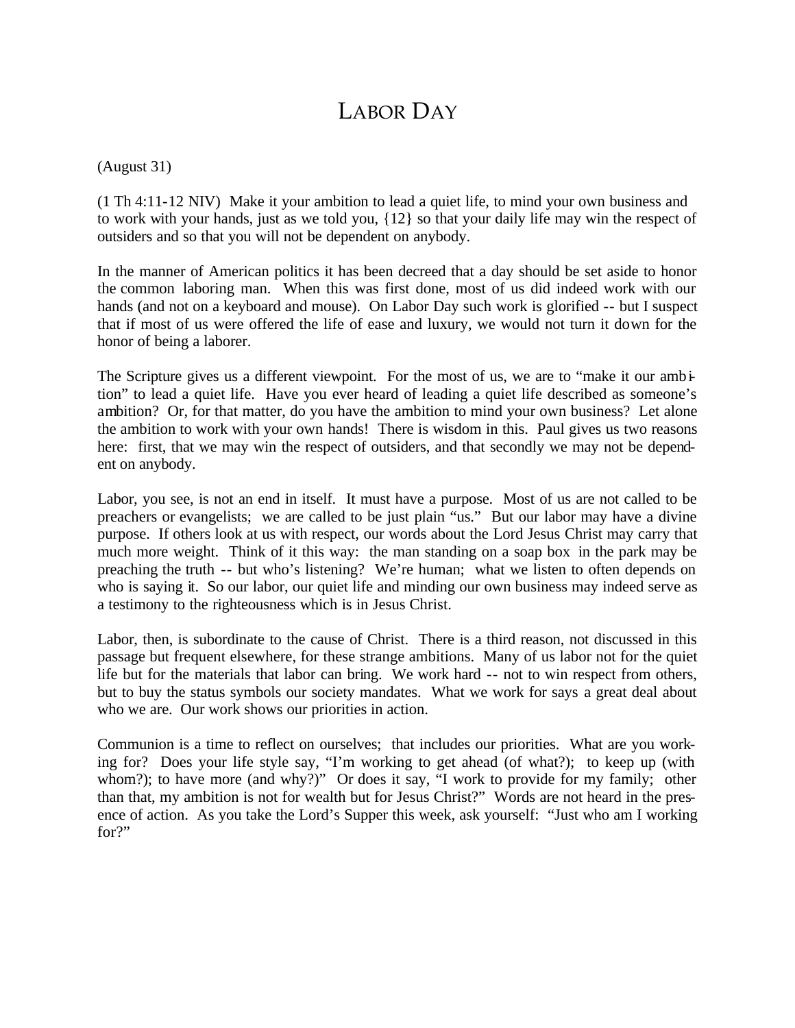# LABOR DAY

(August 31)

(1 Th 4:11-12 NIV) Make it your ambition to lead a quiet life, to mind your own business and to work with your hands, just as we told you, {12} so that your daily life may win the respect of outsiders and so that you will not be dependent on anybody.

In the manner of American politics it has been decreed that a day should be set aside to honor the common laboring man. When this was first done, most of us did indeed work with our hands (and not on a keyboard and mouse). On Labor Day such work is glorified -- but I suspect that if most of us were offered the life of ease and luxury, we would not turn it down for the honor of being a laborer.

The Scripture gives us a different viewpoint. For the most of us, we are to "make it our ambition" to lead a quiet life. Have you ever heard of leading a quiet life described as someone's ambition? Or, for that matter, do you have the ambition to mind your own business? Let alone the ambition to work with your own hands! There is wisdom in this. Paul gives us two reasons here: first, that we may win the respect of outsiders, and that secondly we may not be dependent on anybody.

Labor, you see, is not an end in itself. It must have a purpose. Most of us are not called to be preachers or evangelists; we are called to be just plain "us." But our labor may have a divine purpose. If others look at us with respect, our words about the Lord Jesus Christ may carry that much more weight. Think of it this way: the man standing on a soap box in the park may be preaching the truth -- but who's listening? We're human; what we listen to often depends on who is saying it. So our labor, our quiet life and minding our own business may indeed serve as a testimony to the righteousness which is in Jesus Christ.

Labor, then, is subordinate to the cause of Christ. There is a third reason, not discussed in this passage but frequent elsewhere, for these strange ambitions. Many of us labor not for the quiet life but for the materials that labor can bring. We work hard -- not to win respect from others, but to buy the status symbols our society mandates. What we work for says a great deal about who we are. Our work shows our priorities in action.

Communion is a time to reflect on ourselves; that includes our priorities. What are you working for? Does your life style say, "I'm working to get ahead (of what?); to keep up (with whom?); to have more (and why?)" Or does it say, "I work to provide for my family; other than that, my ambition is not for wealth but for Jesus Christ?" Words are not heard in the presence of action. As you take the Lord's Supper this week, ask yourself: "Just who am I working for?"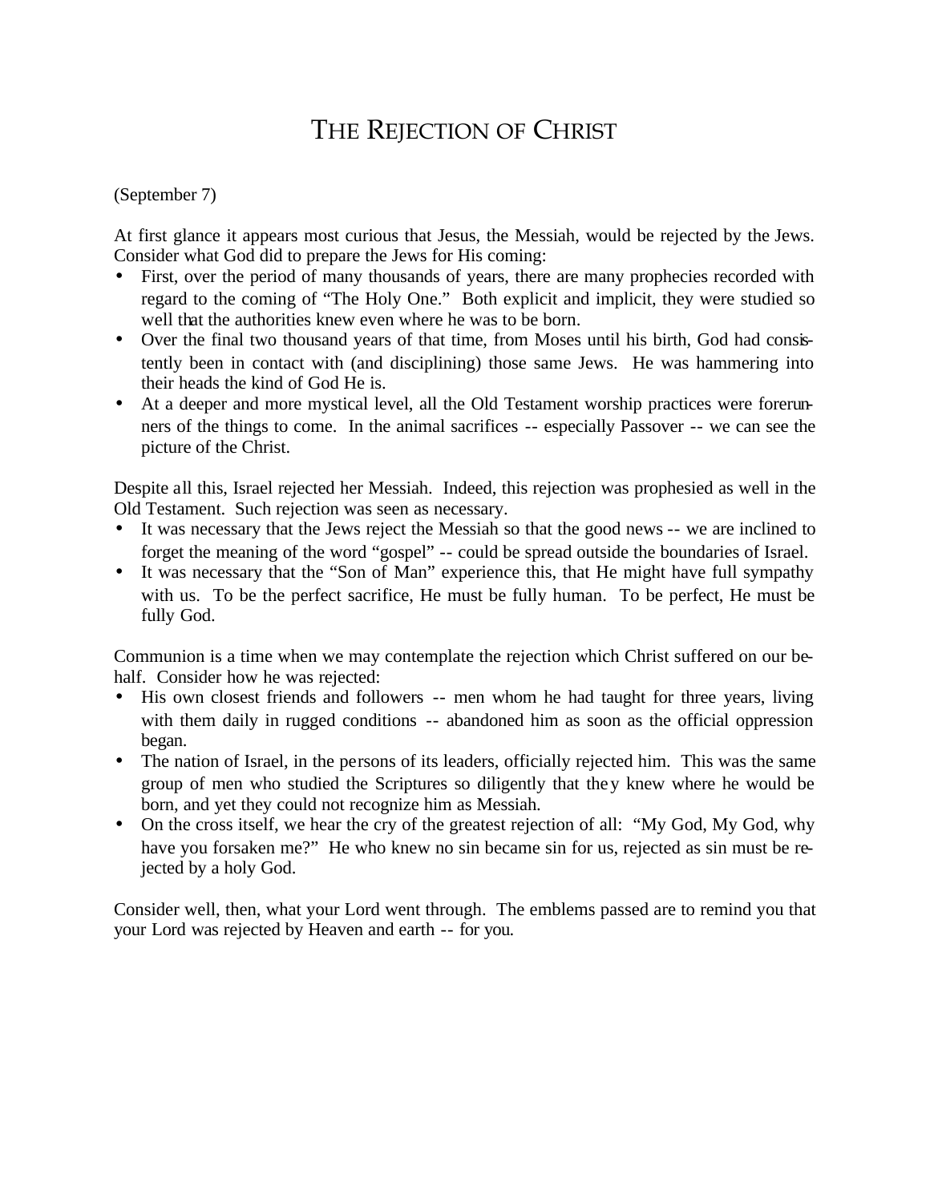# THE REJECTION OF CHRIST

(September 7)

At first glance it appears most curious that Jesus, the Messiah, would be rejected by the Jews. Consider what God did to prepare the Jews for His coming:

- First, over the period of many thousands of years, there are many prophecies recorded with regard to the coming of "The Holy One." Both explicit and implicit, they were studied so well that the authorities knew even where he was to be born.
- Over the final two thousand years of that time, from Moses until his birth, God had consistently been in contact with (and disciplining) those same Jews. He was hammering into their heads the kind of God He is.
- At a deeper and more mystical level, all the Old Testament worship practices were forerunners of the things to come. In the animal sacrifices -- especially Passover -- we can see the picture of the Christ.

Despite all this, Israel rejected her Messiah. Indeed, this rejection was prophesied as well in the Old Testament. Such rejection was seen as necessary.

- It was necessary that the Jews reject the Messiah so that the good news -- we are inclined to forget the meaning of the word "gospel" -- could be spread outside the boundaries of Israel.
- It was necessary that the "Son of Man" experience this, that He might have full sympathy with us. To be the perfect sacrifice, He must be fully human. To be perfect, He must be fully God.

Communion is a time when we may contemplate the rejection which Christ suffered on our behalf. Consider how he was rejected:

- His own closest friends and followers -- men whom he had taught for three years, living with them daily in rugged conditions -- abandoned him as soon as the official oppression began.
- The nation of Israel, in the persons of its leaders, officially rejected him. This was the same group of men who studied the Scriptures so diligently that they knew where he would be born, and yet they could not recognize him as Messiah.
- On the cross itself, we hear the cry of the greatest rejection of all: "My God, My God, why have you forsaken me?" He who knew no sin became sin for us, rejected as sin must be rejected by a holy God.

Consider well, then, what your Lord went through. The emblems passed are to remind you that your Lord was rejected by Heaven and earth -- for you.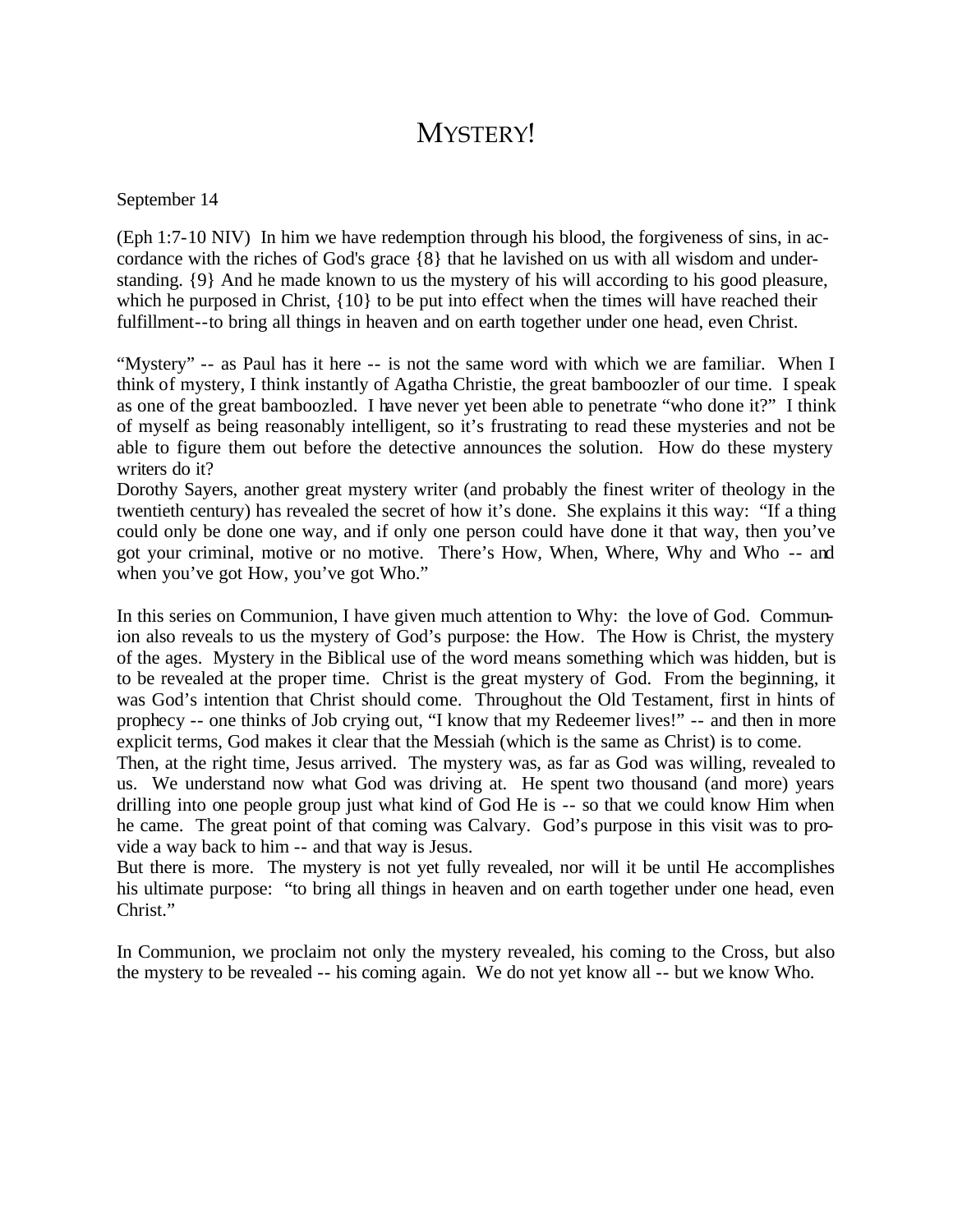# MYSTERY!

September 14

(Eph 1:7-10 NIV) In him we have redemption through his blood, the forgiveness of sins, in accordance with the riches of God's grace {8} that he lavished on us with all wisdom and understanding. {9} And he made known to us the mystery of his will according to his good pleasure, which he purposed in Christ, {10} to be put into effect when the times will have reached their fulfillment--to bring all things in heaven and on earth together under one head, even Christ.

"Mystery" -- as Paul has it here -- is not the same word with which we are familiar. When I think of mystery, I think instantly of Agatha Christie, the great bamboozler of our time. I speak as one of the great bamboozled. I have never yet been able to penetrate "who done it?" I think of myself as being reasonably intelligent, so it's frustrating to read these mysteries and not be able to figure them out before the detective announces the solution. How do these mystery writers do it?

Dorothy Sayers, another great mystery writer (and probably the finest writer of theology in the twentieth century) has revealed the secret of how it's done. She explains it this way: "If a thing could only be done one way, and if only one person could have done it that way, then you've got your criminal, motive or no motive. There's How, When, Where, Why and Who -- and when you've got How, you've got Who."

In this series on Communion, I have given much attention to Why: the love of God. Communion also reveals to us the mystery of God's purpose: the How. The How is Christ, the mystery of the ages. Mystery in the Biblical use of the word means something which was hidden, but is to be revealed at the proper time. Christ is the great mystery of God. From the beginning, it was God's intention that Christ should come. Throughout the Old Testament, first in hints of prophecy -- one thinks of Job crying out, "I know that my Redeemer lives!" -- and then in more explicit terms, God makes it clear that the Messiah (which is the same as Christ) is to come.

Then, at the right time, Jesus arrived. The mystery was, as far as God was willing, revealed to us. We understand now what God was driving at. He spent two thousand (and more) years drilling into one people group just what kind of God He is -- so that we could know Him when he came. The great point of that coming was Calvary. God's purpose in this visit was to provide a way back to him -- and that way is Jesus.

But there is more. The mystery is not yet fully revealed, nor will it be until He accomplishes his ultimate purpose: "to bring all things in heaven and on earth together under one head, even Christ."

In Communion, we proclaim not only the mystery revealed, his coming to the Cross, but also the mystery to be revealed -- his coming again. We do not yet know all -- but we know Who.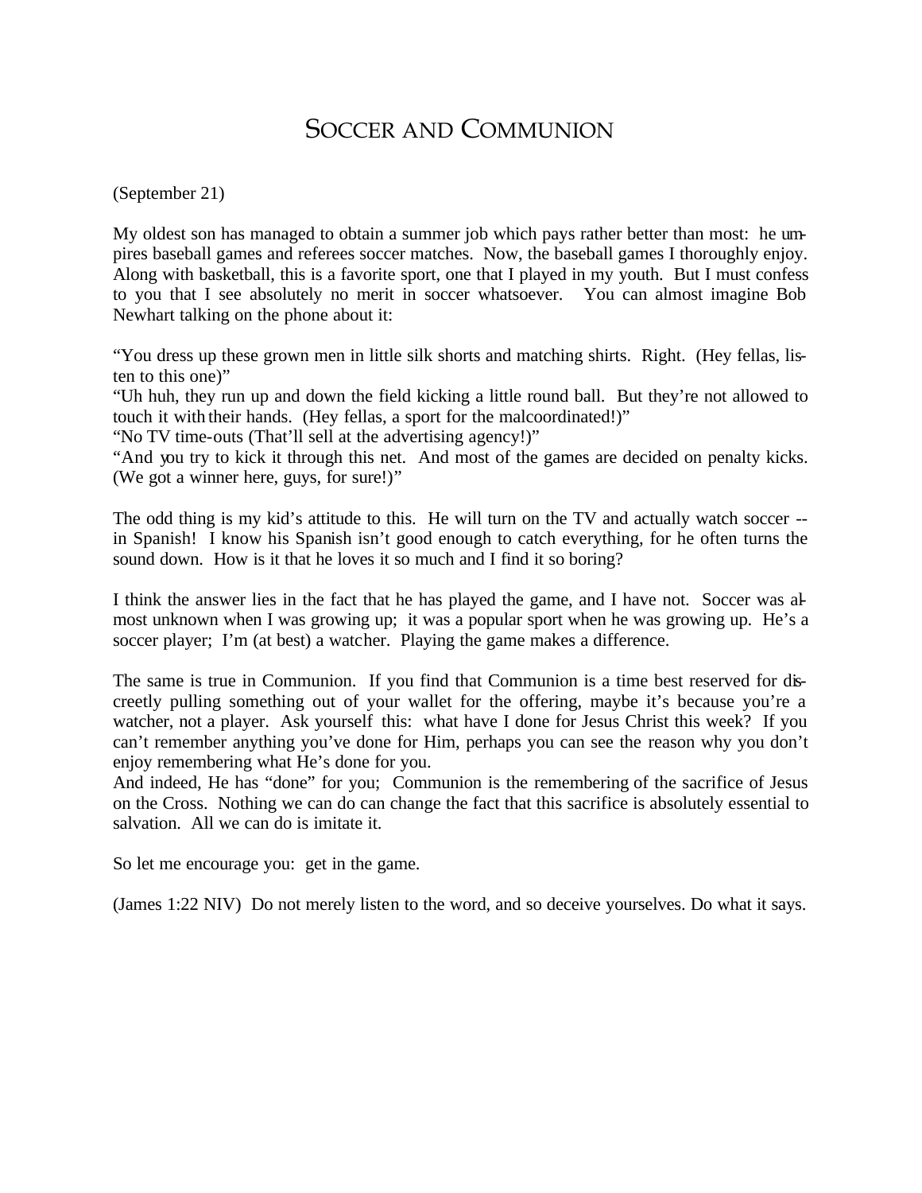# Soccer and Communion

(September 21)

My oldest son has managed to obtain a summer job which pays rather better than most: he umpires baseball games and referees soccer matches. Now, the baseball games I thoroughly enjoy. Along with basketball, this is a favorite sport, one that I played in my youth. But I must confess to you that I see absolutely no merit in soccer whatsoever. You can almost imagine Bob Newhart talking on the phone about it:

"You dress up these grown men in little silk shorts and matching shirts. Right. (Hey fellas, listen to this one)"
"Uh huh, they run up and down the field kicking a little round ball. But they're not allowed to touch it with their hands. (Hey fellas, a sport for the malcoordinated!)"
"No TV time-outs (That'll sell at the advertising agency!)"
"And you try to kick it through this net. And most of the games are decided on penalty kicks. (We got a winner here, guys, for sure!)"

The odd thing is my kid's attitude to this. He will turn on the TV and actually watch soccer -- in Spanish! I know his Spanish isn't good enough to catch everything, for he often turns the sound down. How is it that he loves it so much and I find it so boring?

I think the answer lies in the fact that he has played the game, and I have not. Soccer was almost unknown when I was growing up; it was a popular sport when he was growing up. He's a soccer player; I'm (at best) a watcher. Playing the game makes a difference.

The same is true in Communion. If you find that Communion is a time best reserved for discreetly pulling something out of your wallet for the offering, maybe it's because you're a watcher, not a player. Ask yourself this: what have I done for Jesus Christ this week? If you can't remember anything you've done for Him, perhaps you can see the reason why you don't enjoy remembering what He's done for you.
And indeed, He has "done" for you; Communion is the remembering of the sacrifice of Jesus on the Cross. Nothing we can do can change the fact that this sacrifice is absolutely essential to salvation. All we can do is imitate it.

So let me encourage you: get in the game.

(James 1:22 NIV) Do not merely listen to the word, and so deceive yourselves. Do what it says.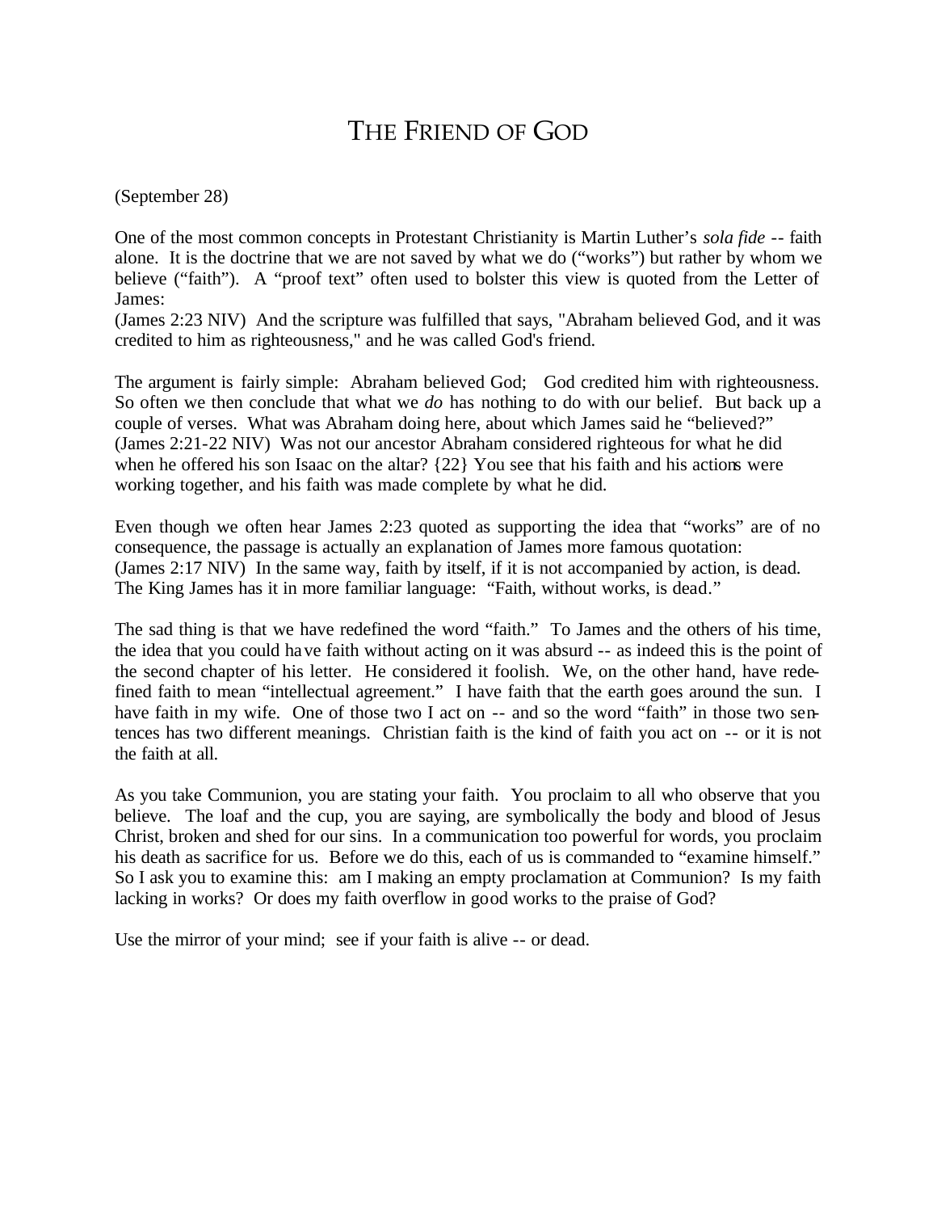# THE FRIEND OF GOD

(September 28)

One of the most common concepts in Protestant Christianity is Martin Luther's *sola fide* -- faith alone. It is the doctrine that we are not saved by what we do ("works") but rather by whom we believe ("faith"). A "proof text" often used to bolster this view is quoted from the Letter of James:

(James 2:23 NIV) And the scripture was fulfilled that says, "Abraham believed God, and it was credited to him as righteousness," and he was called God's friend.

The argument is fairly simple: Abraham believed God; God credited him with righteousness. So often we then conclude that what we *do* has nothing to do with our belief. But back up a couple of verses. What was Abraham doing here, about which James said he "believed?"

(James 2:21-22 NIV) Was not our ancestor Abraham considered righteous for what he did when he offered his son Isaac on the altar? {22} You see that his faith and his actions were working together, and his faith was made complete by what he did.

Even though we often hear James 2:23 quoted as supporting the idea that "works" are of no consequence, the passage is actually an explanation of James more famous quotation:

(James 2:17 NIV) In the same way, faith by itself, if it is not accompanied by action, is dead. The King James has it in more familiar language: "Faith, without works, is dead."

The sad thing is that we have redefined the word "faith." To James and the others of his time, the idea that you could have faith without acting on it was absurd -- as indeed this is the point of the second chapter of his letter. He considered it foolish. We, on the other hand, have redefined faith to mean "intellectual agreement." I have faith that the earth goes around the sun. I have faith in my wife. One of those two I act on -- and so the word "faith" in those two sentences has two different meanings. Christian faith is the kind of faith you act on -- or it is not the faith at all.

As you take Communion, you are stating your faith. You proclaim to all who observe that you believe. The loaf and the cup, you are saying, are symbolically the body and blood of Jesus Christ, broken and shed for our sins. In a communication too powerful for words, you proclaim his death as sacrifice for us. Before we do this, each of us is commanded to "examine himself." So I ask you to examine this: am I making an empty proclamation at Communion? Is my faith lacking in works? Or does my faith overflow in good works to the praise of God?

Use the mirror of your mind; see if your faith is alive -- or dead.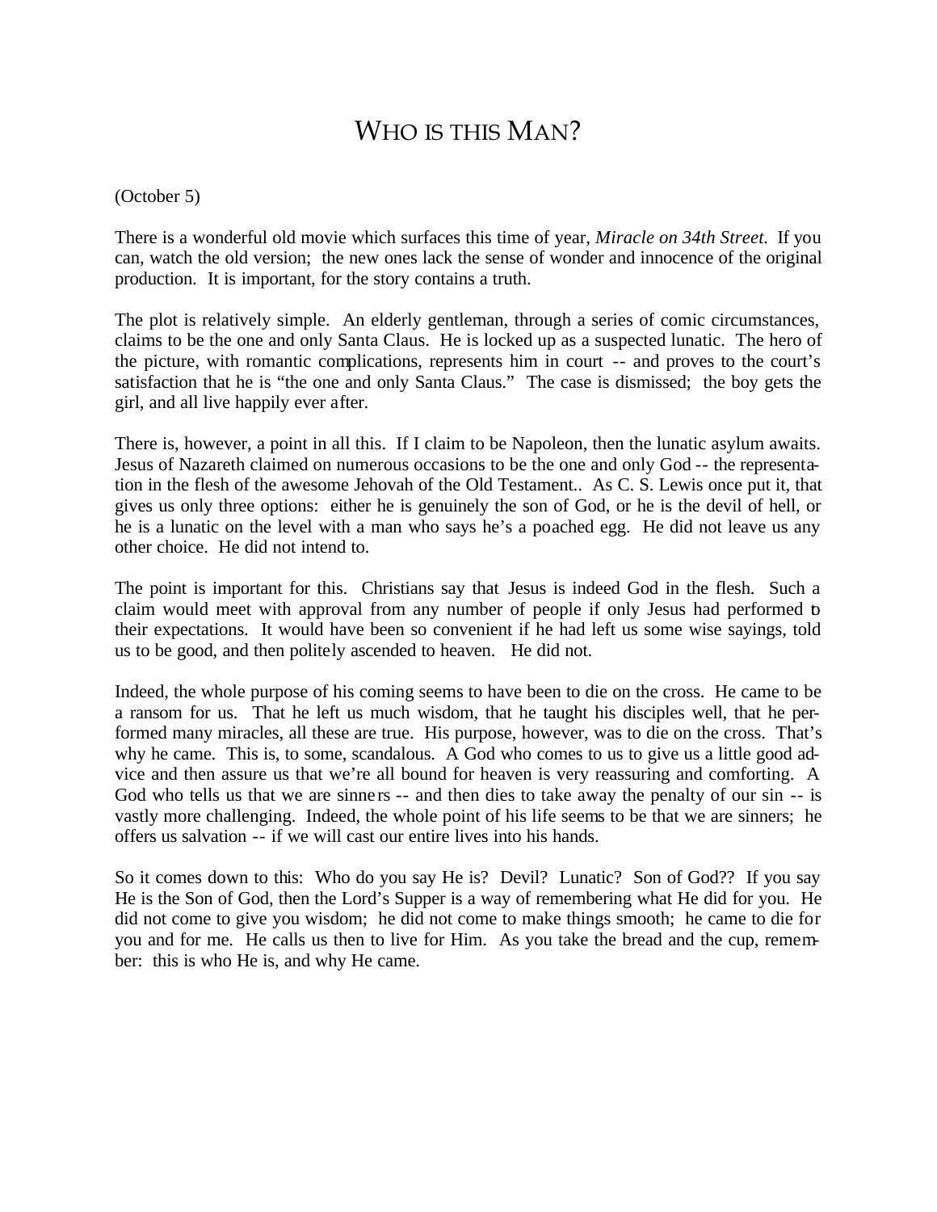# WHO IS THIS MAN?

(October 5)

There is a wonderful old movie which surfaces this time of year, *Miracle on 34th Street.* If you can, watch the old version; the new ones lack the sense of wonder and innocence of the original production. It is important, for the story contains a truth.

The plot is relatively simple. An elderly gentleman, through a series of comic circumstances, claims to be the one and only Santa Claus. He is locked up as a suspected lunatic. The hero of the picture, with romantic complications, represents him in court -- and proves to the court's satisfaction that he is "the one and only Santa Claus." The case is dismissed; the boy gets the girl, and all live happily ever after.

There is, however, a point in all this. If I claim to be Napoleon, then the lunatic asylum awaits. Jesus of Nazareth claimed on numerous occasions to be the one and only God -- the representation in the flesh of the awesome Jehovah of the Old Testament.. As C. S. Lewis once put it, that gives us only three options: either he is genuinely the son of God, or he is the devil of hell, or he is a lunatic on the level with a man who says he's a poached egg. He did not leave us any other choice. He did not intend to.

The point is important for this. Christians say that Jesus is indeed God in the flesh. Such a claim would meet with approval from any number of people if only Jesus had performed to their expectations. It would have been so convenient if he had left us some wise sayings, told us to be good, and then politely ascended to heaven. He did not.

Indeed, the whole purpose of his coming seems to have been to die on the cross. He came to be a ransom for us. That he left us much wisdom, that he taught his disciples well, that he performed many miracles, all these are true. His purpose, however, was to die on the cross. That's why he came. This is, to some, scandalous. A God who comes to us to give us a little good advice and then assure us that we're all bound for heaven is very reassuring and comforting. A God who tells us that we are sinners -- and then dies to take away the penalty of our sin -- is vastly more challenging. Indeed, the whole point of his life seems to be that we are sinners; he offers us salvation -- if we will cast our entire lives into his hands.

So it comes down to this: Who do you say He is? Devil? Lunatic? Son of God?? If you say He is the Son of God, then the Lord's Supper is a way of remembering what He did for you. He did not come to give you wisdom; he did not come to make things smooth; he came to die for you and for me. He calls us then to live for Him. As you take the bread and the cup, remember: this is who He is, and why He came.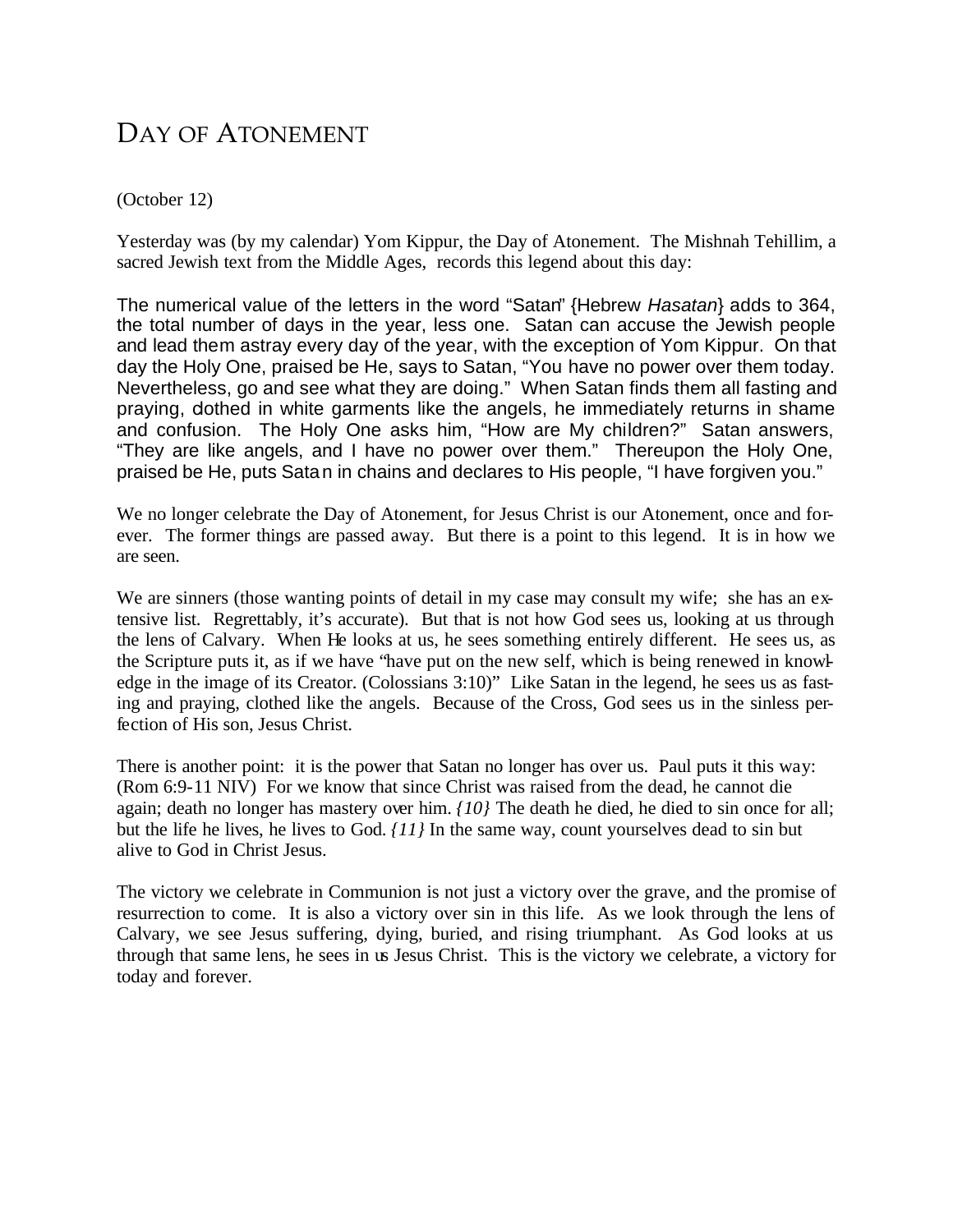# DAY OF ATONEMENT

(October 12)

Yesterday was (by my calendar) Yom Kippur, the Day of Atonement. The Mishnah Tehillim, a sacred Jewish text from the Middle Ages, records this legend about this day:

The numerical value of the letters in the word "Satan" {Hebrew *Hasatan*} adds to 364, the total number of days in the year, less one. Satan can accuse the Jewish people and lead them astray every day of the year, with the exception of Yom Kippur. On that day the Holy One, praised be He, says to Satan, "You have no power over them today. Nevertheless, go and see what they are doing." When Satan finds them all fasting and praying, clothed in white garments like the angels, he immediately returns in shame and confusion. The Holy One asks him, "How are My children?" Satan answers, "They are like angels, and I have no power over them." Thereupon the Holy One, praised be He, puts Satan in chains and declares to His people, "I have forgiven you."

We no longer celebrate the Day of Atonement, for Jesus Christ is our Atonement, once and forever. The former things are passed away. But there is a point to this legend. It is in how we are seen.

We are sinners (those wanting points of detail in my case may consult my wife; she has an extensive list. Regrettably, it's accurate). But that is not how God sees us, looking at us through the lens of Calvary. When He looks at us, he sees something entirely different. He sees us, as the Scripture puts it, as if we have "have put on the new self, which is being renewed in knowledge in the image of its Creator. (Colossians 3:10)" Like Satan in the legend, he sees us as fasting and praying, clothed like the angels. Because of the Cross, God sees us in the sinless perfection of His son, Jesus Christ.

There is another point: it is the power that Satan no longer has over us. Paul puts it this way: (Rom 6:9-11 NIV) For we know that since Christ was raised from the dead, he cannot die again; death no longer has mastery over him. *{10}* The death he died, he died to sin once for all; but the life he lives, he lives to God. *{11}* In the same way, count yourselves dead to sin but alive to God in Christ Jesus.

The victory we celebrate in Communion is not just a victory over the grave, and the promise of resurrection to come. It is also a victory over sin in this life. As we look through the lens of Calvary, we see Jesus suffering, dying, buried, and rising triumphant. As God looks at us through that same lens, he sees in us Jesus Christ. This is the victory we celebrate, a victory for today and forever.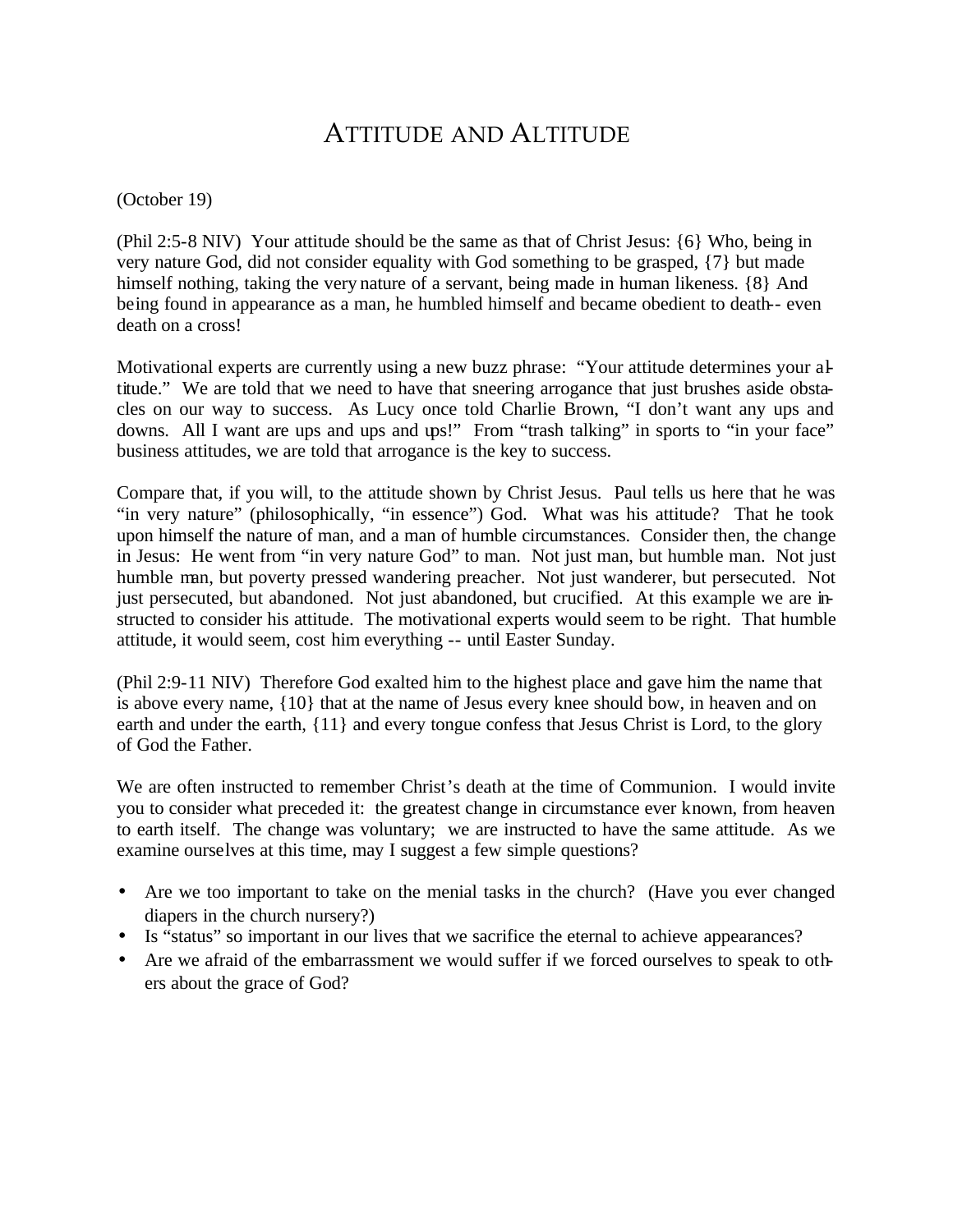# Attitude and Altitude

(October 19)

(Phil 2:5-8 NIV) Your attitude should be the same as that of Christ Jesus: {6} Who, being in very nature God, did not consider equality with God something to be grasped, {7} but made himself nothing, taking the very nature of a servant, being made in human likeness. {8} And being found in appearance as a man, he humbled himself and became obedient to death-- even death on a cross!

Motivational experts are currently using a new buzz phrase: "Your attitude determines your altitude." We are told that we need to have that sneering arrogance that just brushes aside obstacles on our way to success. As Lucy once told Charlie Brown, "I don't want any ups and downs. All I want are ups and ups and ups!" From "trash talking" in sports to "in your face" business attitudes, we are told that arrogance is the key to success.

Compare that, if you will, to the attitude shown by Christ Jesus. Paul tells us here that he was "in very nature" (philosophically, "in essence") God. What was his attitude? That he took upon himself the nature of man, and a man of humble circumstances. Consider then, the change in Jesus: He went from "in very nature God" to man. Not just man, but humble man. Not just humble man, but poverty pressed wandering preacher. Not just wanderer, but persecuted. Not just persecuted, but abandoned. Not just abandoned, but crucified. At this example we are instructed to consider his attitude. The motivational experts would seem to be right. That humble attitude, it would seem, cost him everything -- until Easter Sunday.

(Phil 2:9-11 NIV) Therefore God exalted him to the highest place and gave him the name that is above every name, {10} that at the name of Jesus every knee should bow, in heaven and on earth and under the earth, {11} and every tongue confess that Jesus Christ is Lord, to the glory of God the Father.

We are often instructed to remember Christ's death at the time of Communion. I would invite you to consider what preceded it: the greatest change in circumstance ever known, from heaven to earth itself. The change was voluntary; we are instructed to have the same attitude. As we examine ourselves at this time, may I suggest a few simple questions?

- Are we too important to take on the menial tasks in the church? (Have you ever changed diapers in the church nursery?)
- Is "status" so important in our lives that we sacrifice the eternal to achieve appearances?
- Are we afraid of the embarrassment we would suffer if we forced ourselves to speak to others about the grace of God?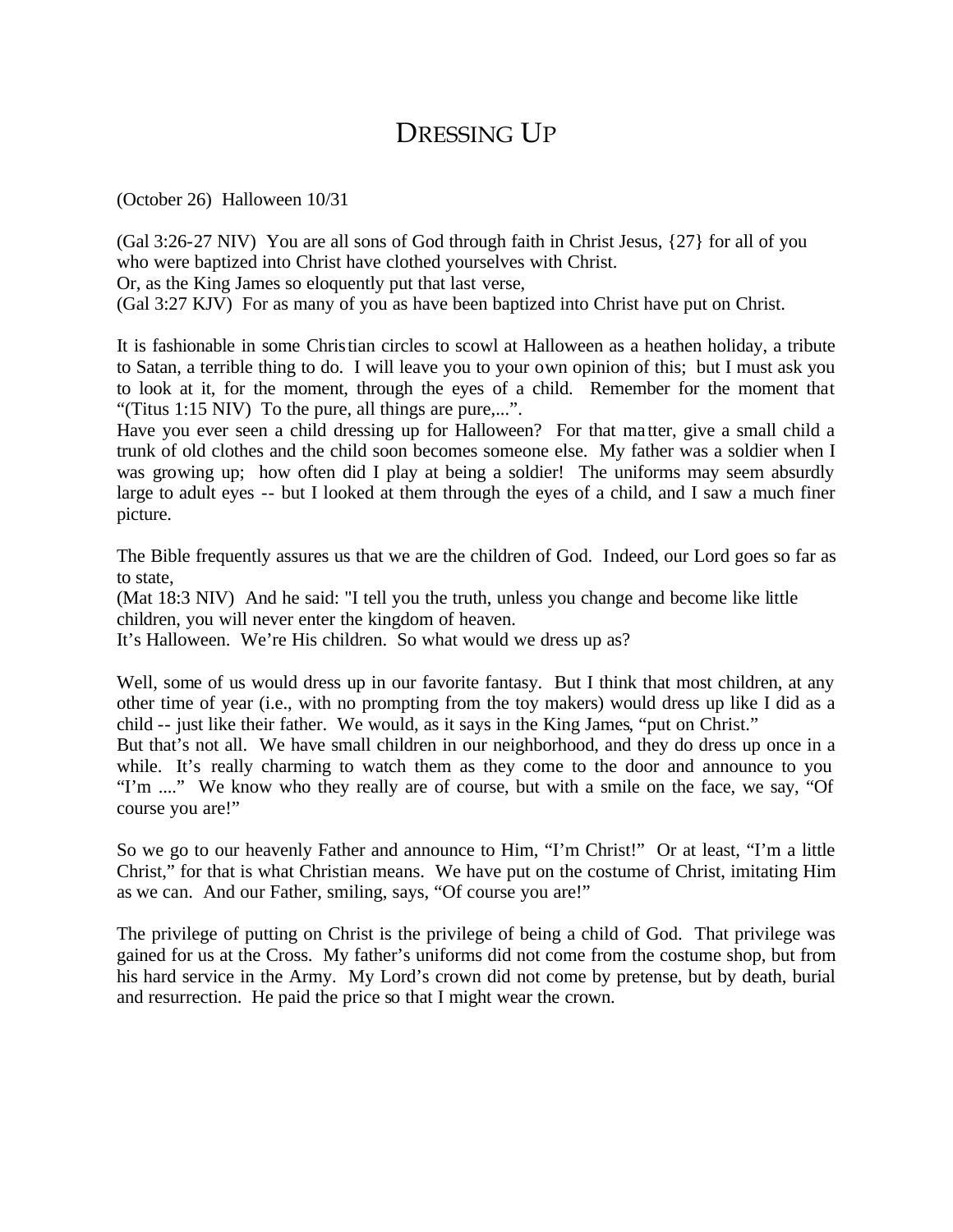# DRESSING UP

(October 26) Halloween 10/31

(Gal 3:26-27 NIV) You are all sons of God through faith in Christ Jesus, {27} for all of you who were baptized into Christ have clothed yourselves with Christ.
Or, as the King James so eloquently put that last verse,
(Gal 3:27 KJV) For as many of you as have been baptized into Christ have put on Christ.

It is fashionable in some Christian circles to scowl at Halloween as a heathen holiday, a tribute to Satan, a terrible thing to do. I will leave you to your own opinion of this; but I must ask you to look at it, for the moment, through the eyes of a child. Remember for the moment that "(Titus 1:15 NIV) To the pure, all things are pure,...".
Have you ever seen a child dressing up for Halloween? For that matter, give a small child a trunk of old clothes and the child soon becomes someone else. My father was a soldier when I was growing up; how often did I play at being a soldier! The uniforms may seem absurdly large to adult eyes -- but I looked at them through the eyes of a child, and I saw a much finer picture.

The Bible frequently assures us that we are the children of God. Indeed, our Lord goes so far as to state,
(Mat 18:3 NIV) And he said: "I tell you the truth, unless you change and become like little children, you will never enter the kingdom of heaven.
It's Halloween. We're His children. So what would we dress up as?

Well, some of us would dress up in our favorite fantasy. But I think that most children, at any other time of year (i.e., with no prompting from the toy makers) would dress up like I did as a child -- just like their father. We would, as it says in the King James, "put on Christ."
But that's not all. We have small children in our neighborhood, and they do dress up once in a while. It's really charming to watch them as they come to the door and announce to you "I'm ...." We know who they really are of course, but with a smile on the face, we say, "Of course you are!"

So we go to our heavenly Father and announce to Him, "I'm Christ!" Or at least, "I'm a little Christ," for that is what Christian means. We have put on the costume of Christ, imitating Him as we can. And our Father, smiling, says, "Of course you are!"

The privilege of putting on Christ is the privilege of being a child of God. That privilege was gained for us at the Cross. My father's uniforms did not come from the costume shop, but from his hard service in the Army. My Lord's crown did not come by pretense, but by death, burial and resurrection. He paid the price so that I might wear the crown.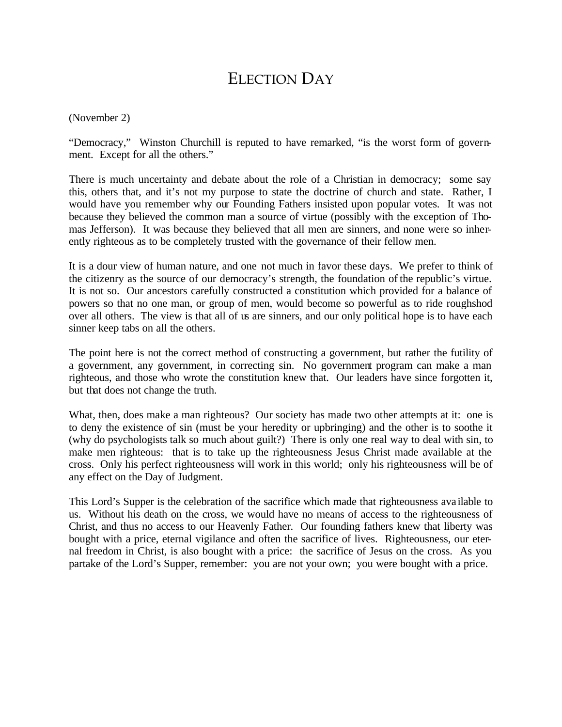# Election Day

(November 2)

"Democracy," Winston Churchill is reputed to have remarked, "is the worst form of government. Except for all the others."

There is much uncertainty and debate about the role of a Christian in democracy; some say this, others that, and it's not my purpose to state the doctrine of church and state. Rather, I would have you remember why our Founding Fathers insisted upon popular votes. It was not because they believed the common man a source of virtue (possibly with the exception of Thomas Jefferson). It was because they believed that all men are sinners, and none were so inherently righteous as to be completely trusted with the governance of their fellow men.

It is a dour view of human nature, and one not much in favor these days. We prefer to think of the citizenry as the source of our democracy's strength, the foundation of the republic's virtue. It is not so. Our ancestors carefully constructed a constitution which provided for a balance of powers so that no one man, or group of men, would become so powerful as to ride roughshod over all others. The view is that all of us are sinners, and our only political hope is to have each sinner keep tabs on all the others.

The point here is not the correct method of constructing a government, but rather the futility of a government, any government, in correcting sin. No government program can make a man righteous, and those who wrote the constitution knew that. Our leaders have since forgotten it, but that does not change the truth.

What, then, does make a man righteous? Our society has made two other attempts at it: one is to deny the existence of sin (must be your heredity or upbringing) and the other is to soothe it (why do psychologists talk so much about guilt?) There is only one real way to deal with sin, to make men righteous: that is to take up the righteousness Jesus Christ made available at the cross. Only his perfect righteousness will work in this world; only his righteousness will be of any effect on the Day of Judgment.

This Lord's Supper is the celebration of the sacrifice which made that righteousness available to us. Without his death on the cross, we would have no means of access to the righteousness of Christ, and thus no access to our Heavenly Father. Our founding fathers knew that liberty was bought with a price, eternal vigilance and often the sacrifice of lives. Righteousness, our eternal freedom in Christ, is also bought with a price: the sacrifice of Jesus on the cross. As you partake of the Lord's Supper, remember: you are not your own; you were bought with a price.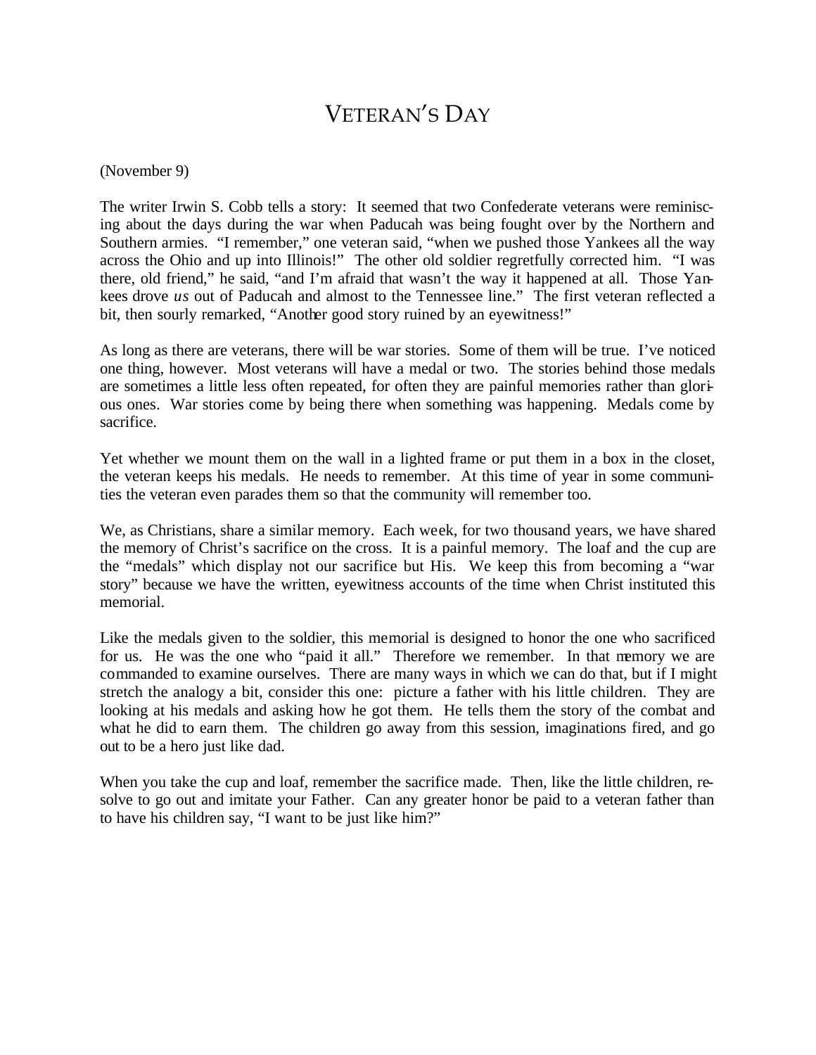# VETERAN'S DAY

(November 9)

The writer Irwin S. Cobb tells a story: It seemed that two Confederate veterans were reminiscing about the days during the war when Paducah was being fought over by the Northern and Southern armies. "I remember," one veteran said, "when we pushed those Yankees all the way across the Ohio and up into Illinois!" The other old soldier regretfully corrected him. "I was there, old friend," he said, "and I'm afraid that wasn't the way it happened at all. Those Yankees drove *us* out of Paducah and almost to the Tennessee line." The first veteran reflected a bit, then sourly remarked, "Another good story ruined by an eyewitness!"

As long as there are veterans, there will be war stories. Some of them will be true. I've noticed one thing, however. Most veterans will have a medal or two. The stories behind those medals are sometimes a little less often repeated, for often they are painful memories rather than glorious ones. War stories come by being there when something was happening. Medals come by sacrifice.

Yet whether we mount them on the wall in a lighted frame or put them in a box in the closet, the veteran keeps his medals. He needs to remember. At this time of year in some communities the veteran even parades them so that the community will remember too.

We, as Christians, share a similar memory. Each week, for two thousand years, we have shared the memory of Christ's sacrifice on the cross. It is a painful memory. The loaf and the cup are the "medals" which display not our sacrifice but His. We keep this from becoming a "war story" because we have the written, eyewitness accounts of the time when Christ instituted this memorial.

Like the medals given to the soldier, this memorial is designed to honor the one who sacrificed for us. He was the one who "paid it all." Therefore we remember. In that memory we are commanded to examine ourselves. There are many ways in which we can do that, but if I might stretch the analogy a bit, consider this one: picture a father with his little children. They are looking at his medals and asking how he got them. He tells them the story of the combat and what he did to earn them. The children go away from this session, imaginations fired, and go out to be a hero just like dad.

When you take the cup and loaf, remember the sacrifice made. Then, like the little children, resolve to go out and imitate your Father. Can any greater honor be paid to a veteran father than to have his children say, "I want to be just like him?"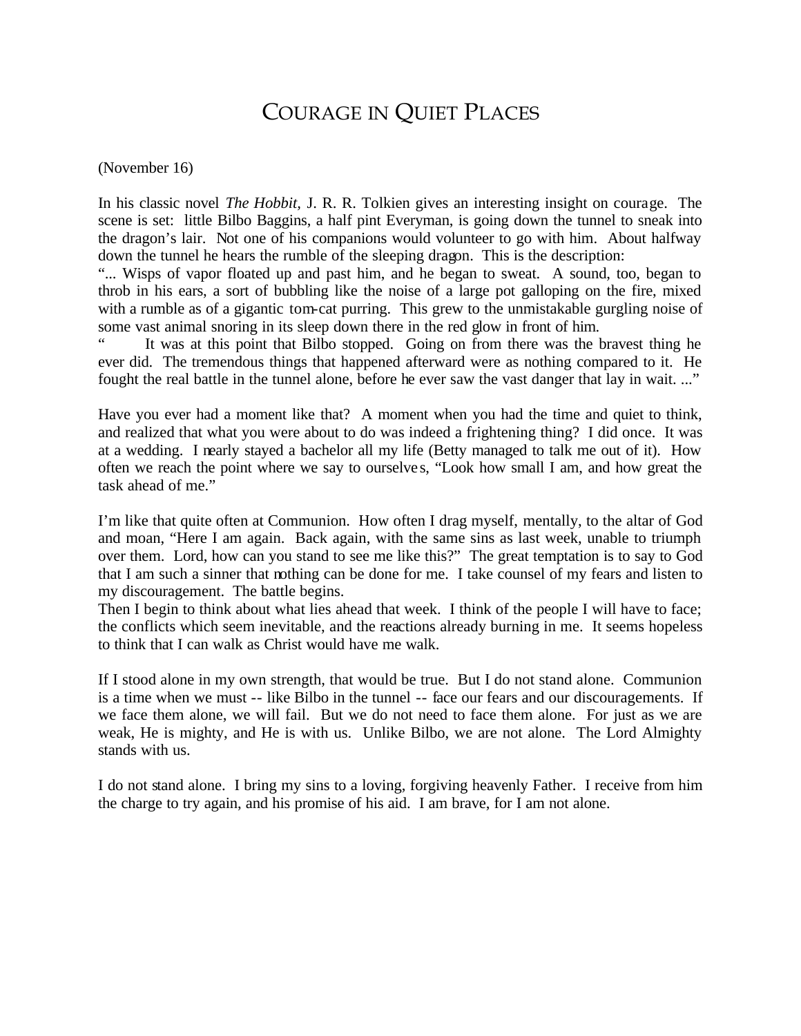# Courage in Quiet Places

(November 16)

In his classic novel *The Hobbit,* J. R. R. Tolkien gives an interesting insight on courage. The scene is set: little Bilbo Baggins, a half pint Everyman, is going down the tunnel to sneak into the dragon's lair. Not one of his companions would volunteer to go with him. About halfway down the tunnel he hears the rumble of the sleeping dragon. This is the description:

"... Wisps of vapor floated up and past him, and he began to sweat. A sound, too, began to throb in his ears, a sort of bubbling like the noise of a large pot galloping on the fire, mixed with a rumble as of a gigantic tom-cat purring. This grew to the unmistakable gurgling noise of some vast animal snoring in its sleep down there in the red glow in front of him.

" It was at this point that Bilbo stopped. Going on from there was the bravest thing he ever did. The tremendous things that happened afterward were as nothing compared to it. He fought the real battle in the tunnel alone, before he ever saw the vast danger that lay in wait. ..."

Have you ever had a moment like that? A moment when you had the time and quiet to think, and realized that what you were about to do was indeed a frightening thing? I did once. It was at a wedding. I nearly stayed a bachelor all my life (Betty managed to talk me out of it). How often we reach the point where we say to ourselves, "Look how small I am, and how great the task ahead of me."

I'm like that quite often at Communion. How often I drag myself, mentally, to the altar of God and moan, "Here I am again. Back again, with the same sins as last week, unable to triumph over them. Lord, how can you stand to see me like this?" The great temptation is to say to God that I am such a sinner that nothing can be done for me. I take counsel of my fears and listen to my discouragement. The battle begins.

Then I begin to think about what lies ahead that week. I think of the people I will have to face; the conflicts which seem inevitable, and the reactions already burning in me. It seems hopeless to think that I can walk as Christ would have me walk.

If I stood alone in my own strength, that would be true. But I do not stand alone. Communion is a time when we must -- like Bilbo in the tunnel -- face our fears and our discouragements. If we face them alone, we will fail. But we do not need to face them alone. For just as we are weak, He is mighty, and He is with us. Unlike Bilbo, we are not alone. The Lord Almighty stands with us.

I do not stand alone. I bring my sins to a loving, forgiving heavenly Father. I receive from him the charge to try again, and his promise of his aid. I am brave, for I am not alone.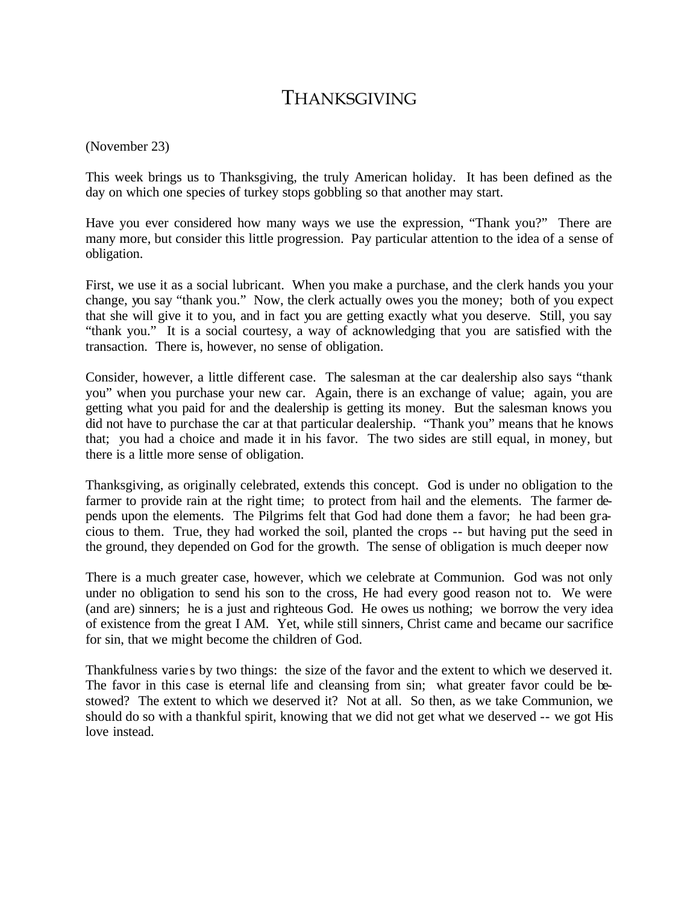# THANKSGIVING

(November 23)

This week brings us to Thanksgiving, the truly American holiday. It has been defined as the day on which one species of turkey stops gobbling so that another may start.

Have you ever considered how many ways we use the expression, "Thank you?" There are many more, but consider this little progression. Pay particular attention to the idea of a sense of obligation.

First, we use it as a social lubricant. When you make a purchase, and the clerk hands you your change, you say "thank you." Now, the clerk actually owes you the money; both of you expect that she will give it to you, and in fact you are getting exactly what you deserve. Still, you say "thank you." It is a social courtesy, a way of acknowledging that you are satisfied with the transaction. There is, however, no sense of obligation.

Consider, however, a little different case. The salesman at the car dealership also says "thank you" when you purchase your new car. Again, there is an exchange of value; again, you are getting what you paid for and the dealership is getting its money. But the salesman knows you did not have to purchase the car at that particular dealership. "Thank you" means that he knows that; you had a choice and made it in his favor. The two sides are still equal, in money, but there is a little more sense of obligation.

Thanksgiving, as originally celebrated, extends this concept. God is under no obligation to the farmer to provide rain at the right time; to protect from hail and the elements. The farmer depends upon the elements. The Pilgrims felt that God had done them a favor; he had been gracious to them. True, they had worked the soil, planted the crops -- but having put the seed in the ground, they depended on God for the growth. The sense of obligation is much deeper now

There is a much greater case, however, which we celebrate at Communion. God was not only under no obligation to send his son to the cross, He had every good reason not to. We were (and are) sinners; he is a just and righteous God. He owes us nothing; we borrow the very idea of existence from the great I AM. Yet, while still sinners, Christ came and became our sacrifice for sin, that we might become the children of God.

Thankfulness varies by two things: the size of the favor and the extent to which we deserved it. The favor in this case is eternal life and cleansing from sin; what greater favor could be bestowed? The extent to which we deserved it? Not at all. So then, as we take Communion, we should do so with a thankful spirit, knowing that we did not get what we deserved -- we got His love instead.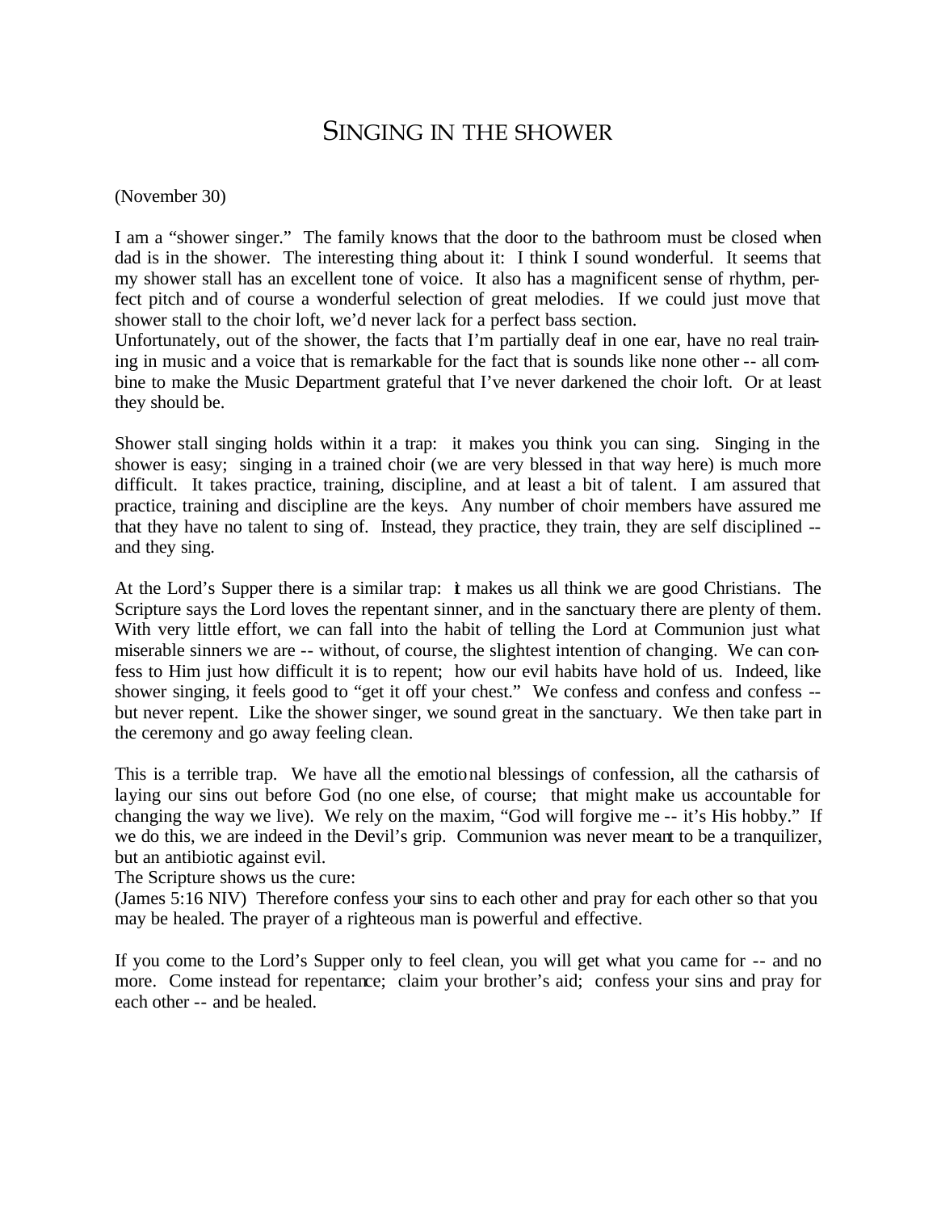# SINGING IN THE SHOWER

(November 30)

I am a "shower singer." The family knows that the door to the bathroom must be closed when dad is in the shower. The interesting thing about it: I think I sound wonderful. It seems that my shower stall has an excellent tone of voice. It also has a magnificent sense of rhythm, perfect pitch and of course a wonderful selection of great melodies. If we could just move that shower stall to the choir loft, we'd never lack for a perfect bass section.
Unfortunately, out of the shower, the facts that I'm partially deaf in one ear, have no real training in music and a voice that is remarkable for the fact that is sounds like none other -- all combine to make the Music Department grateful that I've never darkened the choir loft. Or at least they should be.

Shower stall singing holds within it a trap: it makes you think you can sing. Singing in the shower is easy; singing in a trained choir (we are very blessed in that way here) is much more difficult. It takes practice, training, discipline, and at least a bit of talent. I am assured that practice, training and discipline are the keys. Any number of choir members have assured me that they have no talent to sing of. Instead, they practice, they train, they are self disciplined -- and they sing.

At the Lord's Supper there is a similar trap: it makes us all think we are good Christians. The Scripture says the Lord loves the repentant sinner, and in the sanctuary there are plenty of them. With very little effort, we can fall into the habit of telling the Lord at Communion just what miserable sinners we are -- without, of course, the slightest intention of changing. We can confess to Him just how difficult it is to repent; how our evil habits have hold of us. Indeed, like shower singing, it feels good to "get it off your chest." We confess and confess and confess -- but never repent. Like the shower singer, we sound great in the sanctuary. We then take part in the ceremony and go away feeling clean.

This is a terrible trap. We have all the emotional blessings of confession, all the catharsis of laying our sins out before God (no one else, of course; that might make us accountable for changing the way we live). We rely on the maxim, "God will forgive me -- it's His hobby." If we do this, we are indeed in the Devil's grip. Communion was never meant to be a tranquilizer, but an antibiotic against evil.
The Scripture shows us the cure:
(James 5:16 NIV) Therefore confess your sins to each other and pray for each other so that you may be healed. The prayer of a righteous man is powerful and effective.

If you come to the Lord's Supper only to feel clean, you will get what you came for -- and no more. Come instead for repentance; claim your brother's aid; confess your sins and pray for each other -- and be healed.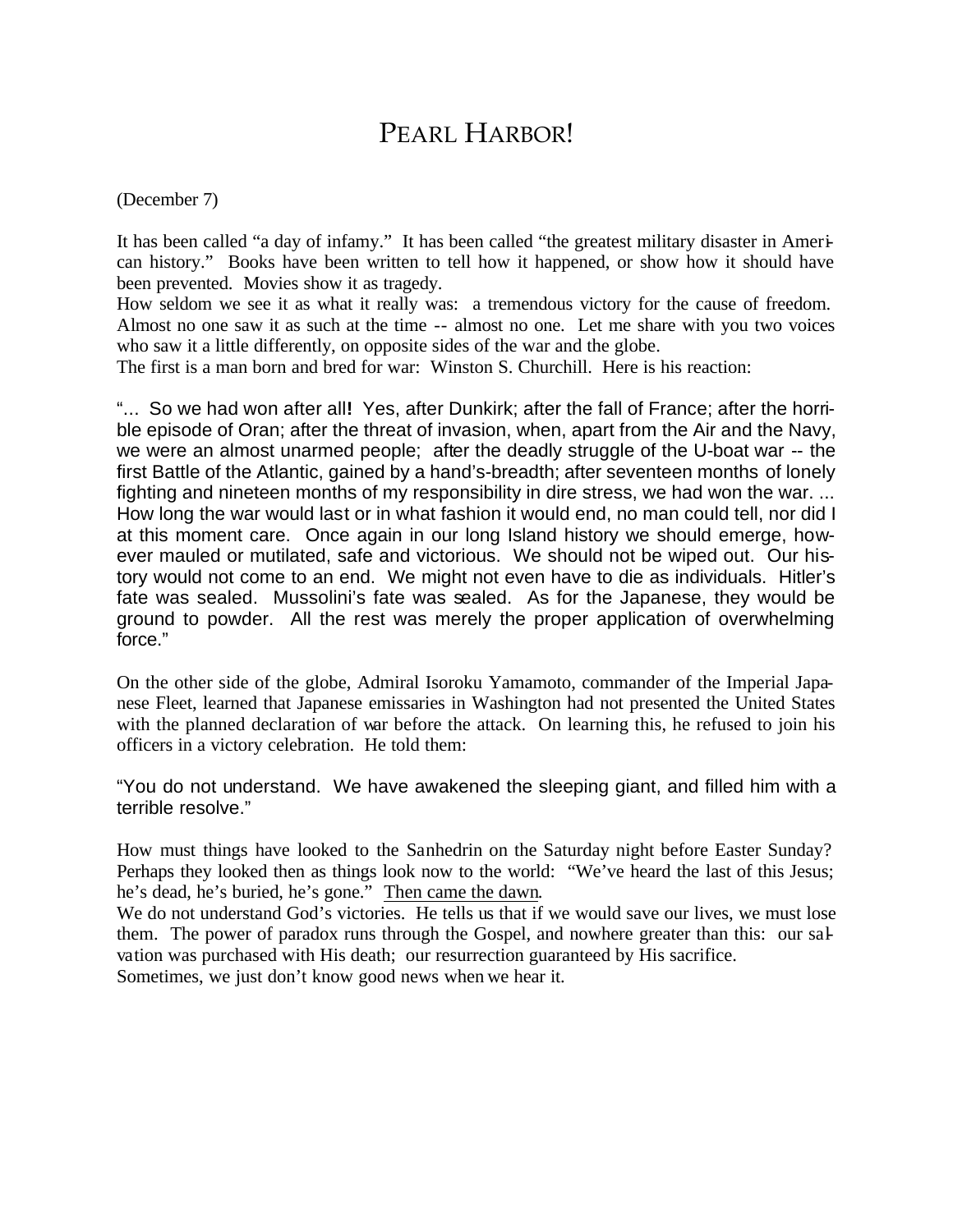# Pearl Harbor!

(December 7)

It has been called "a day of infamy." It has been called "the greatest military disaster in American history." Books have been written to tell how it happened, or show how it should have been prevented. Movies show it as tragedy.

How seldom we see it as what it really was: a tremendous victory for the cause of freedom. Almost no one saw it as such at the time -- almost no one. Let me share with you two voices who saw it a little differently, on opposite sides of the war and the globe.

The first is a man born and bred for war: Winston S. Churchill. Here is his reaction:

"... So we had won after all**!** Yes, after Dunkirk; after the fall of France; after the horrible episode of Oran; after the threat of invasion, when, apart from the Air and the Navy, we were an almost unarmed people; after the deadly struggle of the U-boat war -- the first Battle of the Atlantic, gained by a hand's-breadth; after seventeen months of lonely fighting and nineteen months of my responsibility in dire stress, we had won the war. ... How long the war would last or in what fashion it would end, no man could tell, nor did I at this moment care. Once again in our long Island history we should emerge, however mauled or mutilated, safe and victorious. We should not be wiped out. Our history would not come to an end. We might not even have to die as individuals. Hitler's fate was sealed. Mussolini's fate was sealed. As for the Japanese, they would be ground to powder. All the rest was merely the proper application of overwhelming force."

On the other side of the globe, Admiral Isoroku Yamamoto, commander of the Imperial Japanese Fleet, learned that Japanese emissaries in Washington had not presented the United States with the planned declaration of war before the attack. On learning this, he refused to join his officers in a victory celebration. He told them:

"You do not understand. We have awakened the sleeping giant, and filled him with a terrible resolve."

How must things have looked to the Sanhedrin on the Saturday night before Easter Sunday? Perhaps they looked then as things look now to the world: "We've heard the last of this Jesus; he's dead, he's buried, he's gone." Then came the dawn.

We do not understand God's victories. He tells us that if we would save our lives, we must lose them. The power of paradox runs through the Gospel, and nowhere greater than this: our salvation was purchased with His death; our resurrection guaranteed by His sacrifice.

Sometimes, we just don't know good news when we hear it.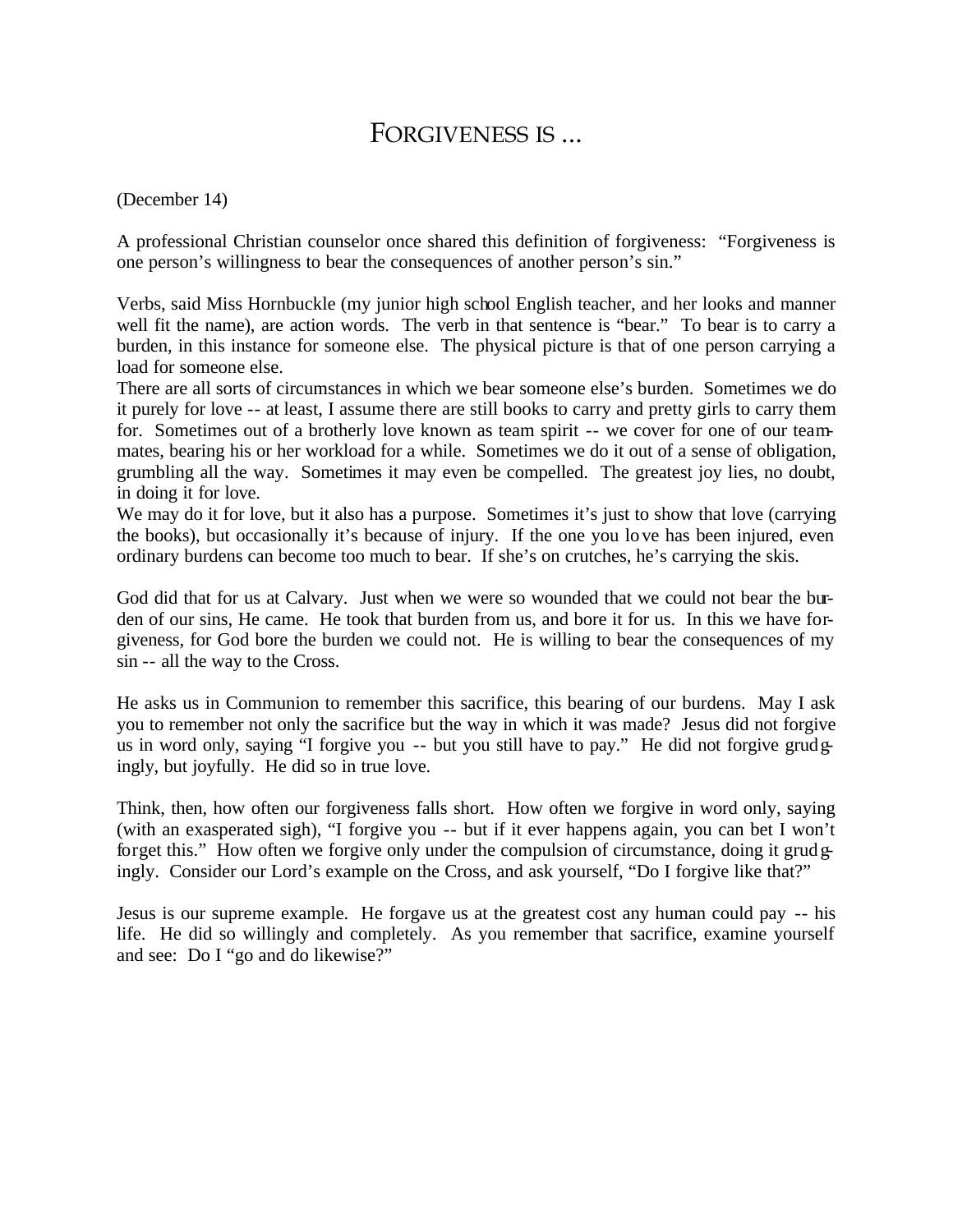# FORGIVENESS IS ...

(December 14)

A professional Christian counselor once shared this definition of forgiveness: "Forgiveness is one person's willingness to bear the consequences of another person's sin."

Verbs, said Miss Hornbuckle (my junior high school English teacher, and her looks and manner well fit the name), are action words. The verb in that sentence is "bear." To bear is to carry a burden, in this instance for someone else. The physical picture is that of one person carrying a load for someone else.

There are all sorts of circumstances in which we bear someone else's burden. Sometimes we do it purely for love -- at least, I assume there are still books to carry and pretty girls to carry them for. Sometimes out of a brotherly love known as team spirit -- we cover for one of our teammates, bearing his or her workload for a while. Sometimes we do it out of a sense of obligation, grumbling all the way. Sometimes it may even be compelled. The greatest joy lies, no doubt, in doing it for love.

We may do it for love, but it also has a purpose. Sometimes it's just to show that love (carrying the books), but occasionally it's because of injury. If the one you love has been injured, even ordinary burdens can become too much to bear. If she's on crutches, he's carrying the skis.

God did that for us at Calvary. Just when we were so wounded that we could not bear the burden of our sins, He came. He took that burden from us, and bore it for us. In this we have forgiveness, for God bore the burden we could not. He is willing to bear the consequences of my sin -- all the way to the Cross.

He asks us in Communion to remember this sacrifice, this bearing of our burdens. May I ask you to remember not only the sacrifice but the way in which it was made? Jesus did not forgive us in word only, saying "I forgive you -- but you still have to pay." He did not forgive grudgingly, but joyfully. He did so in true love.

Think, then, how often our forgiveness falls short. How often we forgive in word only, saying (with an exasperated sigh), "I forgive you -- but if it ever happens again, you can bet I won't forget this." How often we forgive only under the compulsion of circumstance, doing it grudgingly. Consider our Lord's example on the Cross, and ask yourself, "Do I forgive like that?"

Jesus is our supreme example. He forgave us at the greatest cost any human could pay -- his life. He did so willingly and completely. As you remember that sacrifice, examine yourself and see: Do I "go and do likewise?"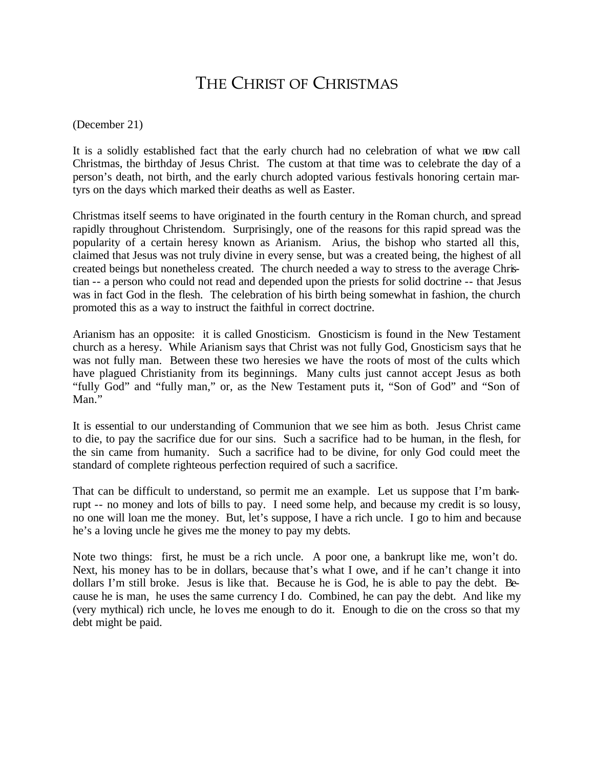# THE CHRIST OF CHRISTMAS

(December 21)

It is a solidly established fact that the early church had no celebration of what we now call Christmas, the birthday of Jesus Christ. The custom at that time was to celebrate the day of a person's death, not birth, and the early church adopted various festivals honoring certain martyrs on the days which marked their deaths as well as Easter.

Christmas itself seems to have originated in the fourth century in the Roman church, and spread rapidly throughout Christendom. Surprisingly, one of the reasons for this rapid spread was the popularity of a certain heresy known as Arianism. Arius, the bishop who started all this, claimed that Jesus was not truly divine in every sense, but was a created being, the highest of all created beings but nonetheless created. The church needed a way to stress to the average Christian -- a person who could not read and depended upon the priests for solid doctrine -- that Jesus was in fact God in the flesh. The celebration of his birth being somewhat in fashion, the church promoted this as a way to instruct the faithful in correct doctrine.

Arianism has an opposite: it is called Gnosticism. Gnosticism is found in the New Testament church as a heresy. While Arianism says that Christ was not fully God, Gnosticism says that he was not fully man. Between these two heresies we have the roots of most of the cults which have plagued Christianity from its beginnings. Many cults just cannot accept Jesus as both "fully God" and "fully man," or, as the New Testament puts it, "Son of God" and "Son of Man."

It is essential to our understanding of Communion that we see him as both. Jesus Christ came to die, to pay the sacrifice due for our sins. Such a sacrifice had to be human, in the flesh, for the sin came from humanity. Such a sacrifice had to be divine, for only God could meet the standard of complete righteous perfection required of such a sacrifice.

That can be difficult to understand, so permit me an example. Let us suppose that I'm bankrupt -- no money and lots of bills to pay. I need some help, and because my credit is so lousy, no one will loan me the money. But, let's suppose, I have a rich uncle. I go to him and because he's a loving uncle he gives me the money to pay my debts.

Note two things: first, he must be a rich uncle. A poor one, a bankrupt like me, won't do. Next, his money has to be in dollars, because that's what I owe, and if he can't change it into dollars I'm still broke. Jesus is like that. Because he is God, he is able to pay the debt. Because he is man, he uses the same currency I do. Combined, he can pay the debt. And like my (very mythical) rich uncle, he loves me enough to do it. Enough to die on the cross so that my debt might be paid.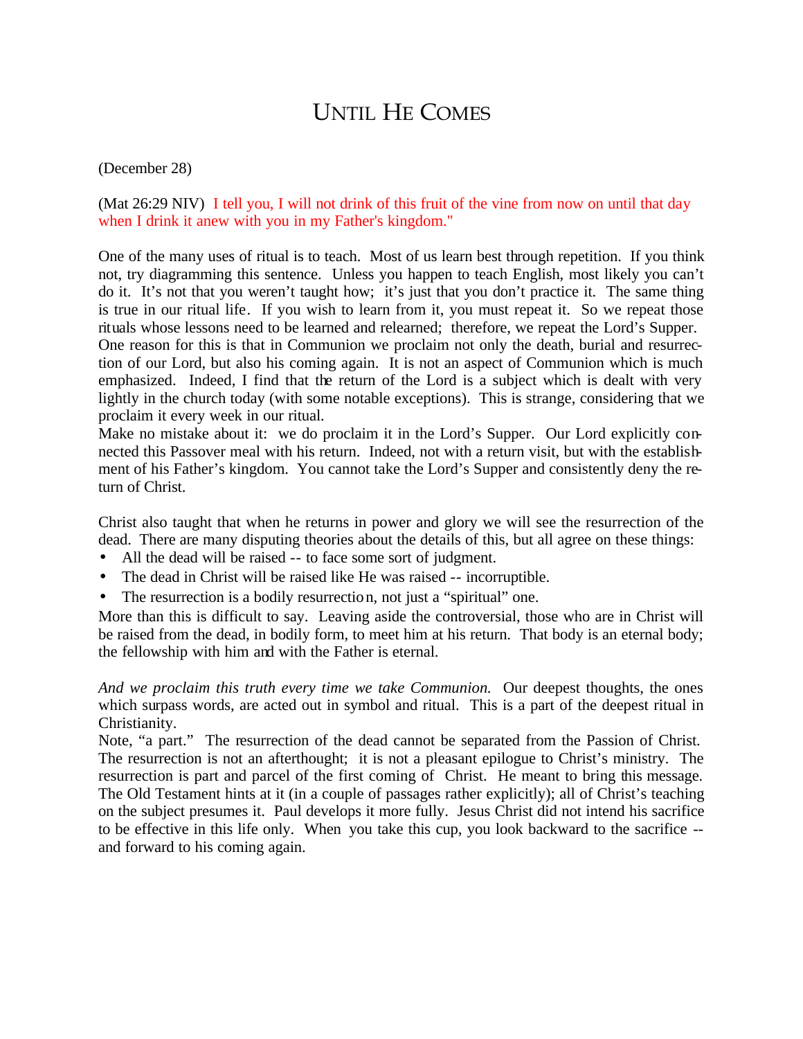# UNTIL HE COMES

(December 28)

(Mat 26:29 NIV) I tell you, I will not drink of this fruit of the vine from now on until that day when I drink it anew with you in my Father's kingdom."

One of the many uses of ritual is to teach. Most of us learn best through repetition. If you think not, try diagramming this sentence. Unless you happen to teach English, most likely you can't do it. It's not that you weren't taught how; it's just that you don't practice it. The same thing is true in our ritual life. If you wish to learn from it, you must repeat it. So we repeat those rituals whose lessons need to be learned and relearned; therefore, we repeat the Lord's Supper.

One reason for this is that in Communion we proclaim not only the death, burial and resurrection of our Lord, but also his coming again. It is not an aspect of Communion which is much emphasized. Indeed, I find that the return of the Lord is a subject which is dealt with very lightly in the church today (with some notable exceptions). This is strange, considering that we proclaim it every week in our ritual.

Make no mistake about it: we do proclaim it in the Lord's Supper. Our Lord explicitly connected this Passover meal with his return. Indeed, not with a return visit, but with the establishment of his Father's kingdom. You cannot take the Lord's Supper and consistently deny the return of Christ.

Christ also taught that when he returns in power and glory we will see the resurrection of the dead. There are many disputing theories about the details of this, but all agree on these things:

- All the dead will be raised -- to face some sort of judgment.
- The dead in Christ will be raised like He was raised -- incorruptible.
- The resurrection is a bodily resurrection, not just a "spiritual" one.

More than this is difficult to say. Leaving aside the controversial, those who are in Christ will be raised from the dead, in bodily form, to meet him at his return. That body is an eternal body; the fellowship with him and with the Father is eternal.

*And we proclaim this truth every time we take Communion.* Our deepest thoughts, the ones which surpass words, are acted out in symbol and ritual. This is a part of the deepest ritual in Christianity.

Note, "a part." The resurrection of the dead cannot be separated from the Passion of Christ. The resurrection is not an afterthought; it is not a pleasant epilogue to Christ's ministry. The resurrection is part and parcel of the first coming of Christ. He meant to bring this message. The Old Testament hints at it (in a couple of passages rather explicitly); all of Christ's teaching on the subject presumes it. Paul develops it more fully. Jesus Christ did not intend his sacrifice to be effective in this life only. When you take this cup, you look backward to the sacrifice -- and forward to his coming again.